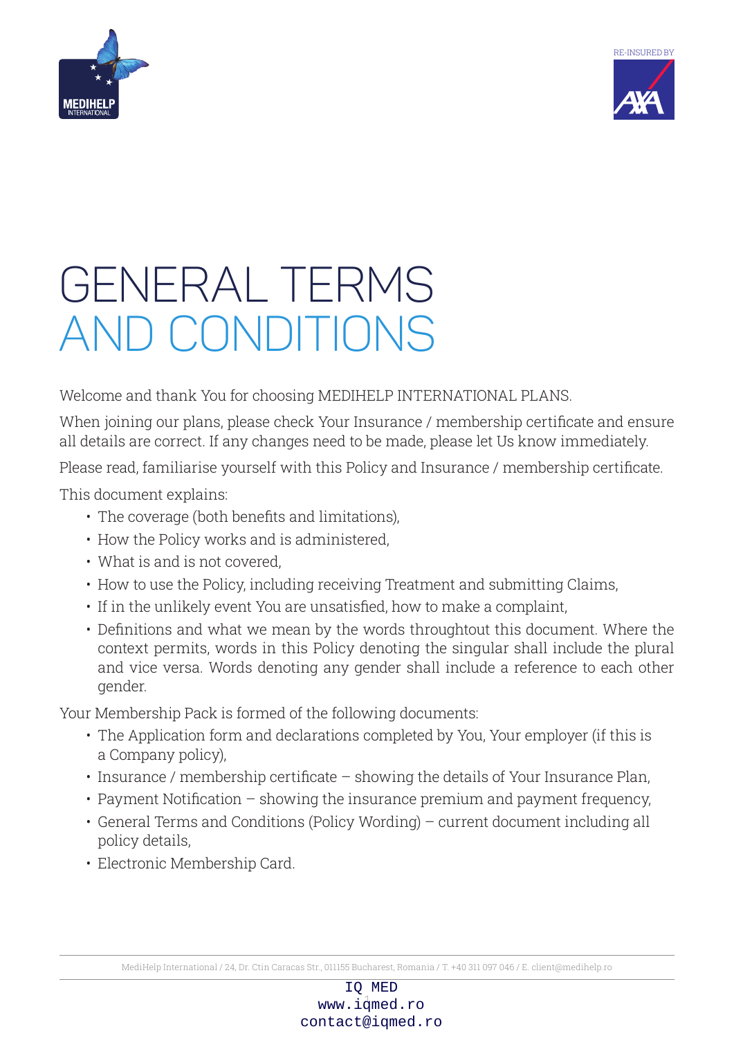# GENERAL TERMS AND CONDITIONS

Welcome and thank You for choosing MEDIHELP INTERNATIONAL PLANS.

When joining our plans, please check Your Insurance / membership certificate and ensure all details are correct. If any changes need to be made, please let Us know immediately.

Please read, familiarise yourself with this Policy and Insurance / membership certificate.

This document explains:

- The coverage (both benefits and limitations),
- How the Policy works and is administered,
- What is and is not covered,
- How to use the Policy, including receiving Treatment and submitting Claims,
- If in the unlikely event You are unsatisfied, how to make a complaint,
- Definitions and what we mean by the words throughtout this document. Where the context permits, words in this Policy denoting the singular shall include the plural and vice versa. Words denoting any gender shall include a reference to each other gender.

Your Membership Pack is formed of the following documents:

- The Application form and declarations completed by You, Your employer (if this is a Company policy),
- Insurance / membership certificate – showing the details of Your Insurance Plan,
- Payment Notification – showing the insurance premium and payment frequency,
- General Terms and Conditions (Policy Wording) – current document including all policy details,
- Electronic Membership Card.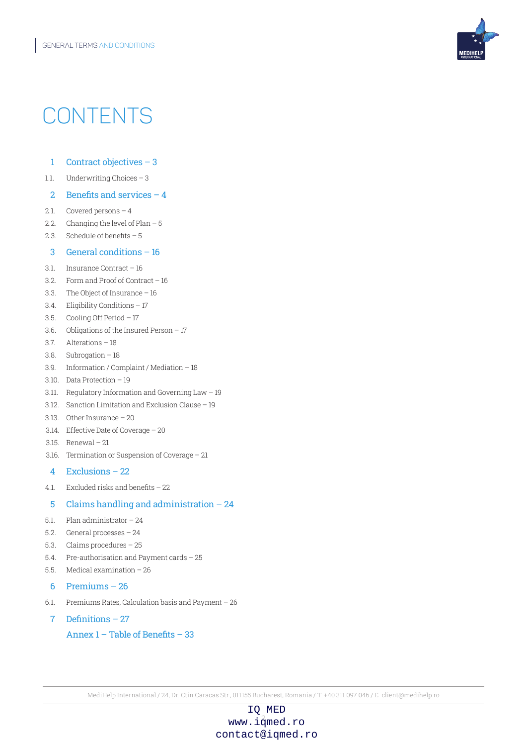# CONTENTS

## 1 Contract objectives – 3

1.1. Underwriting Choices – 3

## 2 Benefits and services – 4

2.1. Covered persons – 4

2.2. Changing the level of Plan – 5

2.3. Schedule of benefits – 5

## 3 General conditions – 16

3.1. Insurance Contract – 16

3.2. Form and Proof of Contract – 16

3.3. The Object of Insurance – 16

3.4. Eligibility Conditions – 17

3.5. Cooling Off Period – 17

3.6. Obligations of the Insured Person – 17

3.7. Alterations – 18

3.8. Subrogation – 18

3.9. Information / Complaint / Mediation – 18

3.10. Data Protection – 19

3.11. Regulatory Information and Governing Law – 19

3.12. Sanction Limitation and Exclusion Clause – 19

3.13. Other Insurance – 20

3.14. Effective Date of Coverage – 20

3.15. Renewal – 21

3.16. Termination or Suspension of Coverage – 21

## 4 Exclusions – 22

4.1. Excluded risks and benefits – 22

## 5 Claims handling and administration – 24

5.1. Plan administrator – 24

5.2. General processes – 24

5.3. Claims procedures – 25

5.4. Pre-authorisation and Payment cards – 25

5.5. Medical examination – 26

## 6 Premiums – 26

6.1. Premiums Rates, Calculation basis and Payment – 26

## 7 Definitions – 27

## Annex 1 – Table of Benefits – 33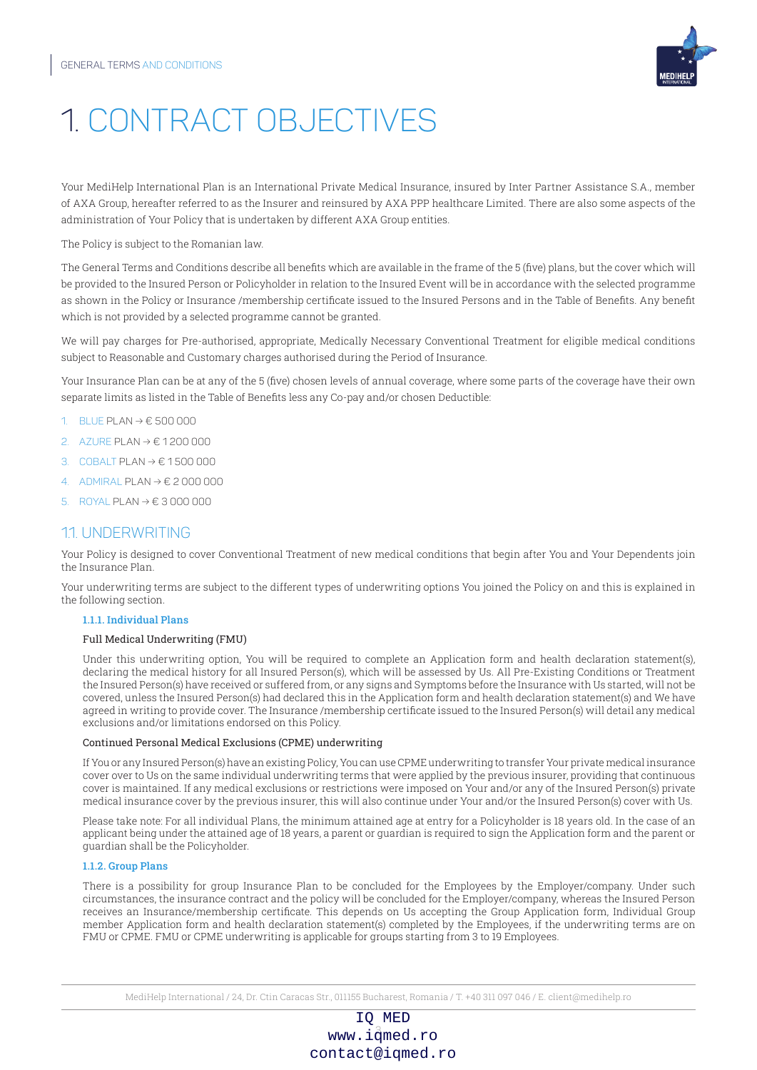# 1. CONTRACT OBJECTIVES

Your MediHelp International Plan is an International Private Medical Insurance, insured by Inter Partner Assistance S.A., member of AXA Group, hereafter referred to as the Insurer and reinsured by AXA PPP healthcare Limited. There are also some aspects of the administration of Your Policy that is undertaken by different AXA Group entities.

The Policy is subject to the Romanian law.

The General Terms and Conditions describe all benefits which are available in the frame of the 5 (five) plans, but the cover which will be provided to the Insured Person or Policyholder in relation to the Insured Event will be in accordance with the selected programme as shown in the Policy or Insurance /membership certificate issued to the Insured Persons and in the Table of Benefits. Any benefit which is not provided by a selected programme cannot be granted.

We will pay charges for Pre-authorised, appropriate, Medically Necessary Conventional Treatment for eligible medical conditions subject to Reasonable and Customary charges authorised during the Period of Insurance.

Your Insurance Plan can be at any of the 5 (five) chosen levels of annual coverage, where some parts of the coverage have their own separate limits as listed in the Table of Benefits less any Co-pay and/or chosen Deductible:

1. BLUE PLAN → € 500 000
2. AZURE PLAN → € 1 200 000
3. COBALT PLAN → € 1 500 000
4. ADMIRAL PLAN → € 2 000 000
5. ROYAL PLAN → € 3 000 000

## 1.1. UNDERWRITING

Your Policy is designed to cover Conventional Treatment of new medical conditions that begin after You and Your Dependents join the Insurance Plan.

Your underwriting terms are subject to the different types of underwriting options You joined the Policy on and this is explained in the following section.

### 1.1.1. Individual Plans

Full Medical Underwriting (FMU)

Under this underwriting option, You will be required to complete an Application form and health declaration statement(s), declaring the medical history for all Insured Person(s), which will be assessed by Us. All Pre-Existing Conditions or Treatment the Insured Person(s) have received or suffered from, or any signs and Symptoms before the Insurance with Us started, will not be covered, unless the Insured Person(s) had declared this in the Application form and health declaration statement(s) and We have agreed in writing to provide cover. The Insurance /membership certificate issued to the Insured Person(s) will detail any medical exclusions and/or limitations endorsed on this Policy.

Continued Personal Medical Exclusions (CPME) underwriting

If You or any Insured Person(s) have an existing Policy, You can use CPME underwriting to transfer Your private medical insurance cover over to Us on the same individual underwriting terms that were applied by the previous insurer, providing that continuous cover is maintained. If any medical exclusions or restrictions were imposed on Your and/or any of the Insured Person(s) private medical insurance cover by the previous insurer, this will also continue under Your and/or the Insured Person(s) cover with Us.

Please take note: For all individual Plans, the minimum attained age at entry for a Policyholder is 18 years old. In the case of an applicant being under the attained age of 18 years, a parent or guardian is required to sign the Application form and the parent or guardian shall be the Policyholder.

### 1.1.2. Group Plans

There is a possibility for group Insurance Plan to be concluded for the Employees by the Employer/company. Under such circumstances, the insurance contract and the policy will be concluded for the Employer/company, whereas the Insured Person receives an Insurance/membership certificate. This depends on Us accepting the Group Application form, Individual Group member Application form and health declaration statement(s) completed by the Employees, if the underwriting terms are on FMU or CPME. FMU or CPME underwriting is applicable for groups starting from 3 to 19 Employees.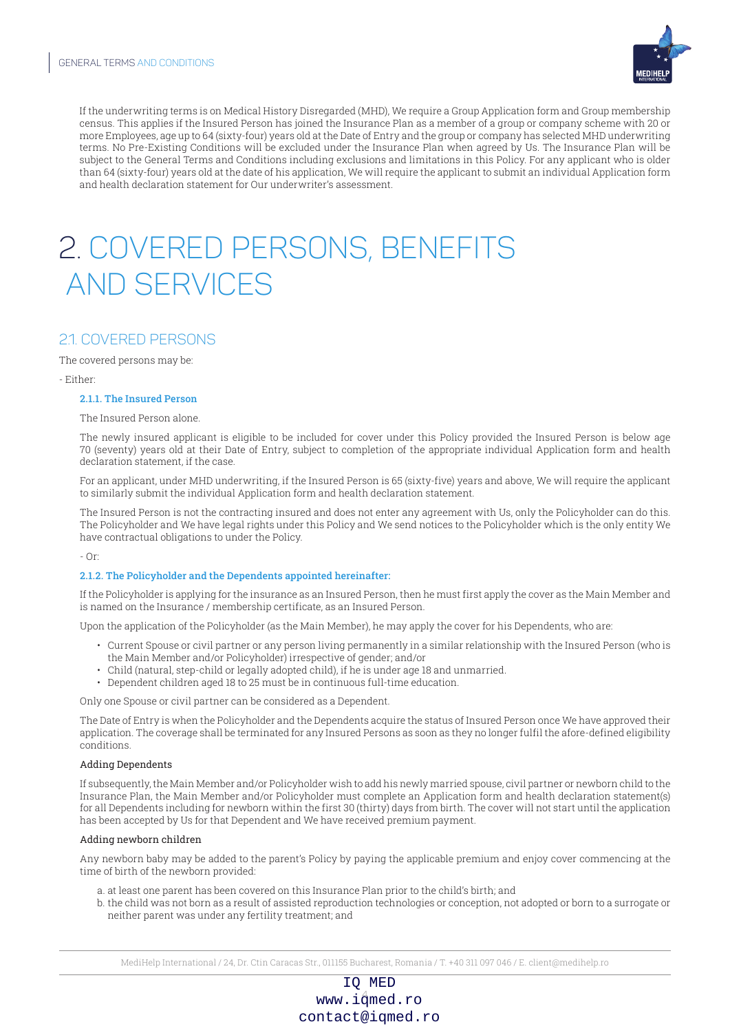If the underwriting terms is on Medical History Disregarded (MHD), We require a Group Application form and Group membership census. This applies if the Insured Person has joined the Insurance Plan as a member of a group or company scheme with 20 or more Employees, age up to 64 (sixty-four) years old at the Date of Entry and the group or company has selected MHD underwriting terms. No Pre-Existing Conditions will be excluded under the Insurance Plan when agreed by Us. The Insurance Plan will be subject to the General Terms and Conditions including exclusions and limitations in this Policy. For any applicant who is older than 64 (sixty-four) years old at the date of his application, We will require the applicant to submit an individual Application form and health declaration statement for Our underwriter's assessment.

# 2. COVERED PERSONS, BENEFITS AND SERVICES

## 2.1. COVERED PERSONS

The covered persons may be:

- Either:

### 2.1.1. The Insured Person

The Insured Person alone.

The newly insured applicant is eligible to be included for cover under this Policy provided the Insured Person is below age 70 (seventy) years old at their Date of Entry, subject to completion of the appropriate individual Application form and health declaration statement, if the case.

For an applicant, under MHD underwriting, if the Insured Person is 65 (sixty-five) years and above, We will require the applicant to similarly submit the individual Application form and health declaration statement.

The Insured Person is not the contracting insured and does not enter any agreement with Us, only the Policyholder can do this. The Policyholder and We have legal rights under this Policy and We send notices to the Policyholder which is the only entity We have contractual obligations to under the Policy.

- Or:

### 2.1.2. The Policyholder and the Dependents appointed hereinafter:

If the Policyholder is applying for the insurance as an Insured Person, then he must first apply the cover as the Main Member and is named on the Insurance / membership certificate, as an Insured Person.

Upon the application of the Policyholder (as the Main Member), he may apply the cover for his Dependents, who are:

- Current Spouse or civil partner or any person living permanently in a similar relationship with the Insured Person (who is the Main Member and/or Policyholder) irrespective of gender; and/or
- Child (natural, step-child or legally adopted child), if he is under age 18 and unmarried.
- Dependent children aged 18 to 25 must be in continuous full-time education.

Only one Spouse or civil partner can be considered as a Dependent.

The Date of Entry is when the Policyholder and the Dependents acquire the status of Insured Person once We have approved their application. The coverage shall be terminated for any Insured Persons as soon as they no longer fulfil the afore-defined eligibility conditions.

**Adding Dependents**

If subsequently, the Main Member and/or Policyholder wish to add his newly married spouse, civil partner or newborn child to the Insurance Plan, the Main Member and/or Policyholder must complete an Application form and health declaration statement(s) for all Dependents including for newborn within the first 30 (thirty) days from birth. The cover will not start until the application has been accepted by Us for that Dependent and We have received premium payment.

**Adding newborn children**

Any newborn baby may be added to the parent's Policy by paying the applicable premium and enjoy cover commencing at the time of birth of the newborn provided:

a. at least one parent has been covered on this Insurance Plan prior to the child's birth; and
b. the child was not born as a result of assisted reproduction technologies or conception, not adopted or born to a surrogate or neither parent was under any fertility treatment; and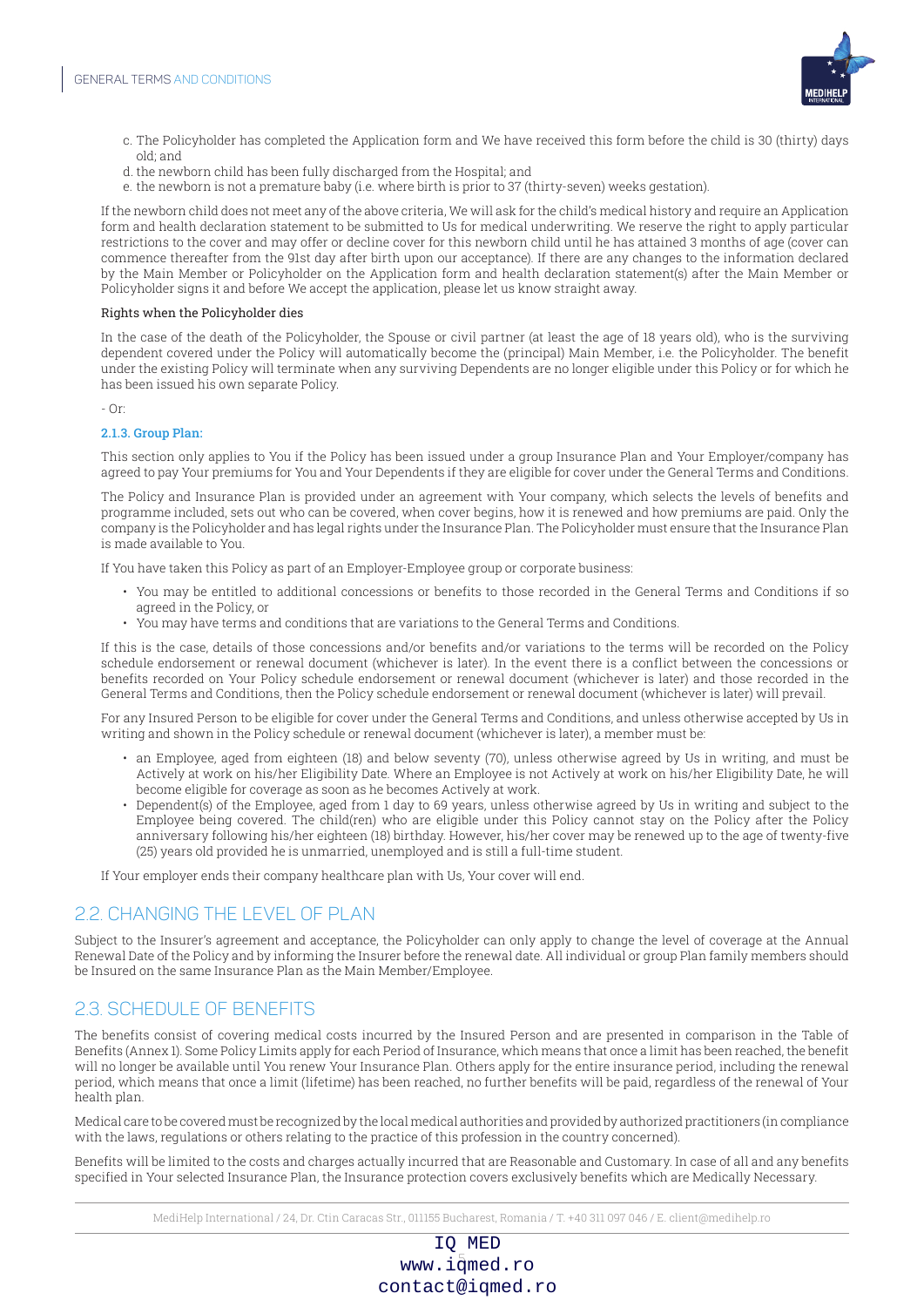c. The Policyholder has completed the Application form and We have received this form before the child is 30 (thirty) days old; and
d. the newborn child has been fully discharged from the Hospital; and
e. the newborn is not a premature baby (i.e. where birth is prior to 37 (thirty-seven) weeks gestation).

If the newborn child does not meet any of the above criteria, We will ask for the child's medical history and require an Application form and health declaration statement to be submitted to Us for medical underwriting. We reserve the right to apply particular restrictions to the cover and may offer or decline cover for this newborn child until he has attained 3 months of age (cover can commence thereafter from the 91st day after birth upon our acceptance). If there are any changes to the information declared by the Main Member or Policyholder on the Application form and health declaration statement(s) after the Main Member or Policyholder signs it and before We accept the application, please let us know straight away.

Rights when the Policyholder dies

In the case of the death of the Policyholder, the Spouse or civil partner (at least the age of 18 years old), who is the surviving dependent covered under the Policy will automatically become the (principal) Main Member, i.e. the Policyholder. The benefit under the existing Policy will terminate when any surviving Dependents are no longer eligible under this Policy or for which he has been issued his own separate Policy.

- Or:

### 2.1.3. Group Plan:

This section only applies to You if the Policy has been issued under a group Insurance Plan and Your Employer/company has agreed to pay Your premiums for You and Your Dependents if they are eligible for cover under the General Terms and Conditions.

The Policy and Insurance Plan is provided under an agreement with Your company, which selects the levels of benefits and programme included, sets out who can be covered, when cover begins, how it is renewed and how premiums are paid. Only the company is the Policyholder and has legal rights under the Insurance Plan. The Policyholder must ensure that the Insurance Plan is made available to You.

If You have taken this Policy as part of an Employer-Employee group or corporate business:

- You may be entitled to additional concessions or benefits to those recorded in the General Terms and Conditions if so agreed in the Policy, or
- You may have terms and conditions that are variations to the General Terms and Conditions.

If this is the case, details of those concessions and/or benefits and/or variations to the terms will be recorded on the Policy schedule endorsement or renewal document (whichever is later). In the event there is a conflict between the concessions or benefits recorded on Your Policy schedule endorsement or renewal document (whichever is later) and those recorded in the General Terms and Conditions, then the Policy schedule endorsement or renewal document (whichever is later) will prevail.

For any Insured Person to be eligible for cover under the General Terms and Conditions, and unless otherwise accepted by Us in writing and shown in the Policy schedule or renewal document (whichever is later), a member must be:

- an Employee, aged from eighteen (18) and below seventy (70), unless otherwise agreed by Us in writing, and must be Actively at work on his/her Eligibility Date. Where an Employee is not Actively at work on his/her Eligibility Date, he will become eligible for coverage as soon as he becomes Actively at work.
- Dependent(s) of the Employee, aged from 1 day to 69 years, unless otherwise agreed by Us in writing and subject to the Employee being covered. The child(ren) who are eligible under this Policy cannot stay on the Policy after the Policy anniversary following his/her eighteen (18) birthday. However, his/her cover may be renewed up to the age of twenty-five (25) years old provided he is unmarried, unemployed and is still a full-time student.

If Your employer ends their company healthcare plan with Us, Your cover will end.

## 2.2. CHANGING THE LEVEL OF PLAN

Subject to the Insurer's agreement and acceptance, the Policyholder can only apply to change the level of coverage at the Annual Renewal Date of the Policy and by informing the Insurer before the renewal date. All individual or group Plan family members should be Insured on the same Insurance Plan as the Main Member/Employee.

## 2.3. SCHEDULE OF BENEFITS

The benefits consist of covering medical costs incurred by the Insured Person and are presented in comparison in the Table of Benefits (Annex 1). Some Policy Limits apply for each Period of Insurance, which means that once a limit has been reached, the benefit will no longer be available until You renew Your Insurance Plan. Others apply for the entire insurance period, including the renewal period, which means that once a limit (lifetime) has been reached, no further benefits will be paid, regardless of the renewal of Your health plan.

Medical care to be covered must be recognized by the local medical authorities and provided by authorized practitioners (in compliance with the laws, regulations or others relating to the practice of this profession in the country concerned).

Benefits will be limited to the costs and charges actually incurred that are Reasonable and Customary. In case of all and any benefits specified in Your selected Insurance Plan, the Insurance protection covers exclusively benefits which are Medically Necessary.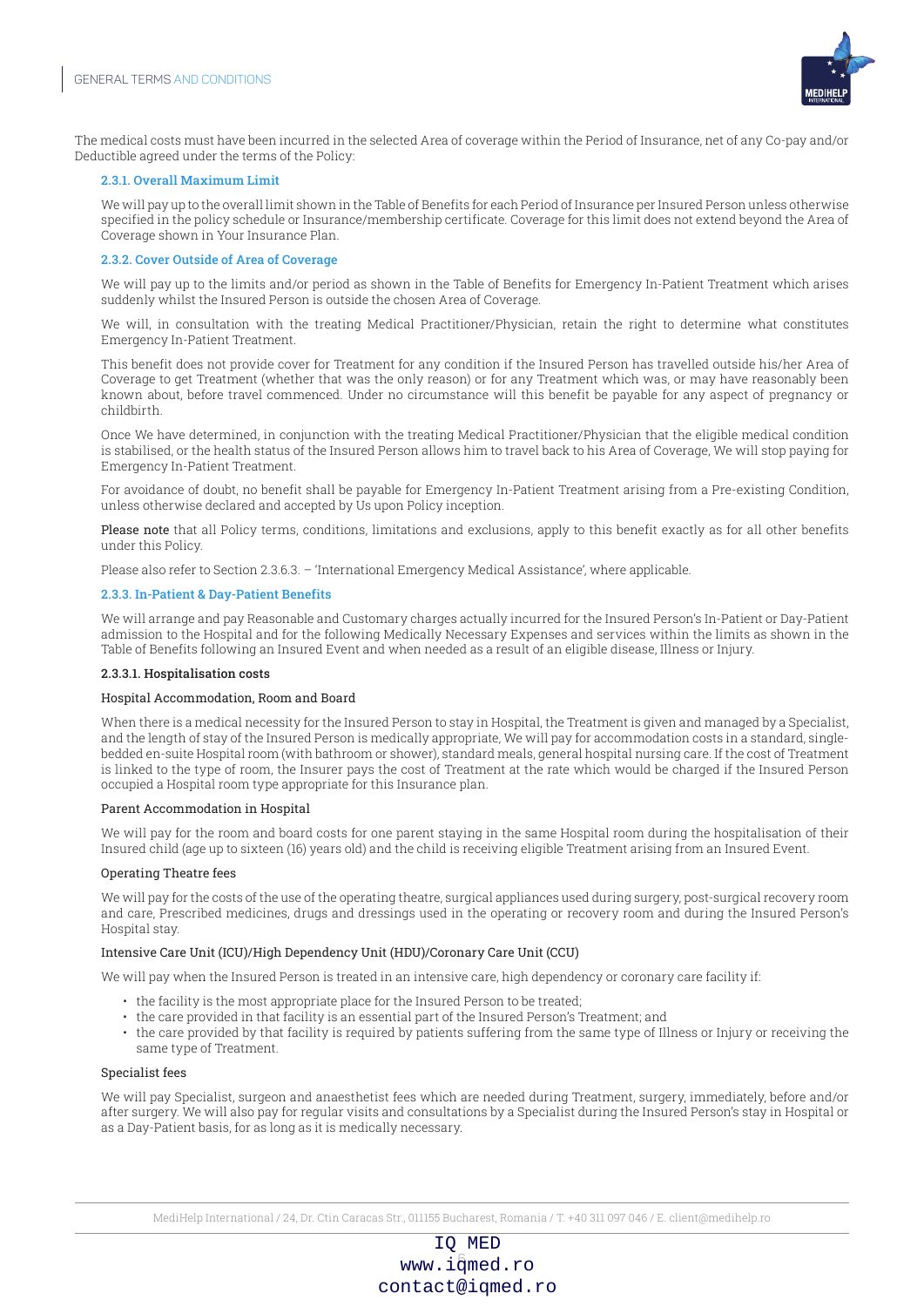The medical costs must have been incurred in the selected Area of coverage within the Period of Insurance, net of any Co-pay and/or Deductible agreed under the terms of the Policy:

#### 2.3.1. Overall Maximum Limit

We will pay up to the overall limit shown in the Table of Benefits for each Period of Insurance per Insured Person unless otherwise specified in the policy schedule or Insurance/membership certificate. Coverage for this limit does not extend beyond the Area of Coverage shown in Your Insurance Plan.

#### 2.3.2. Cover Outside of Area of Coverage

We will pay up to the limits and/or period as shown in the Table of Benefits for Emergency In-Patient Treatment which arises suddenly whilst the Insured Person is outside the chosen Area of Coverage.

We will, in consultation with the treating Medical Practitioner/Physician, retain the right to determine what constitutes Emergency In-Patient Treatment.

This benefit does not provide cover for Treatment for any condition if the Insured Person has travelled outside his/her Area of Coverage to get Treatment (whether that was the only reason) or for any Treatment which was, or may have reasonably been known about, before travel commenced. Under no circumstance will this benefit be payable for any aspect of pregnancy or childbirth.

Once We have determined, in conjunction with the treating Medical Practitioner/Physician that the eligible medical condition is stabilised, or the health status of the Insured Person allows him to travel back to his Area of Coverage, We will stop paying for Emergency In-Patient Treatment.

For avoidance of doubt, no benefit shall be payable for Emergency In-Patient Treatment arising from a Pre-existing Condition, unless otherwise declared and accepted by Us upon Policy inception.

Please note that all Policy terms, conditions, limitations and exclusions, apply to this benefit exactly as for all other benefits under this Policy.

Please also refer to Section 2.3.6.3. – 'International Emergency Medical Assistance', where applicable.

#### 2.3.3. In-Patient & Day-Patient Benefits

We will arrange and pay Reasonable and Customary charges actually incurred for the Insured Person's In-Patient or Day-Patient admission to the Hospital and for the following Medically Necessary Expenses and services within the limits as shown in the Table of Benefits following an Insured Event and when needed as a result of an eligible disease, Illness or Injury.

##### 2.3.3.1. Hospitalisation costs

**Hospital Accommodation, Room and Board**

When there is a medical necessity for the Insured Person to stay in Hospital, the Treatment is given and managed by a Specialist, and the length of stay of the Insured Person is medically appropriate, We will pay for accommodation costs in a standard, single-bedded en-suite Hospital room (with bathroom or shower), standard meals, general hospital nursing care. If the cost of Treatment is linked to the type of room, the Insurer pays the cost of Treatment at the rate which would be charged if the Insured Person occupied a Hospital room type appropriate for this Insurance plan.

**Parent Accommodation in Hospital**

We will pay for the room and board costs for one parent staying in the same Hospital room during the hospitalisation of their Insured child (age up to sixteen (16) years old) and the child is receiving eligible Treatment arising from an Insured Event.

**Operating Theatre fees**

We will pay for the costs of the use of the operating theatre, surgical appliances used during surgery, post-surgical recovery room and care, Prescribed medicines, drugs and dressings used in the operating or recovery room and during the Insured Person's Hospital stay.

**Intensive Care Unit (ICU)/High Dependency Unit (HDU)/Coronary Care Unit (CCU)**

We will pay when the Insured Person is treated in an intensive care, high dependency or coronary care facility if:

- the facility is the most appropriate place for the Insured Person to be treated;
- the care provided in that facility is an essential part of the Insured Person's Treatment; and
- the care provided by that facility is required by patients suffering from the same type of Illness or Injury or receiving the same type of Treatment.

**Specialist fees**

We will pay Specialist, surgeon and anaesthetist fees which are needed during Treatment, surgery, immediately, before and/or after surgery. We will also pay for regular visits and consultations by a Specialist during the Insured Person's stay in Hospital or as a Day-Patient basis, for as long as it is medically necessary.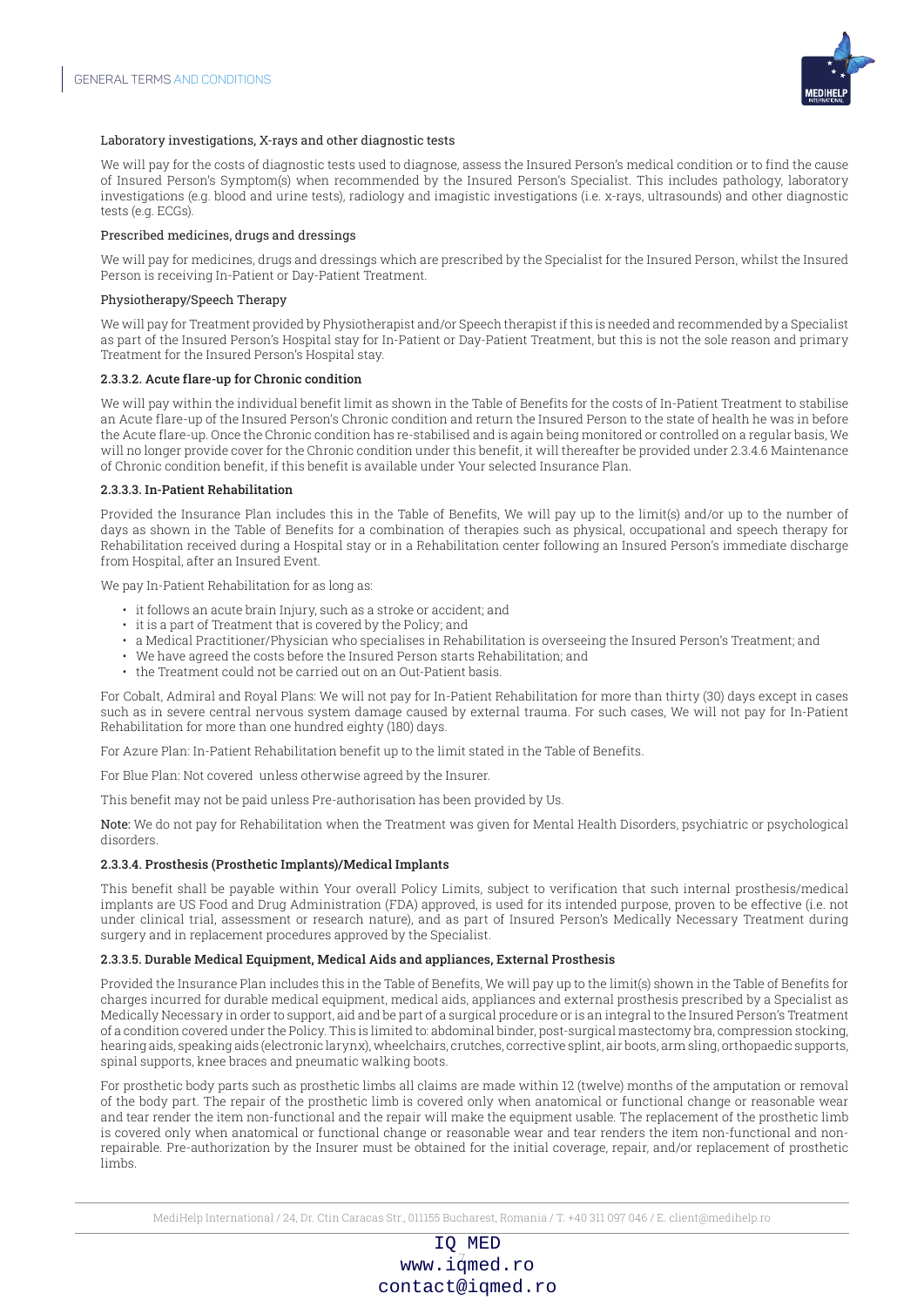#### Laboratory investigations, X-rays and other diagnostic tests

We will pay for the costs of diagnostic tests used to diagnose, assess the Insured Person's medical condition or to find the cause of Insured Person's Symptom(s) when recommended by the Insured Person's Specialist. This includes pathology, laboratory investigations (e.g. blood and urine tests), radiology and imagistic investigations (i.e. x-rays, ultrasounds) and other diagnostic tests (e.g. ECGs).

#### Prescribed medicines, drugs and dressings

We will pay for medicines, drugs and dressings which are prescribed by the Specialist for the Insured Person, whilst the Insured Person is receiving In-Patient or Day-Patient Treatment.

#### Physiotherapy/Speech Therapy

We will pay for Treatment provided by Physiotherapist and/or Speech therapist if this is needed and recommended by a Specialist as part of the Insured Person's Hospital stay for In-Patient or Day-Patient Treatment, but this is not the sole reason and primary Treatment for the Insured Person's Hospital stay.

#### 2.3.3.2. Acute flare-up for Chronic condition

We will pay within the individual benefit limit as shown in the Table of Benefits for the costs of In-Patient Treatment to stabilise an Acute flare-up of the Insured Person's Chronic condition and return the Insured Person to the state of health he was in before the Acute flare-up. Once the Chronic condition has re-stabilised and is again being monitored or controlled on a regular basis, We will no longer provide cover for the Chronic condition under this benefit, it will thereafter be provided under 2.3.4.6 Maintenance of Chronic condition benefit, if this benefit is available under Your selected Insurance Plan.

#### 2.3.3.3. In-Patient Rehabilitation

Provided the Insurance Plan includes this in the Table of Benefits, We will pay up to the limit(s) and/or up to the number of days as shown in the Table of Benefits for a combination of therapies such as physical, occupational and speech therapy for Rehabilitation received during a Hospital stay or in a Rehabilitation center following an Insured Person's immediate discharge from Hospital, after an Insured Event.

We pay In-Patient Rehabilitation for as long as:

- it follows an acute brain Injury, such as a stroke or accident; and
- it is a part of Treatment that is covered by the Policy; and
- a Medical Practitioner/Physician who specialises in Rehabilitation is overseeing the Insured Person's Treatment; and
- We have agreed the costs before the Insured Person starts Rehabilitation; and
- the Treatment could not be carried out on an Out-Patient basis.

For Cobalt, Admiral and Royal Plans: We will not pay for In-Patient Rehabilitation for more than thirty (30) days except in cases such as in severe central nervous system damage caused by external trauma. For such cases, We will not pay for In-Patient Rehabilitation for more than one hundred eighty (180) days.

For Azure Plan: In-Patient Rehabilitation benefit up to the limit stated in the Table of Benefits.

For Blue Plan: Not covered unless otherwise agreed by the Insurer.

This benefit may not be paid unless Pre-authorisation has been provided by Us.

**Note:** We do not pay for Rehabilitation when the Treatment was given for Mental Health Disorders, psychiatric or psychological disorders.

#### 2.3.3.4. Prosthesis (Prosthetic Implants)/Medical Implants

This benefit shall be payable within Your overall Policy Limits, subject to verification that such internal prosthesis/medical implants are US Food and Drug Administration (FDA) approved, is used for its intended purpose, proven to be effective (i.e. not under clinical trial, assessment or research nature), and as part of Insured Person's Medically Necessary Treatment during surgery and in replacement procedures approved by the Specialist.

#### 2.3.3.5. Durable Medical Equipment, Medical Aids and appliances, External Prosthesis

Provided the Insurance Plan includes this in the Table of Benefits, We will pay up to the limit(s) shown in the Table of Benefits for charges incurred for durable medical equipment, medical aids, appliances and external prosthesis prescribed by a Specialist as Medically Necessary in order to support, aid and be part of a surgical procedure or is an integral to the Insured Person's Treatment of a condition covered under the Policy. This is limited to: abdominal binder, post-surgical mastectomy bra, compression stocking, hearing aids, speaking aids (electronic larynx), wheelchairs, crutches, corrective splint, air boots, arm sling, orthopaedic supports, spinal supports, knee braces and pneumatic walking boots.

For prosthetic body parts such as prosthetic limbs all claims are made within 12 (twelve) months of the amputation or removal of the body part. The repair of the prosthetic limb is covered only when anatomical or functional change or reasonable wear and tear render the item non-functional and the repair will make the equipment usable. The replacement of the prosthetic limb is covered only when anatomical or functional change or reasonable wear and tear renders the item non-functional and non-repairable. Pre-authorization by the Insurer must be obtained for the initial coverage, repair, and/or replacement of prosthetic limbs.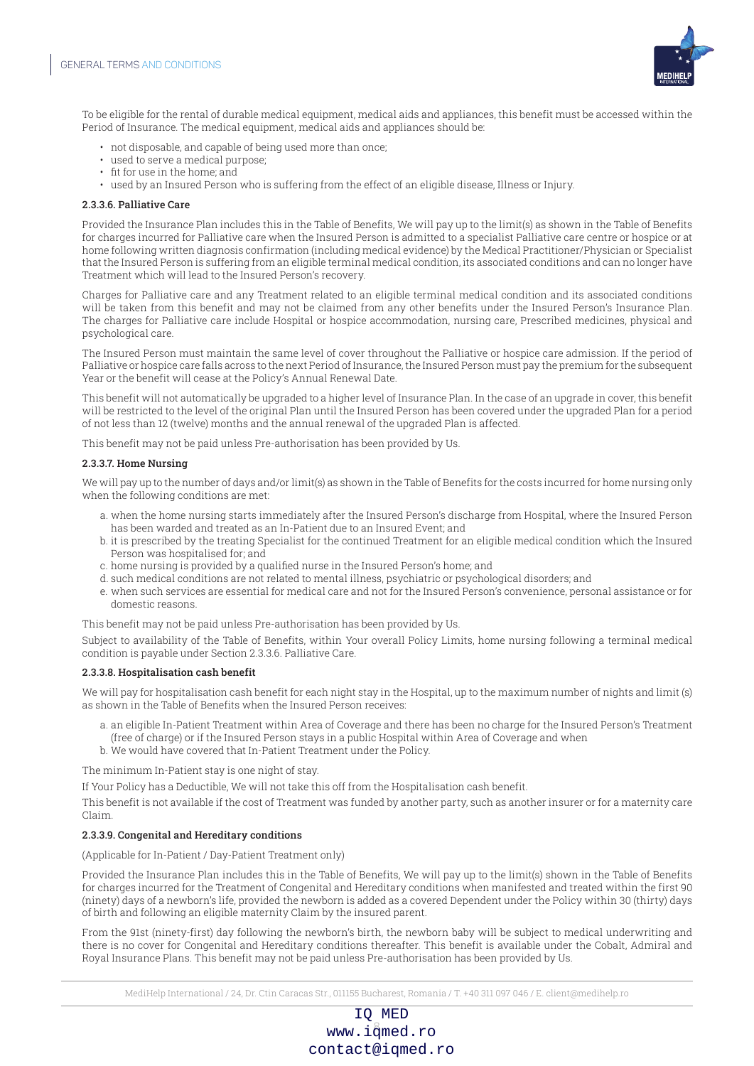To be eligible for the rental of durable medical equipment, medical aids and appliances, this benefit must be accessed within the Period of Insurance. The medical equipment, medical aids and appliances should be:

- not disposable, and capable of being used more than once;
- used to serve a medical purpose;
- fit for use in the home; and
- used by an Insured Person who is suffering from the effect of an eligible disease, Illness or Injury.

#### 2.3.3.6. Palliative Care

Provided the Insurance Plan includes this in the Table of Benefits, We will pay up to the limit(s) as shown in the Table of Benefits for charges incurred for Palliative care when the Insured Person is admitted to a specialist Palliative care centre or hospice or at home following written diagnosis confirmation (including medical evidence) by the Medical Practitioner/Physician or Specialist that the Insured Person is suffering from an eligible terminal medical condition, its associated conditions and can no longer have Treatment which will lead to the Insured Person's recovery.

Charges for Palliative care and any Treatment related to an eligible terminal medical condition and its associated conditions will be taken from this benefit and may not be claimed from any other benefits under the Insured Person's Insurance Plan. The charges for Palliative care include Hospital or hospice accommodation, nursing care, Prescribed medicines, physical and psychological care.

The Insured Person must maintain the same level of cover throughout the Palliative or hospice care admission. If the period of Palliative or hospice care falls across to the next Period of Insurance, the Insured Person must pay the premium for the subsequent Year or the benefit will cease at the Policy's Annual Renewal Date.

This benefit will not automatically be upgraded to a higher level of Insurance Plan. In the case of an upgrade in cover, this benefit will be restricted to the level of the original Plan until the Insured Person has been covered under the upgraded Plan for a period of not less than 12 (twelve) months and the annual renewal of the upgraded Plan is affected.

This benefit may not be paid unless Pre-authorisation has been provided by Us.

#### 2.3.3.7. Home Nursing

We will pay up to the number of days and/or limit(s) as shown in the Table of Benefits for the costs incurred for home nursing only when the following conditions are met:

a. when the home nursing starts immediately after the Insured Person's discharge from Hospital, where the Insured Person has been warded and treated as an In-Patient due to an Insured Event; and
b. it is prescribed by the treating Specialist for the continued Treatment for an eligible medical condition which the Insured Person was hospitalised for; and
c. home nursing is provided by a qualified nurse in the Insured Person's home; and
d. such medical conditions are not related to mental illness, psychiatric or psychological disorders; and
e. when such services are essential for medical care and not for the Insured Person's convenience, personal assistance or for domestic reasons.

This benefit may not be paid unless Pre-authorisation has been provided by Us.

Subject to availability of the Table of Benefits, within Your overall Policy Limits, home nursing following a terminal medical condition is payable under Section 2.3.3.6. Palliative Care.

#### 2.3.3.8. Hospitalisation cash benefit

We will pay for hospitalisation cash benefit for each night stay in the Hospital, up to the maximum number of nights and limit (s) as shown in the Table of Benefits when the Insured Person receives:

a. an eligible In-Patient Treatment within Area of Coverage and there has been no charge for the Insured Person's Treatment (free of charge) or if the Insured Person stays in a public Hospital within Area of Coverage and when
b. We would have covered that In-Patient Treatment under the Policy.

The minimum In-Patient stay is one night of stay.

If Your Policy has a Deductible, We will not take this off from the Hospitalisation cash benefit.

This benefit is not available if the cost of Treatment was funded by another party, such as another insurer or for a maternity care Claim.

#### 2.3.3.9. Congenital and Hereditary conditions

(Applicable for In-Patient / Day-Patient Treatment only)

Provided the Insurance Plan includes this in the Table of Benefits, We will pay up to the limit(s) shown in the Table of Benefits for charges incurred for the Treatment of Congenital and Hereditary conditions when manifested and treated within the first 90 (ninety) days of a newborn's life, provided the newborn is added as a covered Dependent under the Policy within 30 (thirty) days of birth and following an eligible maternity Claim by the insured parent.

From the 91st (ninety-first) day following the newborn's birth, the newborn baby will be subject to medical underwriting and there is no cover for Congenital and Hereditary conditions thereafter. This benefit is available under the Cobalt, Admiral and Royal Insurance Plans. This benefit may not be paid unless Pre-authorisation has been provided by Us.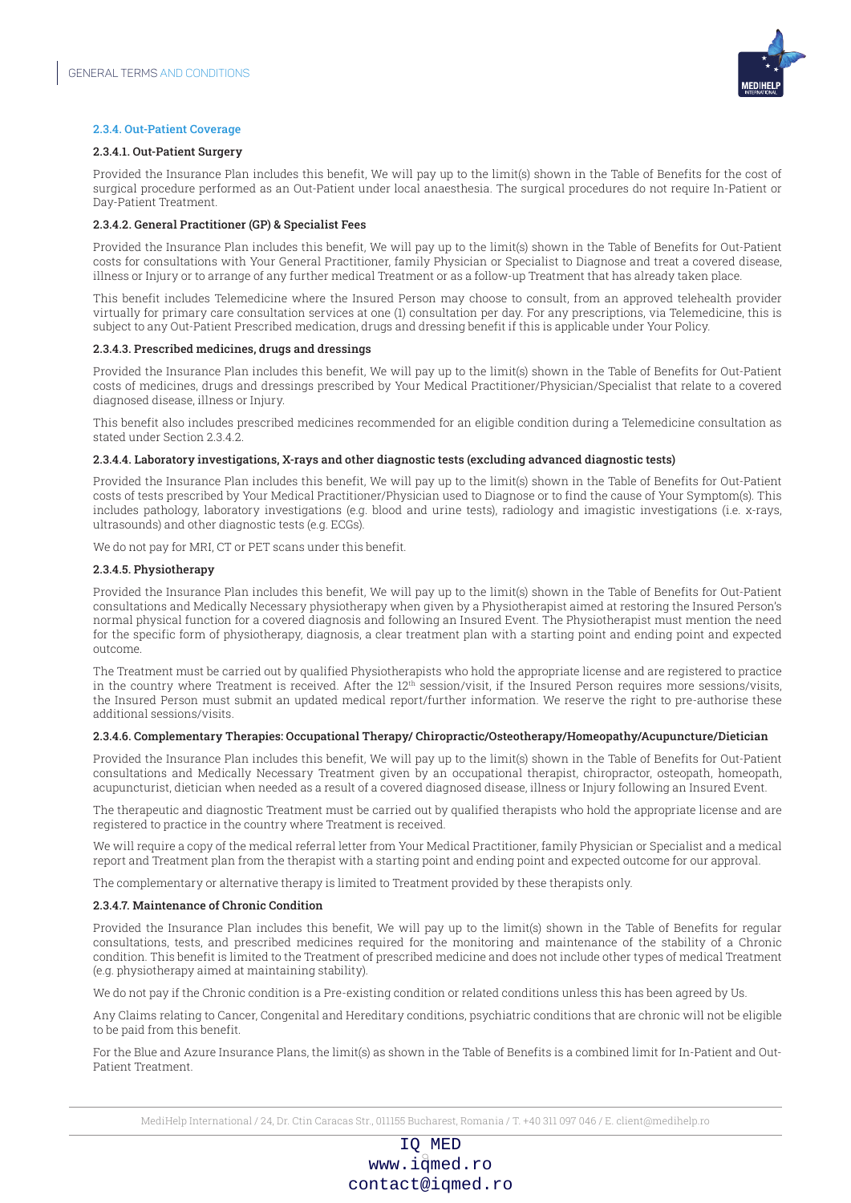### 2.3.4. Out-Patient Coverage

#### 2.3.4.1. Out-Patient Surgery

Provided the Insurance Plan includes this benefit, We will pay up to the limit(s) shown in the Table of Benefits for the cost of surgical procedure performed as an Out-Patient under local anaesthesia. The surgical procedures do not require In-Patient or Day-Patient Treatment.

#### 2.3.4.2. General Practitioner (GP) & Specialist Fees

Provided the Insurance Plan includes this benefit, We will pay up to the limit(s) shown in the Table of Benefits for Out-Patient costs for consultations with Your General Practitioner, family Physician or Specialist to Diagnose and treat a covered disease, illness or Injury or to arrange of any further medical Treatment or as a follow-up Treatment that has already taken place.

This benefit includes Telemedicine where the Insured Person may choose to consult, from an approved telehealth provider virtually for primary care consultation services at one (1) consultation per day. For any prescriptions, via Telemedicine, this is subject to any Out-Patient Prescribed medication, drugs and dressing benefit if this is applicable under Your Policy.

#### 2.3.4.3. Prescribed medicines, drugs and dressings

Provided the Insurance Plan includes this benefit, We will pay up to the limit(s) shown in the Table of Benefits for Out-Patient costs of medicines, drugs and dressings prescribed by Your Medical Practitioner/Physician/Specialist that relate to a covered diagnosed disease, illness or Injury.

This benefit also includes prescribed medicines recommended for an eligible condition during a Telemedicine consultation as stated under Section 2.3.4.2.

#### 2.3.4.4. Laboratory investigations, X-rays and other diagnostic tests (excluding advanced diagnostic tests)

Provided the Insurance Plan includes this benefit, We will pay up to the limit(s) shown in the Table of Benefits for Out-Patient costs of tests prescribed by Your Medical Practitioner/Physician used to Diagnose or to find the cause of Your Symptom(s). This includes pathology, laboratory investigations (e.g. blood and urine tests), radiology and imagistic investigations (i.e. x-rays, ultrasounds) and other diagnostic tests (e.g. ECGs).

We do not pay for MRI, CT or PET scans under this benefit.

#### 2.3.4.5. Physiotherapy

Provided the Insurance Plan includes this benefit, We will pay up to the limit(s) shown in the Table of Benefits for Out-Patient consultations and Medically Necessary physiotherapy when given by a Physiotherapist aimed at restoring the Insured Person's normal physical function for a covered diagnosis and following an Insured Event. The Physiotherapist must mention the need for the specific form of physiotherapy, diagnosis, a clear treatment plan with a starting point and ending point and expected outcome.

The Treatment must be carried out by qualified Physiotherapists who hold the appropriate license and are registered to practice in the country where Treatment is received. After the 12th session/visit, if the Insured Person requires more sessions/visits, the Insured Person must submit an updated medical report/further information. We reserve the right to pre-authorise these additional sessions/visits.

#### 2.3.4.6. Complementary Therapies: Occupational Therapy/ Chiropractic/Osteotherapy/Homeopathy/Acupuncture/Dietician

Provided the Insurance Plan includes this benefit, We will pay up to the limit(s) shown in the Table of Benefits for Out-Patient consultations and Medically Necessary Treatment given by an occupational therapist, chiropractor, osteopath, homeopath, acupuncturist, dietician when needed as a result of a covered diagnosed disease, illness or Injury following an Insured Event.

The therapeutic and diagnostic Treatment must be carried out by qualified therapists who hold the appropriate license and are registered to practice in the country where Treatment is received.

We will require a copy of the medical referral letter from Your Medical Practitioner, family Physician or Specialist and a medical report and Treatment plan from the therapist with a starting point and ending point and expected outcome for our approval.

The complementary or alternative therapy is limited to Treatment provided by these therapists only.

#### 2.3.4.7. Maintenance of Chronic Condition

Provided the Insurance Plan includes this benefit, We will pay up to the limit(s) shown in the Table of Benefits for regular consultations, tests, and prescribed medicines required for the monitoring and maintenance of the stability of a Chronic condition. This benefit is limited to the Treatment of prescribed medicine and does not include other types of medical Treatment (e.g. physiotherapy aimed at maintaining stability).

We do not pay if the Chronic condition is a Pre-existing condition or related conditions unless this has been agreed by Us.

Any Claims relating to Cancer, Congenital and Hereditary conditions, psychiatric conditions that are chronic will not be eligible to be paid from this benefit.

For the Blue and Azure Insurance Plans, the limit(s) as shown in the Table of Benefits is a combined limit for In-Patient and Out-Patient Treatment.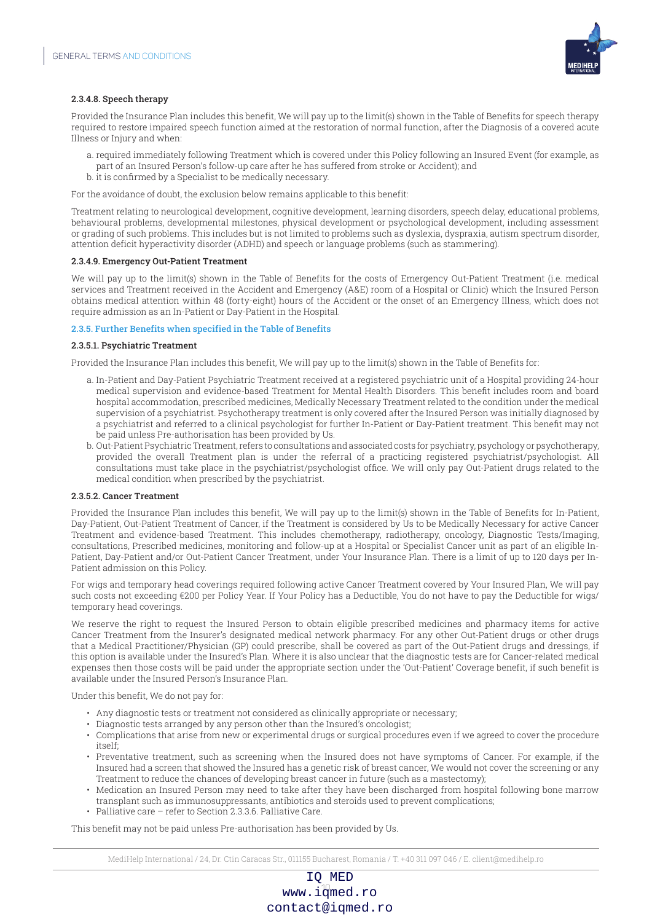#### 2.3.4.8. Speech therapy

Provided the Insurance Plan includes this benefit, We will pay up to the limit(s) shown in the Table of Benefits for speech therapy required to restore impaired speech function aimed at the restoration of normal function, after the Diagnosis of a covered acute Illness or Injury and when:

a. required immediately following Treatment which is covered under this Policy following an Insured Event (for example, as part of an Insured Person's follow-up care after he has suffered from stroke or Accident); and
b. it is confirmed by a Specialist to be medically necessary.

For the avoidance of doubt, the exclusion below remains applicable to this benefit:

Treatment relating to neurological development, cognitive development, learning disorders, speech delay, educational problems, behavioural problems, developmental milestones, physical development or psychological development, including assessment or grading of such problems. This includes but is not limited to problems such as dyslexia, dyspraxia, autism spectrum disorder, attention deficit hyperactivity disorder (ADHD) and speech or language problems (such as stammering).

#### 2.3.4.9. Emergency Out-Patient Treatment

We will pay up to the limit(s) shown in the Table of Benefits for the costs of Emergency Out-Patient Treatment (i.e. medical services and Treatment received in the Accident and Emergency (A&E) room of a Hospital or Clinic) which the Insured Person obtains medical attention within 48 (forty-eight) hours of the Accident or the onset of an Emergency Illness, which does not require admission as an In-Patient or Day-Patient in the Hospital.

### 2.3.5. Further Benefits when specified in the Table of Benefits

#### 2.3.5.1. Psychiatric Treatment

Provided the Insurance Plan includes this benefit, We will pay up to the limit(s) shown in the Table of Benefits for:

a. In-Patient and Day-Patient Psychiatric Treatment received at a registered psychiatric unit of a Hospital providing 24-hour medical supervision and evidence-based Treatment for Mental Health Disorders. This benefit includes room and board hospital accommodation, prescribed medicines, Medically Necessary Treatment related to the condition under the medical supervision of a psychiatrist. Psychotherapy treatment is only covered after the Insured Person was initially diagnosed by a psychiatrist and referred to a clinical psychologist for further In-Patient or Day-Patient treatment. This benefit may not be paid unless Pre-authorisation has been provided by Us.
b. Out-Patient Psychiatric Treatment, refers to consultations and associated costs for psychiatry, psychology or psychotherapy, provided the overall Treatment plan is under the referral of a practicing registered psychiatrist/psychologist. All consultations must take place in the psychiatrist/psychologist office. We will only pay Out-Patient drugs related to the medical condition when prescribed by the psychiatrist.

#### 2.3.5.2. Cancer Treatment

Provided the Insurance Plan includes this benefit, We will pay up to the limit(s) shown in the Table of Benefits for In-Patient, Day-Patient, Out-Patient Treatment of Cancer, if the Treatment is considered by Us to be Medically Necessary for active Cancer Treatment and evidence-based Treatment. This includes chemotherapy, radiotherapy, oncology, Diagnostic Tests/Imaging, consultations, Prescribed medicines, monitoring and follow-up at a Hospital or Specialist Cancer unit as part of an eligible In-Patient, Day-Patient and/or Out-Patient Cancer Treatment, under Your Insurance Plan. There is a limit of up to 120 days per In-Patient admission on this Policy.

For wigs and temporary head coverings required following active Cancer Treatment covered by Your Insured Plan, We will pay such costs not exceeding €200 per Policy Year. If Your Policy has a Deductible, You do not have to pay the Deductible for wigs/temporary head coverings.

We reserve the right to request the Insured Person to obtain eligible prescribed medicines and pharmacy items for active Cancer Treatment from the Insurer's designated medical network pharmacy. For any other Out-Patient drugs or other drugs that a Medical Practitioner/Physician (GP) could prescribe, shall be covered as part of the Out-Patient drugs and dressings, if this option is available under the Insured's Plan. Where it is also unclear that the diagnostic tests are for Cancer-related medical expenses then those costs will be paid under the appropriate section under the 'Out-Patient' Coverage benefit, if such benefit is available under the Insured Person's Insurance Plan.

Under this benefit, We do not pay for:

- Any diagnostic tests or treatment not considered as clinically appropriate or necessary;
- Diagnostic tests arranged by any person other than the Insured's oncologist;
- Complications that arise from new or experimental drugs or surgical procedures even if we agreed to cover the procedure itself;
- Preventative treatment, such as screening when the Insured does not have symptoms of Cancer. For example, if the Insured had a screen that showed the Insured has a genetic risk of breast cancer, We would not cover the screening or any Treatment to reduce the chances of developing breast cancer in future (such as a mastectomy);
- Medication an Insured Person may need to take after they have been discharged from hospital following bone marrow transplant such as immunosuppressants, antibiotics and steroids used to prevent complications;
- Palliative care – refer to Section 2.3.3.6. Palliative Care.

This benefit may not be paid unless Pre-authorisation has been provided by Us.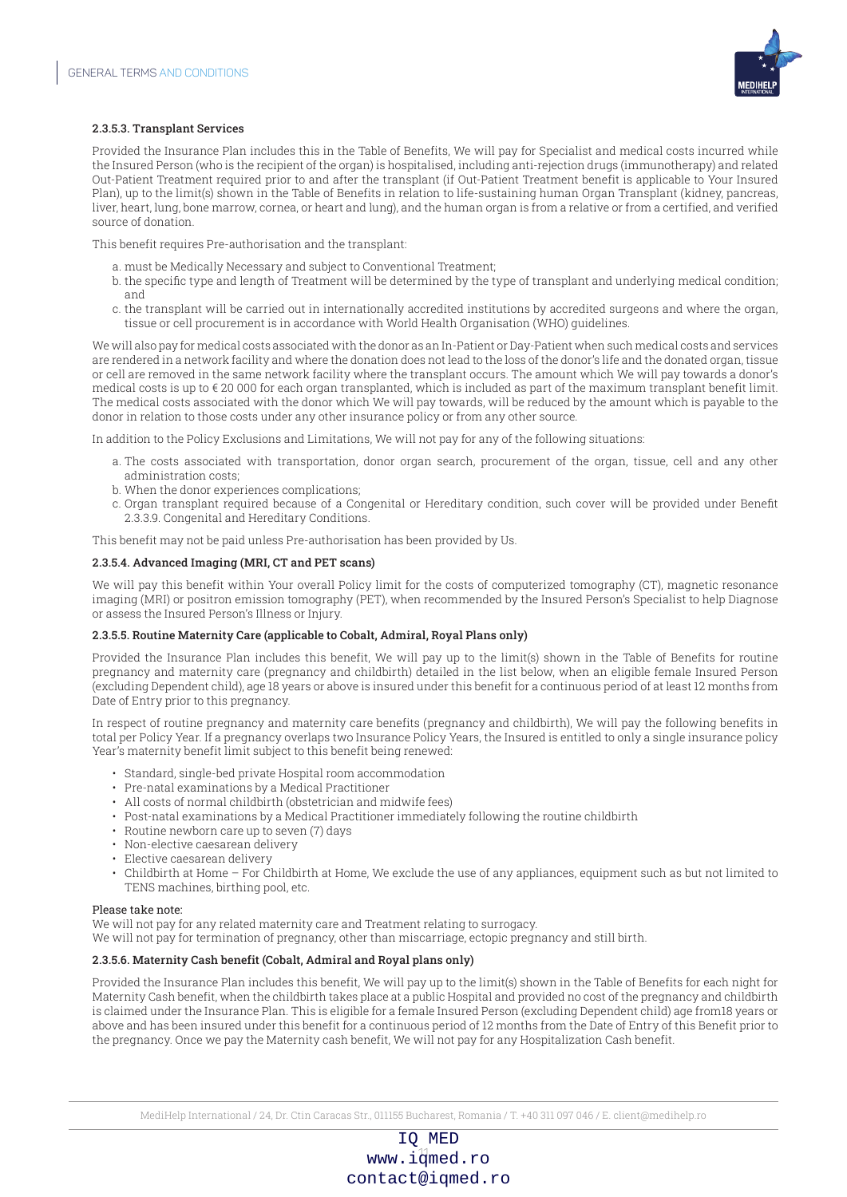#### 2.3.5.3. Transplant Services

Provided the Insurance Plan includes this in the Table of Benefits, We will pay for Specialist and medical costs incurred while the Insured Person (who is the recipient of the organ) is hospitalised, including anti-rejection drugs (immunotherapy) and related Out-Patient Treatment required prior to and after the transplant (if Out-Patient Treatment benefit is applicable to Your Insured Plan), up to the limit(s) shown in the Table of Benefits in relation to life-sustaining human Organ Transplant (kidney, pancreas, liver, heart, lung, bone marrow, cornea, or heart and lung), and the human organ is from a relative or from a certified, and verified source of donation.

This benefit requires Pre-authorisation and the transplant:

a. must be Medically Necessary and subject to Conventional Treatment;
b. the specific type and length of Treatment will be determined by the type of transplant and underlying medical condition; and
c. the transplant will be carried out in internationally accredited institutions by accredited surgeons and where the organ, tissue or cell procurement is in accordance with World Health Organisation (WHO) guidelines.

We will also pay for medical costs associated with the donor as an In-Patient or Day-Patient when such medical costs and services are rendered in a network facility and where the donation does not lead to the loss of the donor's life and the donated organ, tissue or cell are removed in the same network facility where the transplant occurs. The amount which We will pay towards a donor's medical costs is up to € 20 000 for each organ transplanted, which is included as part of the maximum transplant benefit limit. The medical costs associated with the donor which We will pay towards, will be reduced by the amount which is payable to the donor in relation to those costs under any other insurance policy or from any other source.

In addition to the Policy Exclusions and Limitations, We will not pay for any of the following situations:

a. The costs associated with transportation, donor organ search, procurement of the organ, tissue, cell and any other administration costs;
b. When the donor experiences complications;
c. Organ transplant required because of a Congenital or Hereditary condition, such cover will be provided under Benefit 2.3.3.9. Congenital and Hereditary Conditions.

This benefit may not be paid unless Pre-authorisation has been provided by Us.

#### 2.3.5.4. Advanced Imaging (MRI, CT and PET scans)

We will pay this benefit within Your overall Policy limit for the costs of computerized tomography (CT), magnetic resonance imaging (MRI) or positron emission tomography (PET), when recommended by the Insured Person's Specialist to help Diagnose or assess the Insured Person's Illness or Injury.

#### 2.3.5.5. Routine Maternity Care (applicable to Cobalt, Admiral, Royal Plans only)

Provided the Insurance Plan includes this benefit, We will pay up to the limit(s) shown in the Table of Benefits for routine pregnancy and maternity care (pregnancy and childbirth) detailed in the list below, when an eligible female Insured Person (excluding Dependent child), age 18 years or above is insured under this benefit for a continuous period of at least 12 months from Date of Entry prior to this pregnancy.

In respect of routine pregnancy and maternity care benefits (pregnancy and childbirth), We will pay the following benefits in total per Policy Year. If a pregnancy overlaps two Insurance Policy Years, the Insured is entitled to only a single insurance policy Year's maternity benefit limit subject to this benefit being renewed:

- Standard, single-bed private Hospital room accommodation
- Pre-natal examinations by a Medical Practitioner
- All costs of normal childbirth (obstetrician and midwife fees)
- Post-natal examinations by a Medical Practitioner immediately following the routine childbirth
- Routine newborn care up to seven (7) days
- Non-elective caesarean delivery
- Elective caesarean delivery
- Childbirth at Home – For Childbirth at Home, We exclude the use of any appliances, equipment such as but not limited to TENS machines, birthing pool, etc.

Please take note:
We will not pay for any related maternity care and Treatment relating to surrogacy.
We will not pay for termination of pregnancy, other than miscarriage, ectopic pregnancy and still birth.

#### 2.3.5.6. Maternity Cash benefit (Cobalt, Admiral and Royal plans only)

Provided the Insurance Plan includes this benefit, We will pay up to the limit(s) shown in the Table of Benefits for each night for Maternity Cash benefit, when the childbirth takes place at a public Hospital and provided no cost of the pregnancy and childbirth is claimed under the Insurance Plan. This is eligible for a female Insured Person (excluding Dependent child) age from18 years or above and has been insured under this benefit for a continuous period of 12 months from the Date of Entry of this Benefit prior to the pregnancy. Once we pay the Maternity cash benefit, We will not pay for any Hospitalization Cash benefit.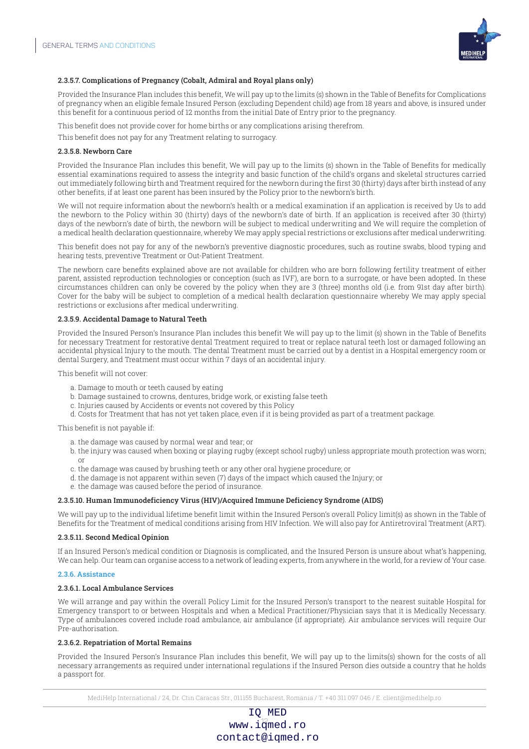#### 2.3.5.7. Complications of Pregnancy (Cobalt, Admiral and Royal plans only)

Provided the Insurance Plan includes this benefit, We will pay up to the limits (s) shown in the Table of Benefits for Complications of pregnancy when an eligible female Insured Person (excluding Dependent child) age from 18 years and above, is insured under this benefit for a continuous period of 12 months from the initial Date of Entry prior to the pregnancy.

This benefit does not provide cover for home births or any complications arising therefrom.

This benefit does not pay for any Treatment relating to surrogacy.

#### 2.3.5.8. Newborn Care

Provided the Insurance Plan includes this benefit, We will pay up to the limits (s) shown in the Table of Benefits for medically essential examinations required to assess the integrity and basic function of the child's organs and skeletal structures carried out immediately following birth and Treatment required for the newborn during the first 30 (thirty) days after birth instead of any other benefits, if at least one parent has been insured by the Policy prior to the newborn's birth.

We will not require information about the newborn's health or a medical examination if an application is received by Us to add the newborn to the Policy within 30 (thirty) days of the newborn's date of birth. If an application is received after 30 (thirty) days of the newborn's date of birth, the newborn will be subject to medical underwriting and We will require the completion of a medical health declaration questionnaire, whereby We may apply special restrictions or exclusions after medical underwriting.

This benefit does not pay for any of the newborn's preventive diagnostic procedures, such as routine swabs, blood typing and hearing tests, preventive Treatment or Out-Patient Treatment.

The newborn care benefits explained above are not available for children who are born following fertility treatment of either parent, assisted reproduction technologies or conception (such as IVF), are born to a surrogate, or have been adopted. In these circumstances children can only be covered by the policy when they are 3 (three) months old (i.e. from 91st day after birth). Cover for the baby will be subject to completion of a medical health declaration questionnaire whereby We may apply special restrictions or exclusions after medical underwriting.

#### 2.3.5.9. Accidental Damage to Natural Teeth

Provided the Insured Person's Insurance Plan includes this benefit We will pay up to the limit (s) shown in the Table of Benefits for necessary Treatment for restorative dental Treatment required to treat or replace natural teeth lost or damaged following an accidental physical Injury to the mouth. The dental Treatment must be carried out by a dentist in a Hospital emergency room or dental Surgery, and Treatment must occur within 7 days of an accidental injury.

This benefit will not cover:

a. Damage to mouth or teeth caused by eating
b. Damage sustained to crowns, dentures, bridge work, or existing false teeth
c. Injuries caused by Accidents or events not covered by this Policy
d. Costs for Treatment that has not yet taken place, even if it is being provided as part of a treatment package.

This benefit is not payable if:

a. the damage was caused by normal wear and tear; or
b. the injury was caused when boxing or playing rugby (except school rugby) unless appropriate mouth protection was worn; or
c. the damage was caused by brushing teeth or any other oral hygiene procedure; or
d. the damage is not apparent within seven (7) days of the impact which caused the Injury; or
e. the damage was caused before the period of insurance.

#### 2.3.5.10. Human Immunodeficiency Virus (HIV)/Acquired Immune Deficiency Syndrome (AIDS)

We will pay up to the individual lifetime benefit limit within the Insured Person's overall Policy limit(s) as shown in the Table of Benefits for the Treatment of medical conditions arising from HIV Infection. We will also pay for Antiretroviral Treatment (ART).

#### 2.3.5.11. Second Medical Opinion

If an Insured Person's medical condition or Diagnosis is complicated, and the Insured Person is unsure about what's happening, We can help. Our team can organise access to a network of leading experts, from anywhere in the world, for a review of Your case.

### 2.3.6. Assistance

#### 2.3.6.1. Local Ambulance Services

We will arrange and pay within the overall Policy Limit for the Insured Person's transport to the nearest suitable Hospital for Emergency transport to or between Hospitals and when a Medical Practitioner/Physician says that it is Medically Necessary. Type of ambulances covered include road ambulance, air ambulance (if appropriate). Air ambulance services will require Our Pre-authorisation.

#### 2.3.6.2. Repatriation of Mortal Remains

Provided the Insured Person's Insurance Plan includes this benefit, We will pay up to the limits(s) shown for the costs of all necessary arrangements as required under international regulations if the Insured Person dies outside a country that he holds a passport for.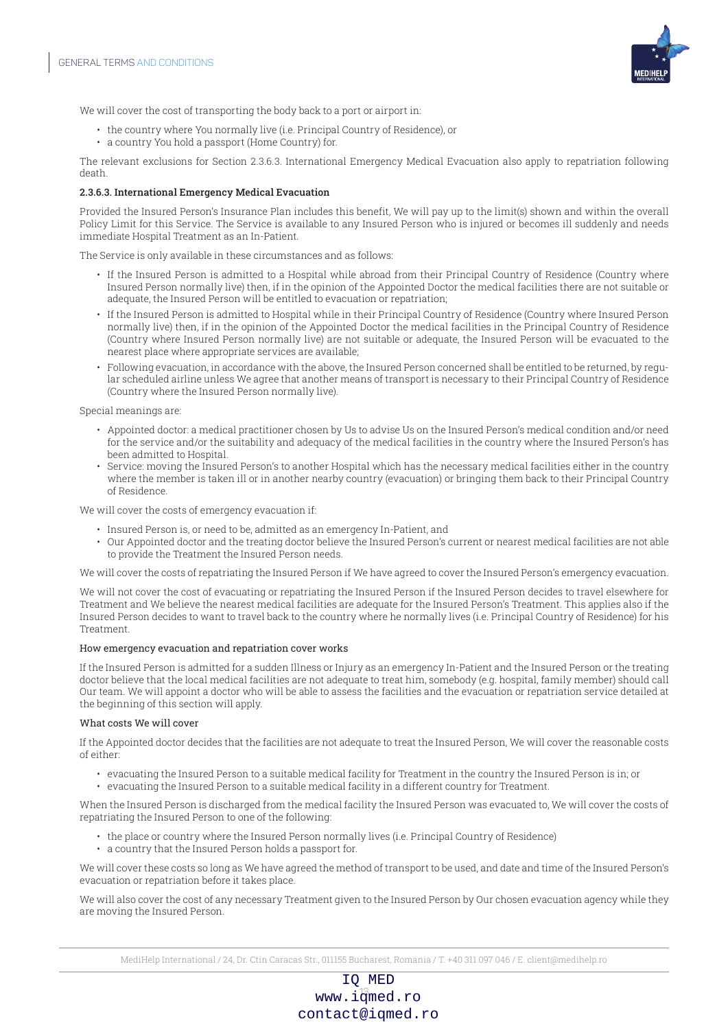We will cover the cost of transporting the body back to a port or airport in:

- the country where You normally live (i.e. Principal Country of Residence), or
- a country You hold a passport (Home Country) for.

The relevant exclusions for Section 2.3.6.3. International Emergency Medical Evacuation also apply to repatriation following death.

#### 2.3.6.3. International Emergency Medical Evacuation

Provided the Insured Person's Insurance Plan includes this benefit, We will pay up to the limit(s) shown and within the overall Policy Limit for this Service. The Service is available to any Insured Person who is injured or becomes ill suddenly and needs immediate Hospital Treatment as an In-Patient.

The Service is only available in these circumstances and as follows:

- If the Insured Person is admitted to a Hospital while abroad from their Principal Country of Residence (Country where Insured Person normally live) then, if in the opinion of the Appointed Doctor the medical facilities there are not suitable or adequate, the Insured Person will be entitled to evacuation or repatriation;
- If the Insured Person is admitted to Hospital while in their Principal Country of Residence (Country where Insured Person normally live) then, if in the opinion of the Appointed Doctor the medical facilities in the Principal Country of Residence (Country where Insured Person normally live) are not suitable or adequate, the Insured Person will be evacuated to the nearest place where appropriate services are available;
- Following evacuation, in accordance with the above, the Insured Person concerned shall be entitled to be returned, by regular scheduled airline unless We agree that another means of transport is necessary to their Principal Country of Residence (Country where the Insured Person normally live).

Special meanings are:

- Appointed doctor: a medical practitioner chosen by Us to advise Us on the Insured Person's medical condition and/or need for the service and/or the suitability and adequacy of the medical facilities in the country where the Insured Person's has been admitted to Hospital.
- Service: moving the Insured Person's to another Hospital which has the necessary medical facilities either in the country where the member is taken ill or in another nearby country (evacuation) or bringing them back to their Principal Country of Residence.

We will cover the costs of emergency evacuation if:

- Insured Person is, or need to be, admitted as an emergency In-Patient, and
- Our Appointed doctor and the treating doctor believe the Insured Person's current or nearest medical facilities are not able to provide the Treatment the Insured Person needs.

We will cover the costs of repatriating the Insured Person if We have agreed to cover the Insured Person's emergency evacuation.

We will not cover the cost of evacuating or repatriating the Insured Person if the Insured Person decides to travel elsewhere for Treatment and We believe the nearest medical facilities are adequate for the Insured Person's Treatment. This applies also if the Insured Person decides to want to travel back to the country where he normally lives (i.e. Principal Country of Residence) for his Treatment.

##### How emergency evacuation and repatriation cover works

If the Insured Person is admitted for a sudden Illness or Injury as an emergency In-Patient and the Insured Person or the treating doctor believe that the local medical facilities are not adequate to treat him, somebody (e.g. hospital, family member) should call Our team. We will appoint a doctor who will be able to assess the facilities and the evacuation or repatriation service detailed at the beginning of this section will apply.

##### What costs We will cover

If the Appointed doctor decides that the facilities are not adequate to treat the Insured Person, We will cover the reasonable costs of either:

- evacuating the Insured Person to a suitable medical facility for Treatment in the country the Insured Person is in; or
- evacuating the Insured Person to a suitable medical facility in a different country for Treatment.

When the Insured Person is discharged from the medical facility the Insured Person was evacuated to, We will cover the costs of repatriating the Insured Person to one of the following:

- the place or country where the Insured Person normally lives (i.e. Principal Country of Residence)
- a country that the Insured Person holds a passport for.

We will cover these costs so long as We have agreed the method of transport to be used, and date and time of the Insured Person's evacuation or repatriation before it takes place.

We will also cover the cost of any necessary Treatment given to the Insured Person by Our chosen evacuation agency while they are moving the Insured Person.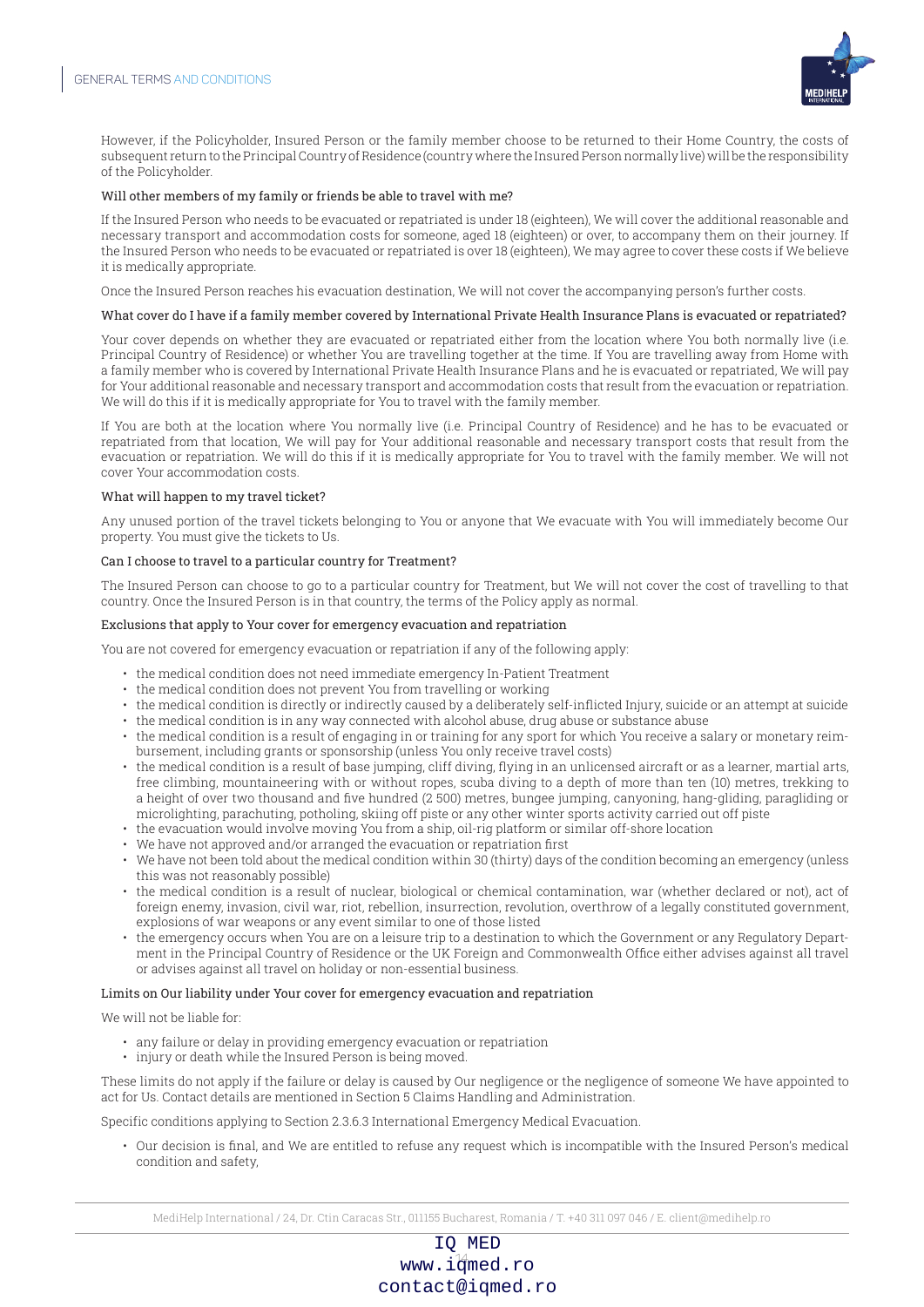However, if the Policyholder, Insured Person or the family member choose to be returned to their Home Country, the costs of subsequent return to the Principal Country of Residence (country where the Insured Person normally live) will be the responsibility of the Policyholder.

### Will other members of my family or friends be able to travel with me?

If the Insured Person who needs to be evacuated or repatriated is under 18 (eighteen), We will cover the additional reasonable and necessary transport and accommodation costs for someone, aged 18 (eighteen) or over, to accompany them on their journey. If the Insured Person who needs to be evacuated or repatriated is over 18 (eighteen), We may agree to cover these costs if We believe it is medically appropriate.

Once the Insured Person reaches his evacuation destination, We will not cover the accompanying person's further costs.

### What cover do I have if a family member covered by International Private Health Insurance Plans is evacuated or repatriated?

Your cover depends on whether they are evacuated or repatriated either from the location where You both normally live (i.e. Principal Country of Residence) or whether You are travelling together at the time. If You are travelling away from Home with a family member who is covered by International Private Health Insurance Plans and he is evacuated or repatriated, We will pay for Your additional reasonable and necessary transport and accommodation costs that result from the evacuation or repatriation. We will do this if it is medically appropriate for You to travel with the family member.

If You are both at the location where You normally live (i.e. Principal Country of Residence) and he has to be evacuated or repatriated from that location, We will pay for Your additional reasonable and necessary transport costs that result from the evacuation or repatriation. We will do this if it is medically appropriate for You to travel with the family member. We will not cover Your accommodation costs.

### What will happen to my travel ticket?

Any unused portion of the travel tickets belonging to You or anyone that We evacuate with You will immediately become Our property. You must give the tickets to Us.

### Can I choose to travel to a particular country for Treatment?

The Insured Person can choose to go to a particular country for Treatment, but We will not cover the cost of travelling to that country. Once the Insured Person is in that country, the terms of the Policy apply as normal.

### Exclusions that apply to Your cover for emergency evacuation and repatriation

You are not covered for emergency evacuation or repatriation if any of the following apply:

- the medical condition does not need immediate emergency In-Patient Treatment
- the medical condition does not prevent You from travelling or working
- the medical condition is directly or indirectly caused by a deliberately self-inflicted Injury, suicide or an attempt at suicide
- the medical condition is in any way connected with alcohol abuse, drug abuse or substance abuse
- the medical condition is a result of engaging in or training for any sport for which You receive a salary or monetary reimbursement, including grants or sponsorship (unless You only receive travel costs)
- the medical condition is a result of base jumping, cliff diving, flying in an unlicensed aircraft or as a learner, martial arts, free climbing, mountaineering with or without ropes, scuba diving to a depth of more than ten (10) metres, trekking to a height of over two thousand and five hundred (2 500) metres, bungee jumping, canyoning, hang-gliding, paragliding or microlighting, parachuting, potholing, skiing off piste or any other winter sports activity carried out off piste
- the evacuation would involve moving You from a ship, oil-rig platform or similar off-shore location
- We have not approved and/or arranged the evacuation or repatriation first
- We have not been told about the medical condition within 30 (thirty) days of the condition becoming an emergency (unless this was not reasonably possible)
- the medical condition is a result of nuclear, biological or chemical contamination, war (whether declared or not), act of foreign enemy, invasion, civil war, riot, rebellion, insurrection, revolution, overthrow of a legally constituted government, explosions of war weapons or any event similar to one of those listed
- the emergency occurs when You are on a leisure trip to a destination to which the Government or any Regulatory Department in the Principal Country of Residence or the UK Foreign and Commonwealth Office either advises against all travel or advises against all travel on holiday or non-essential business.

### Limits on Our liability under Your cover for emergency evacuation and repatriation

We will not be liable for:

- any failure or delay in providing emergency evacuation or repatriation
- injury or death while the Insured Person is being moved.

These limits do not apply if the failure or delay is caused by Our negligence or the negligence of someone We have appointed to act for Us. Contact details are mentioned in Section 5 Claims Handling and Administration.

Specific conditions applying to Section 2.3.6.3 International Emergency Medical Evacuation.

- Our decision is final, and We are entitled to refuse any request which is incompatible with the Insured Person's medical condition and safety,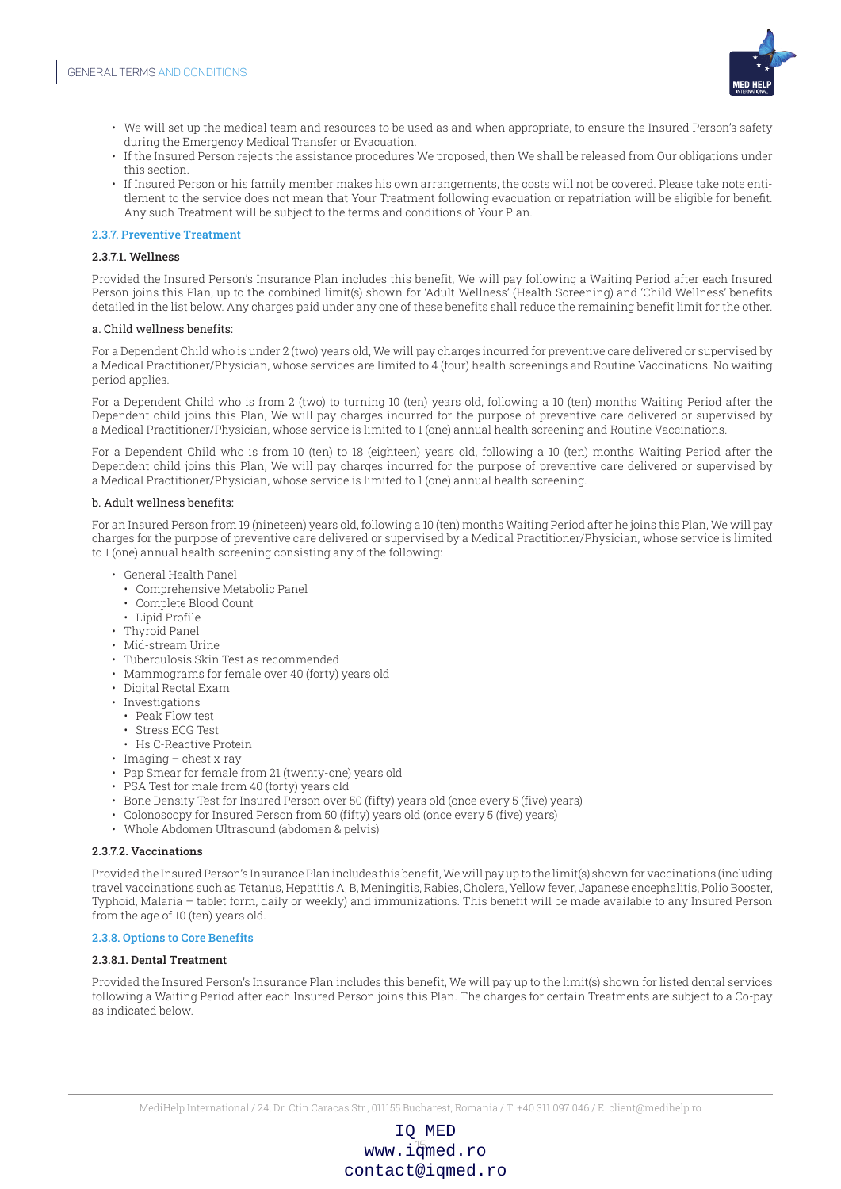- We will set up the medical team and resources to be used as and when appropriate, to ensure the Insured Person's safety during the Emergency Medical Transfer or Evacuation.
- If the Insured Person rejects the assistance procedures We proposed, then We shall be released from Our obligations under this section.
- If Insured Person or his family member makes his own arrangements, the costs will not be covered. Please take note entitlement to the service does not mean that Your Treatment following evacuation or repatriation will be eligible for benefit. Any such Treatment will be subject to the terms and conditions of Your Plan.

### 2.3.7. Preventive Treatment

#### 2.3.7.1. Wellness

Provided the Insured Person's Insurance Plan includes this benefit, We will pay following a Waiting Period after each Insured Person joins this Plan, up to the combined limit(s) shown for 'Adult Wellness' (Health Screening) and 'Child Wellness' benefits detailed in the list below. Any charges paid under any one of these benefits shall reduce the remaining benefit limit for the other.

**a. Child wellness benefits:**

For a Dependent Child who is under 2 (two) years old, We will pay charges incurred for preventive care delivered or supervised by a Medical Practitioner/Physician, whose services are limited to 4 (four) health screenings and Routine Vaccinations. No waiting period applies.

For a Dependent Child who is from 2 (two) to turning 10 (ten) years old, following a 10 (ten) months Waiting Period after the Dependent child joins this Plan, We will pay charges incurred for the purpose of preventive care delivered or supervised by a Medical Practitioner/Physician, whose service is limited to 1 (one) annual health screening and Routine Vaccinations.

For a Dependent Child who is from 10 (ten) to 18 (eighteen) years old, following a 10 (ten) months Waiting Period after the Dependent child joins this Plan, We will pay charges incurred for the purpose of preventive care delivered or supervised by a Medical Practitioner/Physician, whose service is limited to 1 (one) annual health screening.

**b. Adult wellness benefits:**

For an Insured Person from 19 (nineteen) years old, following a 10 (ten) months Waiting Period after he joins this Plan, We will pay charges for the purpose of preventive care delivered or supervised by a Medical Practitioner/Physician, whose service is limited to 1 (one) annual health screening consisting any of the following:

- General Health Panel
  - Comprehensive Metabolic Panel
  - Complete Blood Count
  - Lipid Profile
- Thyroid Panel
- Mid-stream Urine
- Tuberculosis Skin Test as recommended
- Mammograms for female over 40 (forty) years old
- Digital Rectal Exam
- Investigations
  - Peak Flow test
  - Stress ECG Test
  - Hs C-Reactive Protein
- Imaging – chest x-ray
- Pap Smear for female from 21 (twenty-one) years old
- PSA Test for male from 40 (forty) years old
- Bone Density Test for Insured Person over 50 (fifty) years old (once every 5 (five) years)
- Colonoscopy for Insured Person from 50 (fifty) years old (once every 5 (five) years)
- Whole Abdomen Ultrasound (abdomen & pelvis)

#### 2.3.7.2. Vaccinations

Provided the Insured Person's Insurance Plan includes this benefit, We will pay up to the limit(s) shown for vaccinations (including travel vaccinations such as Tetanus, Hepatitis A, B, Meningitis, Rabies, Cholera, Yellow fever, Japanese encephalitis, Polio Booster, Typhoid, Malaria – tablet form, daily or weekly) and immunizations. This benefit will be made available to any Insured Person from the age of 10 (ten) years old.

### 2.3.8. Options to Core Benefits

#### 2.3.8.1. Dental Treatment

Provided the Insured Person's Insurance Plan includes this benefit, We will pay up to the limit(s) shown for listed dental services following a Waiting Period after each Insured Person joins this Plan. The charges for certain Treatments are subject to a Co-pay as indicated below.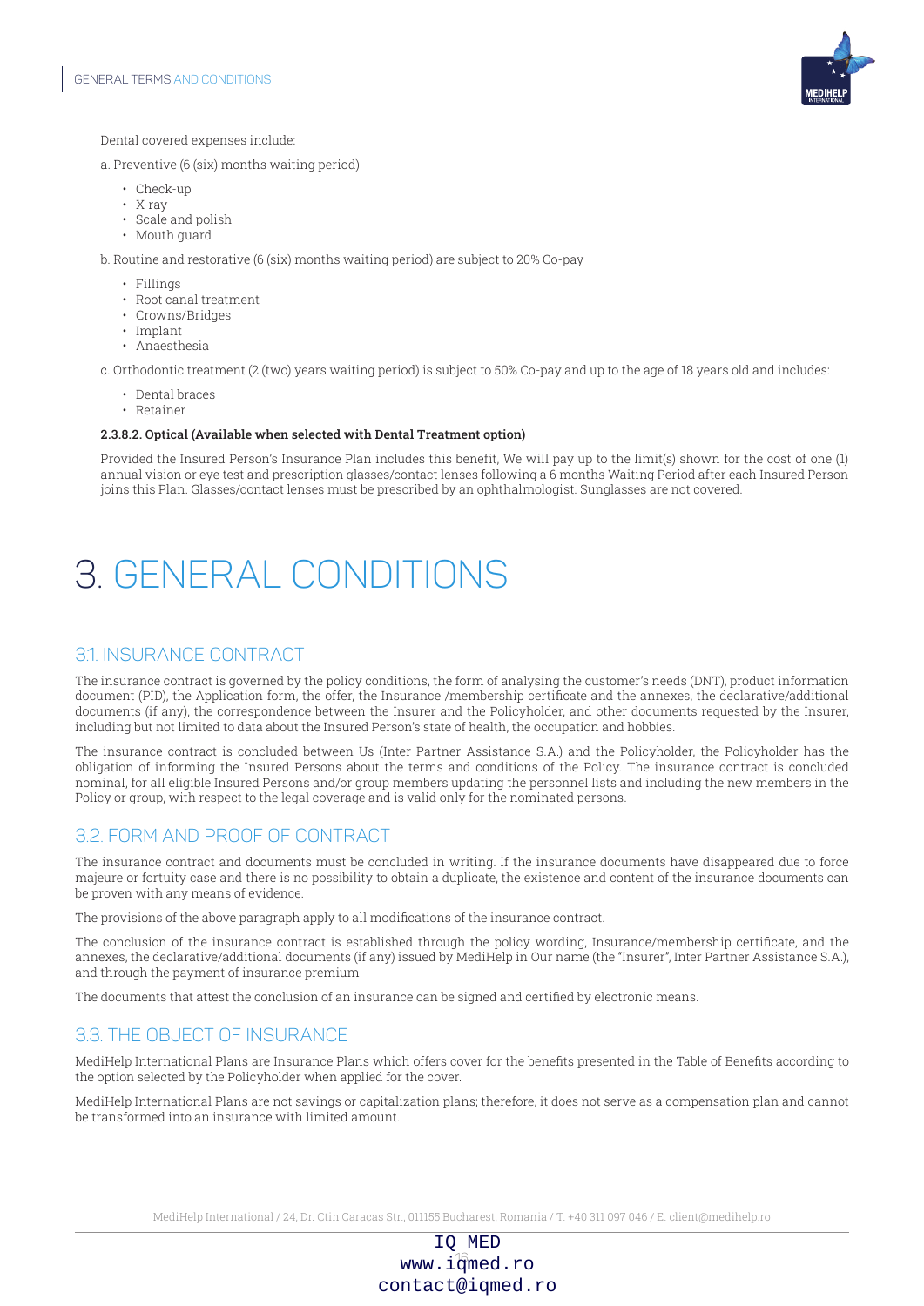Dental covered expenses include:

a. Preventive (6 (six) months waiting period)

- Check-up
- X-ray
- Scale and polish
- Mouth guard

b. Routine and restorative (6 (six) months waiting period) are subject to 20% Co-pay

- Fillings
- Root canal treatment
- Crowns/Bridges
- Implant
- Anaesthesia

c. Orthodontic treatment (2 (two) years waiting period) is subject to 50% Co-pay and up to the age of 18 years old and includes:

- Dental braces
- Retainer

**2.3.8.2. Optical (Available when selected with Dental Treatment option)**

Provided the Insured Person's Insurance Plan includes this benefit, We will pay up to the limit(s) shown for the cost of one (1) annual vision or eye test and prescription glasses/contact lenses following a 6 months Waiting Period after each Insured Person joins this Plan. Glasses/contact lenses must be prescribed by an ophthalmologist. Sunglasses are not covered.

# 3. GENERAL CONDITIONS

## 3.1. INSURANCE CONTRACT

The insurance contract is governed by the policy conditions, the form of analysing the customer's needs (DNT), product information document (PID), the Application form, the offer, the Insurance /membership certificate and the annexes, the declarative/additional documents (if any), the correspondence between the Insurer and the Policyholder, and other documents requested by the Insurer, including but not limited to data about the Insured Person's state of health, the occupation and hobbies.

The insurance contract is concluded between Us (Inter Partner Assistance S.A.) and the Policyholder, the Policyholder has the obligation of informing the Insured Persons about the terms and conditions of the Policy. The insurance contract is concluded nominal, for all eligible Insured Persons and/or group members updating the personnel lists and including the new members in the Policy or group, with respect to the legal coverage and is valid only for the nominated persons.

## 3.2. FORM AND PROOF OF CONTRACT

The insurance contract and documents must be concluded in writing. If the insurance documents have disappeared due to force majeure or fortuity case and there is no possibility to obtain a duplicate, the existence and content of the insurance documents can be proven with any means of evidence.

The provisions of the above paragraph apply to all modifications of the insurance contract.

The conclusion of the insurance contract is established through the policy wording, Insurance/membership certificate, and the annexes, the declarative/additional documents (if any) issued by MediHelp in Our name (the "Insurer", Inter Partner Assistance S.A.), and through the payment of insurance premium.

The documents that attest the conclusion of an insurance can be signed and certified by electronic means.

## 3.3. THE OBJECT OF INSURANCE

MediHelp International Plans are Insurance Plans which offers cover for the benefits presented in the Table of Benefits according to the option selected by the Policyholder when applied for the cover.

MediHelp International Plans are not savings or capitalization plans; therefore, it does not serve as a compensation plan and cannot be transformed into an insurance with limited amount.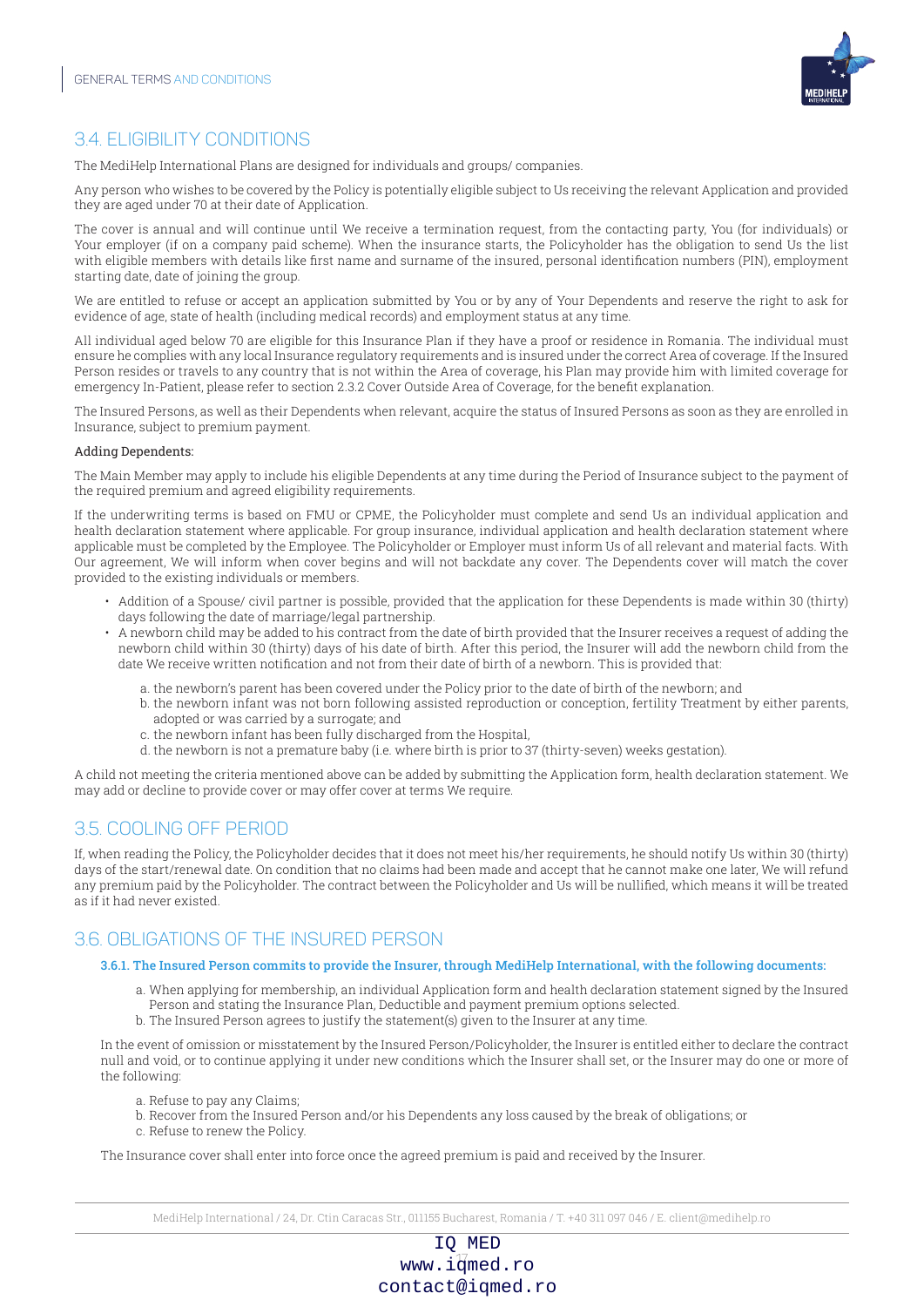## 3.4. ELIGIBILITY CONDITIONS

The MediHelp International Plans are designed for individuals and groups/ companies.

Any person who wishes to be covered by the Policy is potentially eligible subject to Us receiving the relevant Application and provided they are aged under 70 at their date of Application.

The cover is annual and will continue until We receive a termination request, from the contacting party, You (for individuals) or Your employer (if on a company paid scheme). When the insurance starts, the Policyholder has the obligation to send Us the list with eligible members with details like first name and surname of the insured, personal identification numbers (PIN), employment starting date, date of joining the group.

We are entitled to refuse or accept an application submitted by You or by any of Your Dependents and reserve the right to ask for evidence of age, state of health (including medical records) and employment status at any time.

All individual aged below 70 are eligible for this Insurance Plan if they have a proof or residence in Romania. The individual must ensure he complies with any local Insurance regulatory requirements and is insured under the correct Area of coverage. If the Insured Person resides or travels to any country that is not within the Area of coverage, his Plan may provide him with limited coverage for emergency In-Patient, please refer to section 2.3.2 Cover Outside Area of Coverage, for the benefit explanation.

The Insured Persons, as well as their Dependents when relevant, acquire the status of Insured Persons as soon as they are enrolled in Insurance, subject to premium payment.

**Adding Dependents:**

The Main Member may apply to include his eligible Dependents at any time during the Period of Insurance subject to the payment of the required premium and agreed eligibility requirements.

If the underwriting terms is based on FMU or CPME, the Policyholder must complete and send Us an individual application and health declaration statement where applicable. For group insurance, individual application and health declaration statement where applicable must be completed by the Employee. The Policyholder or Employer must inform Us of all relevant and material facts. With Our agreement, We will inform when cover begins and will not backdate any cover. The Dependents cover will match the cover provided to the existing individuals or members.

- Addition of a Spouse/ civil partner is possible, provided that the application for these Dependents is made within 30 (thirty) days following the date of marriage/legal partnership.
- A newborn child may be added to his contract from the date of birth provided that the Insurer receives a request of adding the newborn child within 30 (thirty) days of his date of birth. After this period, the Insurer will add the newborn child from the date We receive written notification and not from their date of birth of a newborn. This is provided that:
  a. the newborn's parent has been covered under the Policy prior to the date of birth of the newborn; and
  b. the newborn infant was not born following assisted reproduction or conception, fertility Treatment by either parents, adopted or was carried by a surrogate; and
  c. the newborn infant has been fully discharged from the Hospital,
  d. the newborn is not a premature baby (i.e. where birth is prior to 37 (thirty-seven) weeks gestation).

A child not meeting the criteria mentioned above can be added by submitting the Application form, health declaration statement. We may add or decline to provide cover or may offer cover at terms We require.

## 3.5. COOLING OFF PERIOD

If, when reading the Policy, the Policyholder decides that it does not meet his/her requirements, he should notify Us within 30 (thirty) days of the start/renewal date. On condition that no claims had been made and accept that he cannot make one later, We will refund any premium paid by the Policyholder. The contract between the Policyholder and Us will be nullified, which means it will be treated as if it had never existed.

## 3.6. OBLIGATIONS OF THE INSURED PERSON

**3.6.1. The Insured Person commits to provide the Insurer, through MediHelp International, with the following documents:**

a. When applying for membership, an individual Application form and health declaration statement signed by the Insured Person and stating the Insurance Plan, Deductible and payment premium options selected.
b. The Insured Person agrees to justify the statement(s) given to the Insurer at any time.

In the event of omission or misstatement by the Insured Person/Policyholder, the Insurer is entitled either to declare the contract null and void, or to continue applying it under new conditions which the Insurer shall set, or the Insurer may do one or more of the following:

a. Refuse to pay any Claims;
b. Recover from the Insured Person and/or his Dependents any loss caused by the break of obligations; or
c. Refuse to renew the Policy.

The Insurance cover shall enter into force once the agreed premium is paid and received by the Insurer.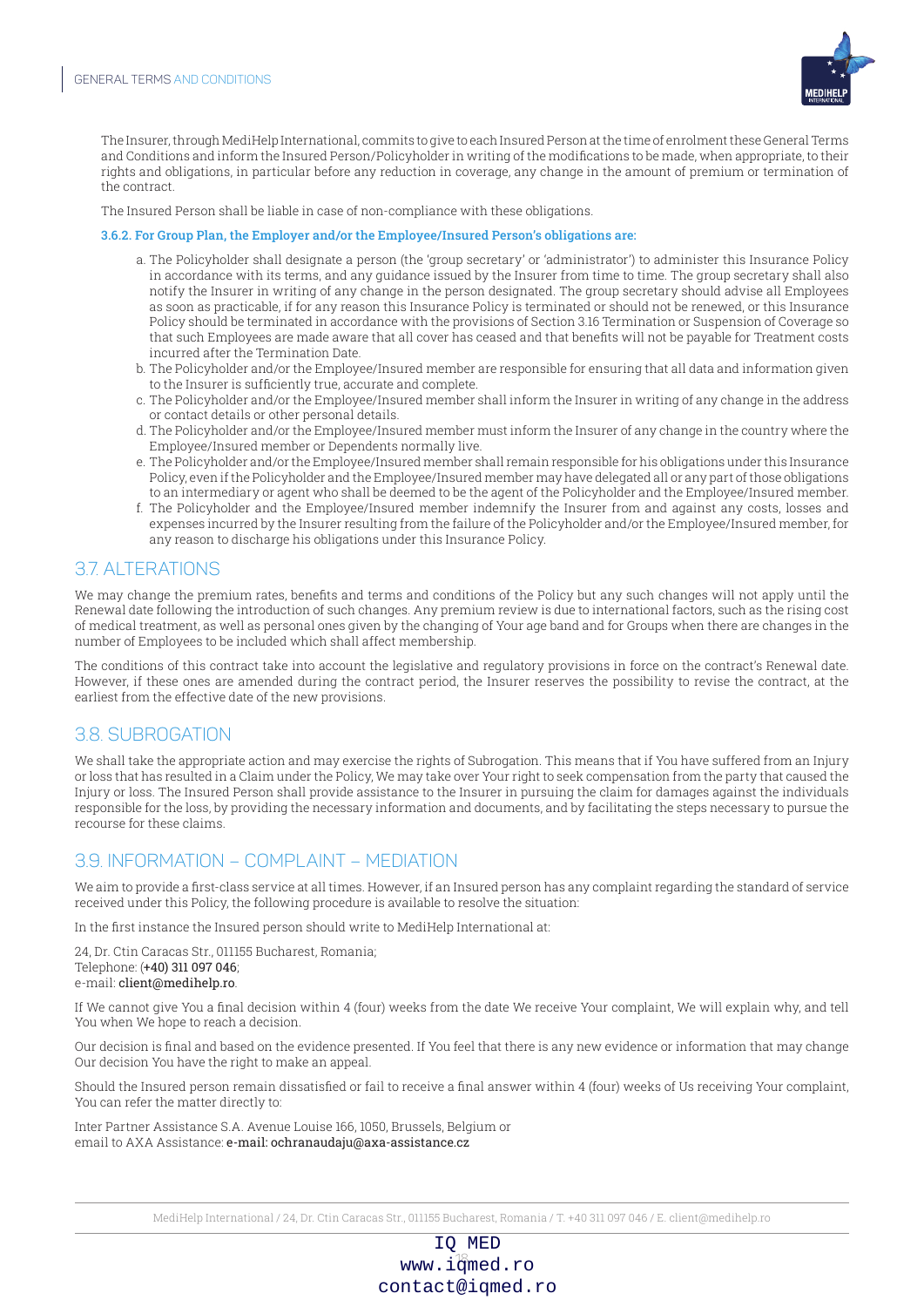The Insurer, through MediHelp International, commits to give to each Insured Person at the time of enrolment these General Terms and Conditions and inform the Insured Person/Policyholder in writing of the modifications to be made, when appropriate, to their rights and obligations, in particular before any reduction in coverage, any change in the amount of premium or termination of the contract.

The Insured Person shall be liable in case of non-compliance with these obligations.

#### 3.6.2. For Group Plan, the Employer and/or the Employee/Insured Person's obligations are:

a. The Policyholder shall designate a person (the 'group secretary' or 'administrator') to administer this Insurance Policy in accordance with its terms, and any guidance issued by the Insurer from time to time. The group secretary shall also notify the Insurer in writing of any change in the person designated. The group secretary should advise all Employees as soon as practicable, if for any reason this Insurance Policy is terminated or should not be renewed, or this Insurance Policy should be terminated in accordance with the provisions of Section 3.16 Termination or Suspension of Coverage so that such Employees are made aware that all cover has ceased and that benefits will not be payable for Treatment costs incurred after the Termination Date.
b. The Policyholder and/or the Employee/Insured member are responsible for ensuring that all data and information given to the Insurer is sufficiently true, accurate and complete.
c. The Policyholder and/or the Employee/Insured member shall inform the Insurer in writing of any change in the address or contact details or other personal details.
d. The Policyholder and/or the Employee/Insured member must inform the Insurer of any change in the country where the Employee/Insured member or Dependents normally live.
e. The Policyholder and/or the Employee/Insured member shall remain responsible for his obligations under this Insurance Policy, even if the Policyholder and the Employee/Insured member may have delegated all or any part of those obligations to an intermediary or agent who shall be deemed to be the agent of the Policyholder and the Employee/Insured member.
f. The Policyholder and the Employee/Insured member indemnify the Insurer from and against any costs, losses and expenses incurred by the Insurer resulting from the failure of the Policyholder and/or the Employee/Insured member, for any reason to discharge his obligations under this Insurance Policy.

## 3.7. ALTERATIONS

We may change the premium rates, benefits and terms and conditions of the Policy but any such changes will not apply until the Renewal date following the introduction of such changes. Any premium review is due to international factors, such as the rising cost of medical treatment, as well as personal ones given by the changing of Your age band and for Groups when there are changes in the number of Employees to be included which shall affect membership.

The conditions of this contract take into account the legislative and regulatory provisions in force on the contract's Renewal date. However, if these ones are amended during the contract period, the Insurer reserves the possibility to revise the contract, at the earliest from the effective date of the new provisions.

## 3.8. SUBROGATION

We shall take the appropriate action and may exercise the rights of Subrogation. This means that if You have suffered from an Injury or loss that has resulted in a Claim under the Policy, We may take over Your right to seek compensation from the party that caused the Injury or loss. The Insured Person shall provide assistance to the Insurer in pursuing the claim for damages against the individuals responsible for the loss, by providing the necessary information and documents, and by facilitating the steps necessary to pursue the recourse for these claims.

## 3.9. INFORMATION – COMPLAINT – MEDIATION

We aim to provide a first-class service at all times. However, if an Insured person has any complaint regarding the standard of service received under this Policy, the following procedure is available to resolve the situation:

In the first instance the Insured person should write to MediHelp International at:

24, Dr. Ctin Caracas Str., 011155 Bucharest, Romania;
Telephone: (+40) 311 097 046;
e-mail: client@medihelp.ro.

If We cannot give You a final decision within 4 (four) weeks from the date We receive Your complaint, We will explain why, and tell You when We hope to reach a decision.

Our decision is final and based on the evidence presented. If You feel that there is any new evidence or information that may change Our decision You have the right to make an appeal.

Should the Insured person remain dissatisfied or fail to receive a final answer within 4 (four) weeks of Us receiving Your complaint, You can refer the matter directly to:

Inter Partner Assistance S.A. Avenue Louise 166, 1050, Brussels, Belgium or
email to AXA Assistance: e-mail: ochranaudaju@axa-assistance.cz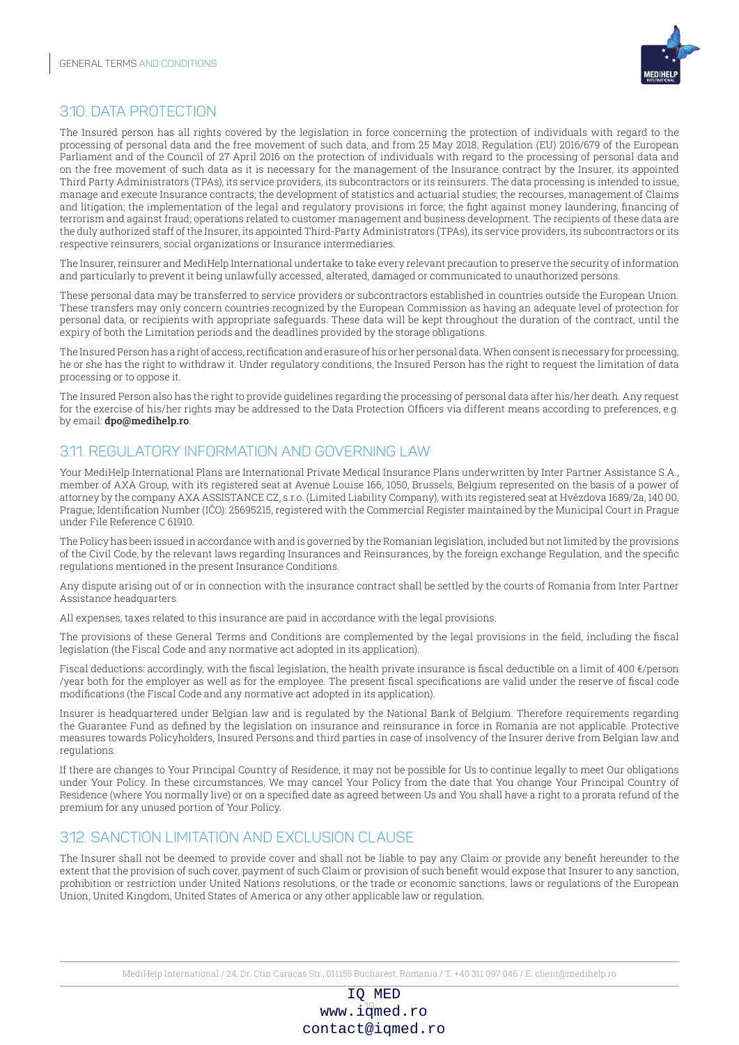## 3.10. DATA PROTECTION

The Insured person has all rights covered by the legislation in force concerning the protection of individuals with regard to the processing of personal data and the free movement of such data, and from 25 May 2018, Regulation (EU) 2016/679 of the European Parliament and of the Council of 27 April 2016 on the protection of individuals with regard to the processing of personal data and on the free movement of such data as it is necessary for the management of the Insurance contract by the Insurer, its appointed Third Party Administrators (TPAs), its service providers, its subcontractors or its reinsurers. The data processing is intended to issue, manage and execute Insurance contracts; the development of statistics and actuarial studies; the recourses, management of Claims and litigation; the implementation of the legal and regulatory provisions in force; the fight against money laundering, financing of terrorism and against fraud; operations related to customer management and business development. The recipients of these data are the duly authorized staff of the Insurer, its appointed Third-Party Administrators (TPAs), its service providers, its subcontractors or its respective reinsurers, social organizations or Insurance intermediaries.

The Insurer, reinsurer and MediHelp International undertake to take every relevant precaution to preserve the security of information and particularly to prevent it being unlawfully accessed, alterated, damaged or communicated to unauthorized persons.

These personal data may be transferred to service providers or subcontractors established in countries outside the European Union. These transfers may only concern countries recognized by the European Commission as having an adequate level of protection for personal data, or recipients with appropriate safeguards. These data will be kept throughout the duration of the contract, until the expiry of both the Limitation periods and the deadlines provided by the storage obligations.

The Insured Person has a right of access, rectification and erasure of his or her personal data. When consent is necessary for processing, he or she has the right to withdraw it. Under regulatory conditions, the Insured Person has the right to request the limitation of data processing or to oppose it.

The Insured Person also has the right to provide guidelines regarding the processing of personal data after his/her death. Any request for the exercise of his/her rights may be addressed to the Data Protection Officers via different means according to preferences, e.g. by email: **dpo@medihelp.ro**.

## 3.11. REGULATORY INFORMATION AND GOVERNING LAW

Your MediHelp International Plans are International Private Medical Insurance Plans underwritten by Inter Partner Assistance S.A., member of AXA Group, with its registered seat at Avenue Louise 166, 1050, Brussels, Belgium represented on the basis of a power of attorney by the company AXA ASSISTANCE CZ, s.r.o. (Limited Liability Company), with its registered seat at Hvězdova 1689/2a, 140 00, Prague, Identification Number (IČO): 25695215, registered with the Commercial Register maintained by the Municipal Court in Prague under File Reference C 61910.

The Policy has been issued in accordance with and is governed by the Romanian legislation, included but not limited by the provisions of the Civil Code, by the relevant laws regarding Insurances and Reinsurances, by the foreign exchange Regulation, and the specific regulations mentioned in the present Insurance Conditions.

Any dispute arising out of or in connection with the insurance contract shall be settled by the courts of Romania from Inter Partner Assistance headquarters.

All expenses, taxes related to this insurance are paid in accordance with the legal provisions.

The provisions of these General Terms and Conditions are complemented by the legal provisions in the field, including the fiscal legislation (the Fiscal Code and any normative act adopted in its application).

Fiscal deductions: accordingly, with the fiscal legislation, the health private insurance is fiscal deductible on a limit of 400 €/person /year both for the employer as well as for the employee. The present fiscal specifications are valid under the reserve of fiscal code modifications (the Fiscal Code and any normative act adopted in its application).

Insurer is headquartered under Belgian law and is regulated by the National Bank of Belgium. Therefore requirements regarding the Guarantee Fund as defined by the legislation on insurance and reinsurance in force in Romania are not applicable. Protective measures towards Policyholders, Insured Persons and third parties in case of insolvency of the Insurer derive from Belgian law and regulations.

If there are changes to Your Principal Country of Residence, it may not be possible for Us to continue legally to meet Our obligations under Your Policy. In these circumstances, We may cancel Your Policy from the date that You change Your Principal Country of Residence (where You normally live) or on a specified date as agreed between Us and You shall have a right to a prorata refund of the premium for any unused portion of Your Policy.

## 3.12. SANCTION LIMITATION AND EXCLUSION CLAUSE

The Insurer shall not be deemed to provide cover and shall not be liable to pay any Claim or provide any benefit hereunder to the extent that the provision of such cover, payment of such Claim or provision of such benefit would expose that Insurer to any sanction, prohibition or restriction under United Nations resolutions, or the trade or economic sanctions, laws or regulations of the European Union, United Kingdom, United States of America or any other applicable law or regulation.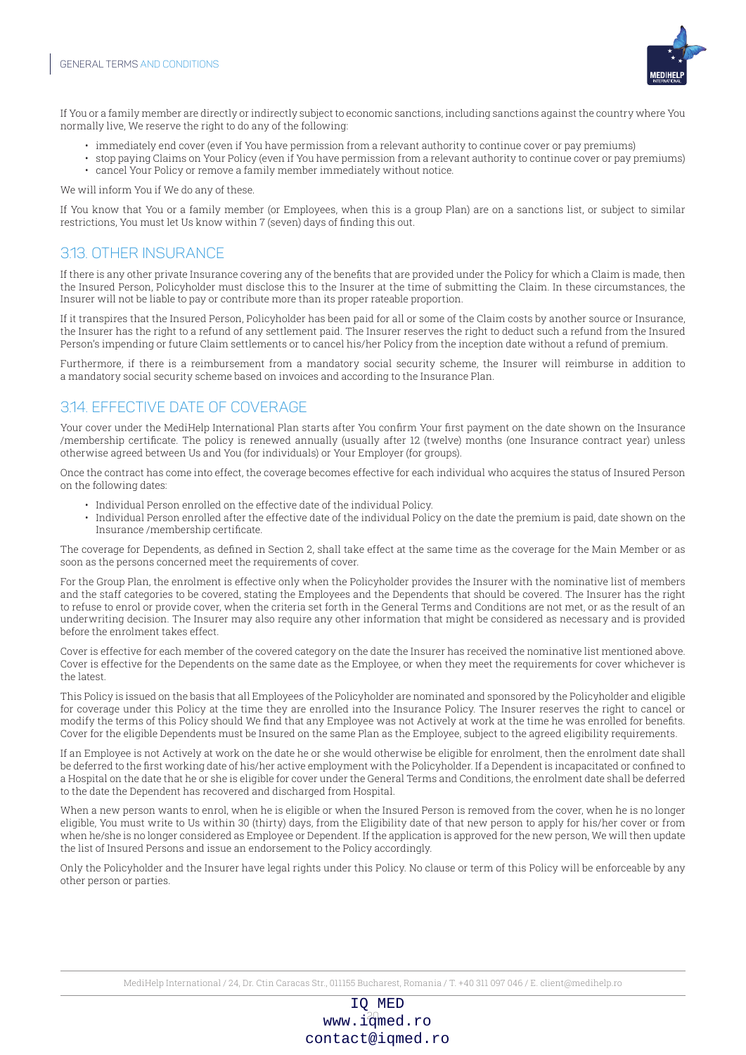If You or a family member are directly or indirectly subject to economic sanctions, including sanctions against the country where You normally live, We reserve the right to do any of the following:

- immediately end cover (even if You have permission from a relevant authority to continue cover or pay premiums)
- stop paying Claims on Your Policy (even if You have permission from a relevant authority to continue cover or pay premiums)
- cancel Your Policy or remove a family member immediately without notice.

We will inform You if We do any of these.

If You know that You or a family member (or Employees, when this is a group Plan) are on a sanctions list, or subject to similar restrictions, You must let Us know within 7 (seven) days of finding this out.

## 3.13. OTHER INSURANCE

If there is any other private Insurance covering any of the benefits that are provided under the Policy for which a Claim is made, then the Insured Person, Policyholder must disclose this to the Insurer at the time of submitting the Claim. In these circumstances, the Insurer will not be liable to pay or contribute more than its proper rateable proportion.

If it transpires that the Insured Person, Policyholder has been paid for all or some of the Claim costs by another source or Insurance, the Insurer has the right to a refund of any settlement paid. The Insurer reserves the right to deduct such a refund from the Insured Person's impending or future Claim settlements or to cancel his/her Policy from the inception date without a refund of premium.

Furthermore, if there is a reimbursement from a mandatory social security scheme, the Insurer will reimburse in addition to a mandatory social security scheme based on invoices and according to the Insurance Plan.

## 3.14. EFFECTIVE DATE OF COVERAGE

Your cover under the MediHelp International Plan starts after You confirm Your first payment on the date shown on the Insurance /membership certificate. The policy is renewed annually (usually after 12 (twelve) months (one Insurance contract year) unless otherwise agreed between Us and You (for individuals) or Your Employer (for groups).

Once the contract has come into effect, the coverage becomes effective for each individual who acquires the status of Insured Person on the following dates:

- Individual Person enrolled on the effective date of the individual Policy.
- Individual Person enrolled after the effective date of the individual Policy on the date the premium is paid, date shown on the Insurance /membership certificate.

The coverage for Dependents, as defined in Section 2, shall take effect at the same time as the coverage for the Main Member or as soon as the persons concerned meet the requirements of cover.

For the Group Plan, the enrolment is effective only when the Policyholder provides the Insurer with the nominative list of members and the staff categories to be covered, stating the Employees and the Dependents that should be covered. The Insurer has the right to refuse to enrol or provide cover, when the criteria set forth in the General Terms and Conditions are not met, or as the result of an underwriting decision. The Insurer may also require any other information that might be considered as necessary and is provided before the enrolment takes effect.

Cover is effective for each member of the covered category on the date the Insurer has received the nominative list mentioned above. Cover is effective for the Dependents on the same date as the Employee, or when they meet the requirements for cover whichever is the latest.

This Policy is issued on the basis that all Employees of the Policyholder are nominated and sponsored by the Policyholder and eligible for coverage under this Policy at the time they are enrolled into the Insurance Policy. The Insurer reserves the right to cancel or modify the terms of this Policy should We find that any Employee was not Actively at work at the time he was enrolled for benefits. Cover for the eligible Dependents must be Insured on the same Plan as the Employee, subject to the agreed eligibility requirements.

If an Employee is not Actively at work on the date he or she would otherwise be eligible for enrolment, then the enrolment date shall be deferred to the first working date of his/her active employment with the Policyholder. If a Dependent is incapacitated or confined to a Hospital on the date that he or she is eligible for cover under the General Terms and Conditions, the enrolment date shall be deferred to the date the Dependent has recovered and discharged from Hospital.

When a new person wants to enrol, when he is eligible or when the Insured Person is removed from the cover, when he is no longer eligible, You must write to Us within 30 (thirty) days, from the Eligibility date of that new person to apply for his/her cover or from when he/she is no longer considered as Employee or Dependent. If the application is approved for the new person, We will then update the list of Insured Persons and issue an endorsement to the Policy accordingly.

Only the Policyholder and the Insurer have legal rights under this Policy. No clause or term of this Policy will be enforceable by any other person or parties.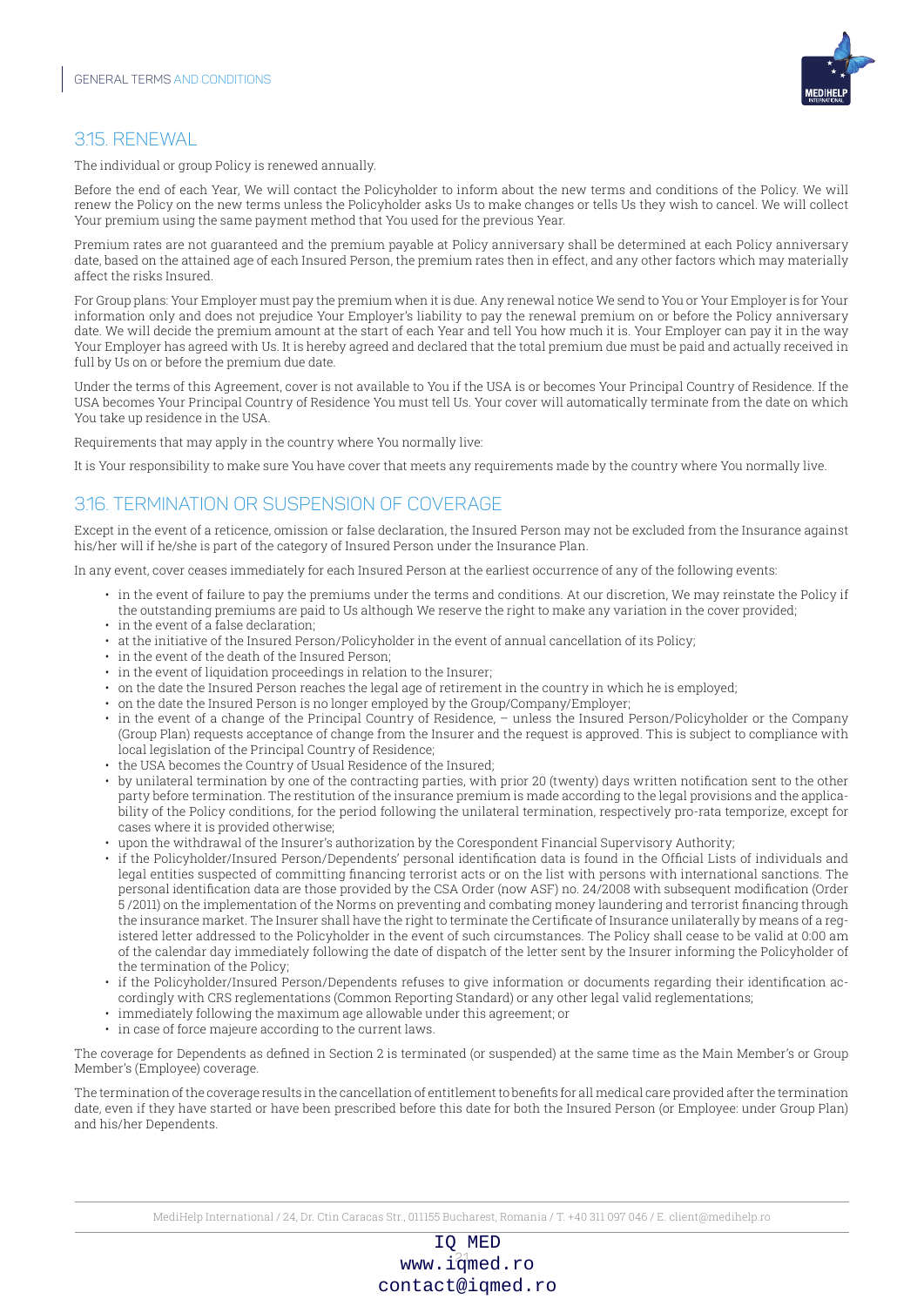## 3.15. RENEWAL

The individual or group Policy is renewed annually.

Before the end of each Year, We will contact the Policyholder to inform about the new terms and conditions of the Policy. We will renew the Policy on the new terms unless the Policyholder asks Us to make changes or tells Us they wish to cancel. We will collect Your premium using the same payment method that You used for the previous Year.

Premium rates are not guaranteed and the premium payable at Policy anniversary shall be determined at each Policy anniversary date, based on the attained age of each Insured Person, the premium rates then in effect, and any other factors which may materially affect the risks Insured.

For Group plans: Your Employer must pay the premium when it is due. Any renewal notice We send to You or Your Employer is for Your information only and does not prejudice Your Employer's liability to pay the renewal premium on or before the Policy anniversary date. We will decide the premium amount at the start of each Year and tell You how much it is. Your Employer can pay it in the way Your Employer has agreed with Us. It is hereby agreed and declared that the total premium due must be paid and actually received in full by Us on or before the premium due date.

Under the terms of this Agreement, cover is not available to You if the USA is or becomes Your Principal Country of Residence. If the USA becomes Your Principal Country of Residence You must tell Us. Your cover will automatically terminate from the date on which You take up residence in the USA.

Requirements that may apply in the country where You normally live:

It is Your responsibility to make sure You have cover that meets any requirements made by the country where You normally live.

## 3.16. TERMINATION OR SUSPENSION OF COVERAGE

Except in the event of a reticence, omission or false declaration, the Insured Person may not be excluded from the Insurance against his/her will if he/she is part of the category of Insured Person under the Insurance Plan.

In any event, cover ceases immediately for each Insured Person at the earliest occurrence of any of the following events:

- in the event of failure to pay the premiums under the terms and conditions. At our discretion, We may reinstate the Policy if the outstanding premiums are paid to Us although We reserve the right to make any variation in the cover provided;
- in the event of a false declaration;
- at the initiative of the Insured Person/Policyholder in the event of annual cancellation of its Policy;
- in the event of the death of the Insured Person;
- in the event of liquidation proceedings in relation to the Insurer;
- on the date the Insured Person reaches the legal age of retirement in the country in which he is employed;
- on the date the Insured Person is no longer employed by the Group/Company/Employer;
- in the event of a change of the Principal Country of Residence, – unless the Insured Person/Policyholder or the Company (Group Plan) requests acceptance of change from the Insurer and the request is approved. This is subject to compliance with local legislation of the Principal Country of Residence;
- the USA becomes the Country of Usual Residence of the Insured;
- by unilateral termination by one of the contracting parties, with prior 20 (twenty) days written notification sent to the other party before termination. The restitution of the insurance premium is made according to the legal provisions and the applicability of the Policy conditions, for the period following the unilateral termination, respectively pro-rata temporize, except for cases where it is provided otherwise;
- upon the withdrawal of the Insurer's authorization by the Corespondent Financial Supervisory Authority;
- if the Policyholder/Insured Person/Dependents' personal identification data is found in the Official Lists of individuals and legal entities suspected of committing financing terrorist acts or on the list with persons with international sanctions. The personal identification data are those provided by the CSA Order (now ASF) no. 24/2008 with subsequent modification (Order 5 /2011) on the implementation of the Norms on preventing and combating money laundering and terrorist financing through the insurance market. The Insurer shall have the right to terminate the Certificate of Insurance unilaterally by means of a registered letter addressed to the Policyholder in the event of such circumstances. The Policy shall cease to be valid at 0:00 am of the calendar day immediately following the date of dispatch of the letter sent by the Insurer informing the Policyholder of the termination of the Policy;
- if the Policyholder/Insured Person/Dependents refuses to give information or documents regarding their identification accordingly with CRS reglementations (Common Reporting Standard) or any other legal valid reglementations;
- immediately following the maximum age allowable under this agreement; or
- in case of force majeure according to the current laws.

The coverage for Dependents as defined in Section 2 is terminated (or suspended) at the same time as the Main Member's or Group Member's (Employee) coverage.

The termination of the coverage results in the cancellation of entitlement to benefits for all medical care provided after the termination date, even if they have started or have been prescribed before this date for both the Insured Person (or Employee: under Group Plan) and his/her Dependents.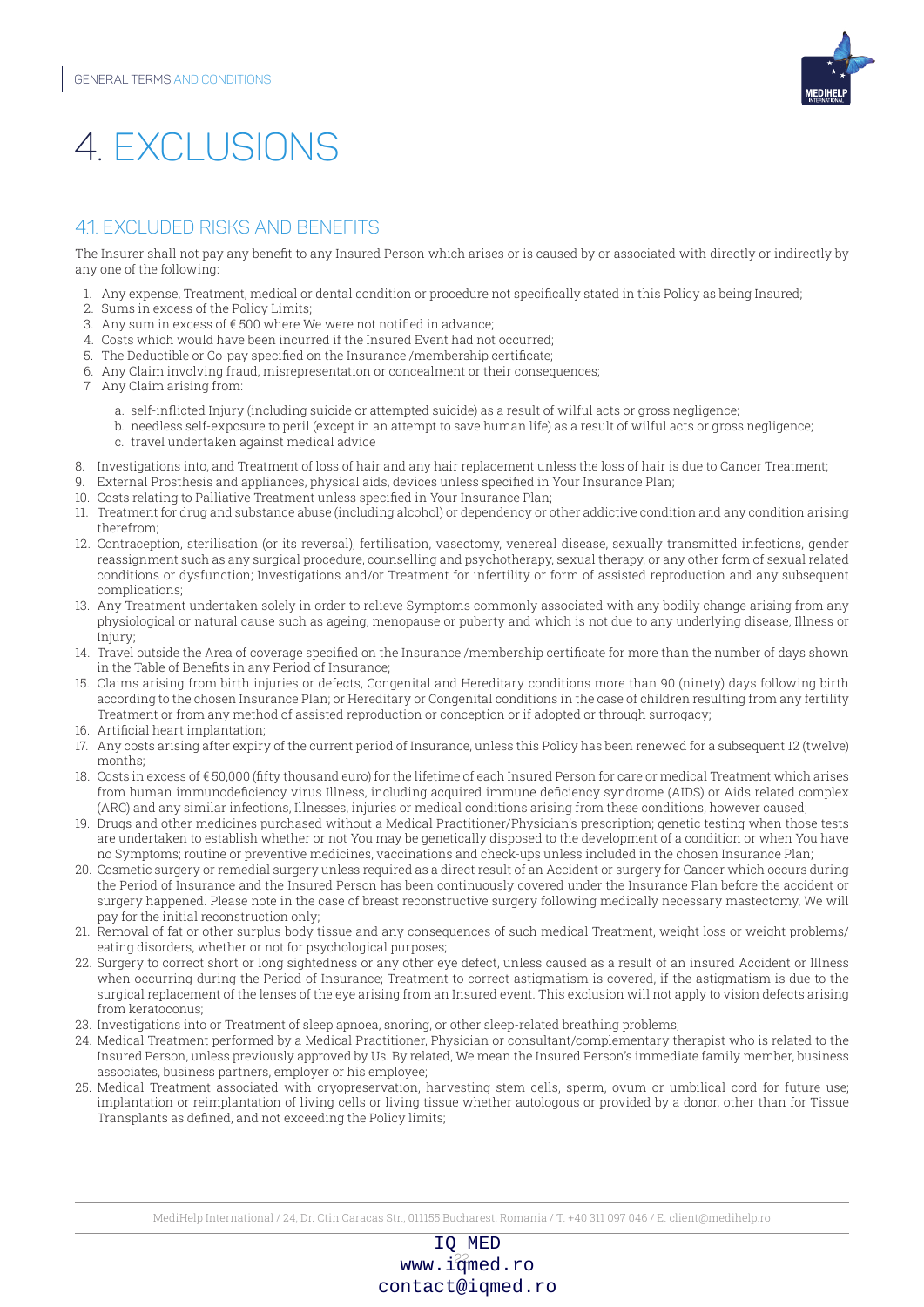# 4. EXCLUSIONS

## 4.1. EXCLUDED RISKS AND BENEFITS

The Insurer shall not pay any benefit to any Insured Person which arises or is caused by or associated with directly or indirectly by any one of the following:

1. Any expense, Treatment, medical or dental condition or procedure not specifically stated in this Policy as being Insured;
2. Sums in excess of the Policy Limits;
3. Any sum in excess of € 500 where We were not notified in advance;
4. Costs which would have been incurred if the Insured Event had not occurred;
5. The Deductible or Co-pay specified on the Insurance /membership certificate;
6. Any Claim involving fraud, misrepresentation or concealment or their consequences;
7. Any Claim arising from:
    a. self-inflicted Injury (including suicide or attempted suicide) as a result of wilful acts or gross negligence;
    b. needless self-exposure to peril (except in an attempt to save human life) as a result of wilful acts or gross negligence;
    c. travel undertaken against medical advice
8. Investigations into, and Treatment of loss of hair and any hair replacement unless the loss of hair is due to Cancer Treatment;
9. External Prosthesis and appliances, physical aids, devices unless specified in Your Insurance Plan;
10. Costs relating to Palliative Treatment unless specified in Your Insurance Plan;
11. Treatment for drug and substance abuse (including alcohol) or dependency or other addictive condition and any condition arising therefrom;
12. Contraception, sterilisation (or its reversal), fertilisation, vasectomy, venereal disease, sexually transmitted infections, gender reassignment such as any surgical procedure, counselling and psychotherapy, sexual therapy, or any other form of sexual related conditions or dysfunction; Investigations and/or Treatment for infertility or form of assisted reproduction and any subsequent complications;
13. Any Treatment undertaken solely in order to relieve Symptoms commonly associated with any bodily change arising from any physiological or natural cause such as ageing, menopause or puberty and which is not due to any underlying disease, Illness or Injury;
14. Travel outside the Area of coverage specified on the Insurance /membership certificate for more than the number of days shown in the Table of Benefits in any Period of Insurance;
15. Claims arising from birth injuries or defects, Congenital and Hereditary conditions more than 90 (ninety) days following birth according to the chosen Insurance Plan; or Hereditary or Congenital conditions in the case of children resulting from any fertility Treatment or from any method of assisted reproduction or conception or if adopted or through surrogacy;
16. Artificial heart implantation;
17. Any costs arising after expiry of the current period of Insurance, unless this Policy has been renewed for a subsequent 12 (twelve) months;
18. Costs in excess of € 50,000 (fifty thousand euro) for the lifetime of each Insured Person for care or medical Treatment which arises from human immunodeficiency virus Illness, including acquired immune deficiency syndrome (AIDS) or Aids related complex (ARC) and any similar infections, Illnesses, injuries or medical conditions arising from these conditions, however caused;
19. Drugs and other medicines purchased without a Medical Practitioner/Physician's prescription; genetic testing when those tests are undertaken to establish whether or not You may be genetically disposed to the development of a condition or when You have no Symptoms; routine or preventive medicines, vaccinations and check-ups unless included in the chosen Insurance Plan;
20. Cosmetic surgery or remedial surgery unless required as a direct result of an Accident or surgery for Cancer which occurs during the Period of Insurance and the Insured Person has been continuously covered under the Insurance Plan before the accident or surgery happened. Please note in the case of breast reconstructive surgery following medically necessary mastectomy, We will pay for the initial reconstruction only;
21. Removal of fat or other surplus body tissue and any consequences of such medical Treatment, weight loss or weight problems/ eating disorders, whether or not for psychological purposes;
22. Surgery to correct short or long sightedness or any other eye defect, unless caused as a result of an insured Accident or Illness when occurring during the Period of Insurance; Treatment to correct astigmatism is covered, if the astigmatism is due to the surgical replacement of the lenses of the eye arising from an Insured event. This exclusion will not apply to vision defects arising from keratoconus;
23. Investigations into or Treatment of sleep apnoea, snoring, or other sleep-related breathing problems;
24. Medical Treatment performed by a Medical Practitioner, Physician or consultant/complementary therapist who is related to the Insured Person, unless previously approved by Us. By related, We mean the Insured Person's immediate family member, business associates, business partners, employer or his employee;
25. Medical Treatment associated with cryopreservation, harvesting stem cells, sperm, ovum or umbilical cord for future use; implantation or reimplantation of living cells or living tissue whether autologous or provided by a donor, other than for Tissue Transplants as defined, and not exceeding the Policy limits;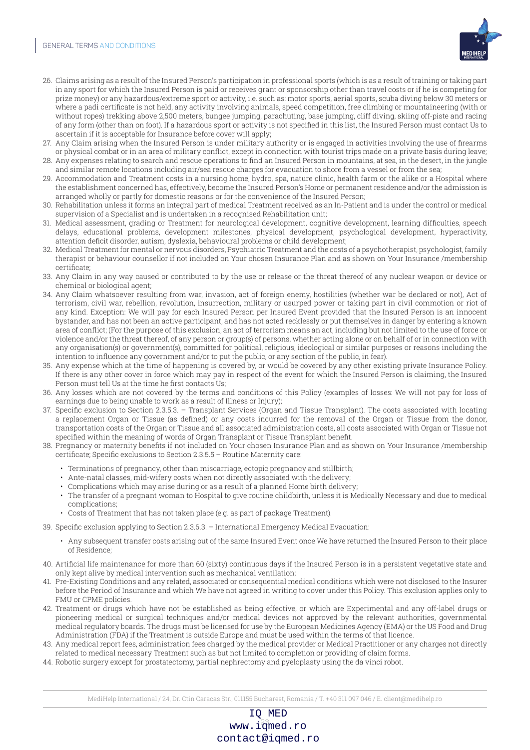26. Claims arising as a result of the Insured Person's participation in professional sports (which is as a result of training or taking part in any sport for which the Insured Person is paid or receives grant or sponsorship other than travel costs or if he is competing for prize money) or any hazardous/extreme sport or activity, i.e. such as: motor sports, aerial sports, scuba diving below 30 meters or where a padi certificate is not held, any activity involving animals, speed competition, free climbing or mountaineering (with or without ropes) trekking above 2,500 meters, bungee jumping, parachuting, base jumping, cliff diving, skiing off-piste and racing of any form (other than on foot). If a hazardous sport or activity is not specified in this list, the Insured Person must contact Us to ascertain if it is acceptable for Insurance before cover will apply;
27. Any Claim arising when the Insured Person is under military authority or is engaged in activities involving the use of firearms or physical combat or in an area of military conflict, except in connection with tourist trips made on a private basis during leave;
28. Any expenses relating to search and rescue operations to find an Insured Person in mountains, at sea, in the desert, in the jungle and similar remote locations including air/sea rescue charges for evacuation to shore from a vessel or from the sea;
29. Accommodation and Treatment costs in a nursing home, hydro, spa, nature clinic, health farm or the alike or a Hospital where the establishment concerned has, effectively, become the Insured Person's Home or permanent residence and/or the admission is arranged wholly or partly for domestic reasons or for the convenience of the Insured Person;
30. Rehabilitation unless it forms an integral part of medical Treatment received as an In-Patient and is under the control or medical supervision of a Specialist and is undertaken in a recognised Rehabilitation unit;
31. Medical assessment, grading or Treatment for neurological development, cognitive development, learning difficulties, speech delays, educational problems, development milestones, physical development, psychological development, hyperactivity, attention deficit disorder, autism, dyslexia, behavioural problems or child development;
32. Medical Treatment for mental or nervous disorders, Psychiatric Treatment and the costs of a psychotherapist, psychologist, family therapist or behaviour counsellor if not included on Your chosen Insurance Plan and as shown on Your Insurance /membership certificate;
33. Any Claim in any way caused or contributed to by the use or release or the threat thereof of any nuclear weapon or device or chemical or biological agent;
34. Any Claim whatsoever resulting from war, invasion, act of foreign enemy, hostilities (whether war be declared or not), Act of terrorism, civil war, rebellion, revolution, insurrection, military or usurped power or taking part in civil commotion or riot of any kind. Exception: We will pay for each Insured Person per Insured Event provided that the Insured Person is an innocent bystander, and has not been an active participant, and has not acted recklessly or put themselves in danger by entering a known area of conflict; (For the purpose of this exclusion, an act of terrorism means an act, including but not limited to the use of force or violence and/or the threat thereof, of any person or group(s) of persons, whether acting alone or on behalf of or in connection with any organisation(s) or government(s), committed for political, religious, ideological or similar purposes or reasons including the intention to influence any government and/or to put the public, or any section of the public, in fear).
35. Any expense which at the time of happening is covered by, or would be covered by any other existing private Insurance Policy. If there is any other cover in force which may pay in respect of the event for which the Insured Person is claiming, the Insured Person must tell Us at the time he first contacts Us;
36. Any losses which are not covered by the terms and conditions of this Policy (examples of losses: We will not pay for loss of earnings due to being unable to work as a result of Illness or Injury);
37. Specific exclusion to Section 2.3.5.3. – Transplant Services (Organ and Tissue Transplant). The costs associated with locating a replacement Organ or Tissue (as defined) or any costs incurred for the removal of the Organ or Tissue from the donor, transportation costs of the Organ or Tissue and all associated administration costs, all costs associated with Organ or Tissue not specified within the meaning of words of Organ Transplant or Tissue Transplant benefit.
38. Pregnancy or maternity benefits if not included on Your chosen Insurance Plan and as shown on Your Insurance /membership certificate; Specific exclusions to Section 2.3.5.5 – Routine Maternity care:
    - Terminations of pregnancy, other than miscarriage, ectopic pregnancy and stillbirth;
    - Ante-natal classes, mid-wifery costs when not directly associated with the delivery;
    - Complications which may arise during or as a result of a planned Home birth delivery;
    - The transfer of a pregnant woman to Hospital to give routine childbirth, unless it is Medically Necessary and due to medical complications;
    - Costs of Treatment that has not taken place (e.g. as part of package Treatment).
39. Specific exclusion applying to Section 2.3.6.3. – International Emergency Medical Evacuation:
    - Any subsequent transfer costs arising out of the same Insured Event once We have returned the Insured Person to their place of Residence;
40. Artificial life maintenance for more than 60 (sixty) continuous days if the Insured Person is in a persistent vegetative state and only kept alive by medical intervention such as mechanical ventilation;
41. Pre-Existing Conditions and any related, associated or consequential medical conditions which were not disclosed to the Insurer before the Period of Insurance and which We have not agreed in writing to cover under this Policy. This exclusion applies only to FMU or CPME policies.
42. Treatment or drugs which have not be established as being effective, or which are Experimental and any off-label drugs or pioneering medical or surgical techniques and/or medical devices not approved by the relevant authorities, governmental medical regulatory boards. The drugs must be licensed for use by the European Medicines Agency (EMA) or the US Food and Drug Administration (FDA) if the Treatment is outside Europe and must be used within the terms of that licence.
43. Any medical report fees, administration fees charged by the medical provider or Medical Practitioner or any charges not directly related to medical necessary Treatment such as but not limited to completion or providing of claim forms.
44. Robotic surgery except for prostatectomy, partial nephrectomy and pyeloplasty using the da vinci robot.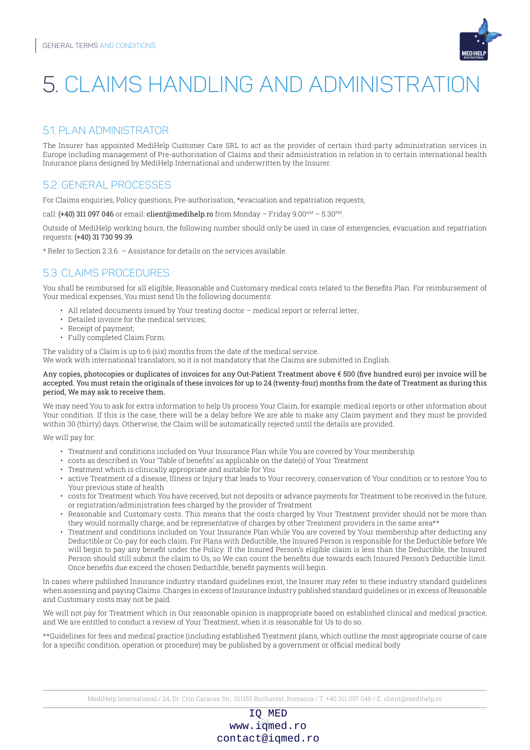# 5. CLAIMS HANDLING AND ADMINISTRATION

## 5.1. PLAN ADMINISTRATOR

The Insurer has appointed MediHelp Customer Care SRL to act as the provider of certain third-party administration services in Europe including management of Pre-authorisation of Claims and their administration in relation in to certain international health Insurance plans designed by MediHelp International and underwritten by the Insurer.

## 5.2. GENERAL PROCESSES

For Claims enquiries, Policy questions, Pre-authorisation, *evacuation and repatriation requests,

call: **(+40) 311 097 046** or email: **client@medihelp.ro** from Monday – Friday 9.00AM – 5.30PM.

Outside of MediHelp working hours, the following number should only be used in case of emergencies, evacuation and repatriation requests: **(+40) 31 730 99 39**.

* Refer to Section 2.3.6. – Assistance for details on the services available.

## 5.3. CLAIMS PROCEDURES

You shall be reimbursed for all eligible, Reasonable and Customary medical costs related to the Benefits Plan. For reimbursement of Your medical expenses, You must send Us the following documents:

- All related documents issued by Your treating doctor – medical report or referral letter;
- Detailed invoice for the medical services;
- Receipt of payment;
- Fully completed Claim Form.

The validity of a Claim is up to 6 (six) months from the date of the medical service.
We work with international translators, so it is not mandatory that the Claims are submitted in English.

**Any copies, photocopies or duplicates of invoices for any Out-Patient Treatment above € 500 (five hundred euro) per invoice will be accepted. You must retain the originals of these invoices for up to 24 (twenty-four) months from the date of Treatment as during this period, We may ask to receive them.**

We may need You to ask for extra information to help Us process Your Claim, for example: medical reports or other information about Your condition. If this is the case, there will be a delay before We are able to make any Claim payment and they must be provided within 30 (thirty) days. Otherwise, the Claim will be automatically rejected until the details are provided.

We will pay for:

- Treatment and conditions included on Your Insurance Plan while You are covered by Your membership
- costs as described in Your 'Table of benefits' as applicable on the date(s) of Your Treatment
- Treatment which is clinically appropriate and suitable for You
- active Treatment of a disease, Illness or Injury that leads to Your recovery, conservation of Your condition or to restore You to Your previous state of health
- costs for Treatment which You have received, but not deposits or advance payments for Treatment to be received in the future, or registration/administration fees charged by the provider of Treatment
- Reasonable and Customary costs. This means that the costs charged by Your Treatment provider should not be more than they would normally charge, and be representative of charges by other Treatment providers in the same area**
- Treatment and conditions included on Your Insurance Plan while You are covered by Your membership after deducting any Deductible or Co-pay for each claim. For Plans with Deductible, the Insured Person is responsible for the Deductible before We will begin to pay any benefit under the Policy. If the Insured Person's eligible claim is less than the Deductible, the Insured Person should still submit the claim to Us, so We can count the benefits due towards each Insured Person's Deductible limit. Once benefits due exceed the chosen Deductible, benefit payments will begin.

In cases where published Insurance industry standard guidelines exist, the Insurer may refer to these industry standard guidelines when assessing and paying Claims. Charges in excess of Insurance Industry published standard guidelines or in excess of Reasonable and Customary costs may not be paid.

We will not pay for Treatment which in Our reasonable opinion is inappropriate based on established clinical and medical practice, and We are entitled to conduct a review of Your Treatment, when it is reasonable for Us to do so.

**Guidelines for fees and medical practice (including established Treatment plans, which outline the most appropriate course of care for a specific condition, operation or procedure) may be published by a government or official medical body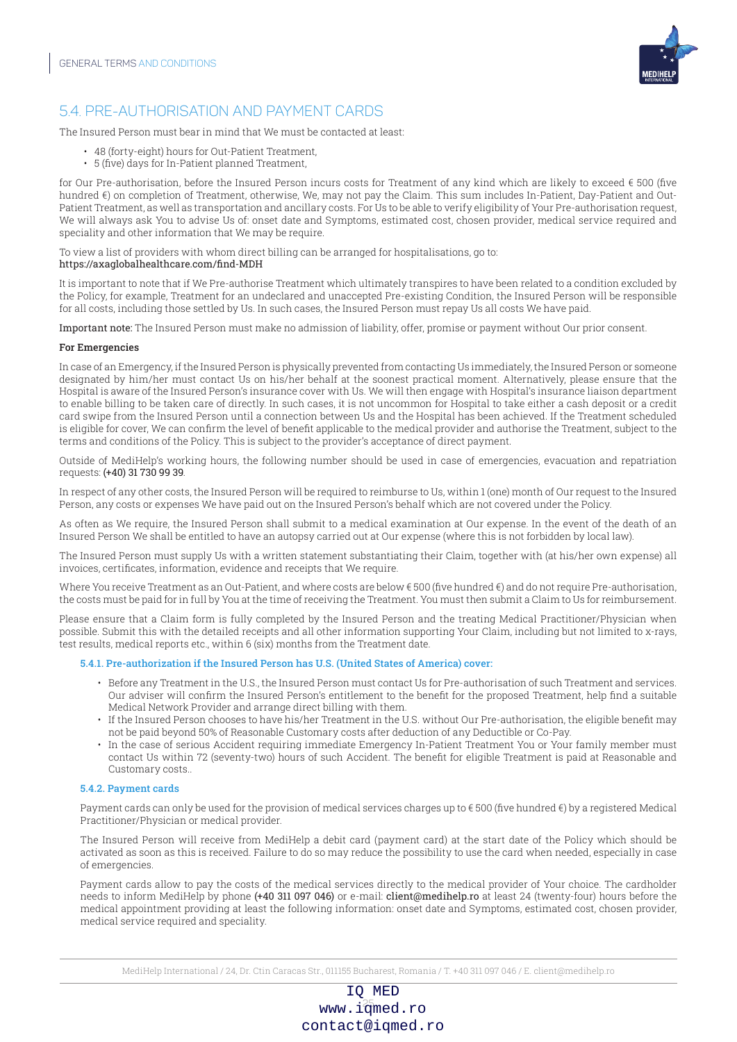## 5.4. PRE-AUTHORISATION AND PAYMENT CARDS

The Insured Person must bear in mind that We must be contacted at least:

- 48 (forty-eight) hours for Out-Patient Treatment,
- 5 (five) days for In-Patient planned Treatment,

for Our Pre-authorisation, before the Insured Person incurs costs for Treatment of any kind which are likely to exceed € 500 (five hundred €) on completion of Treatment, otherwise, We, may not pay the Claim. This sum includes In-Patient, Day-Patient and Out-Patient Treatment, as well as transportation and ancillary costs. For Us to be able to verify eligibility of Your Pre-authorisation request, We will always ask You to advise Us of: onset date and Symptoms, estimated cost, chosen provider, medical service required and speciality and other information that We may be require.

To view a list of providers with whom direct billing can be arranged for hospitalisations, go to:
https://axaglobalhealthcare.com/find-MDH

It is important to note that if We Pre-authorise Treatment which ultimately transpires to have been related to a condition excluded by the Policy, for example, Treatment for an undeclared and unaccepted Pre-existing Condition, the Insured Person will be responsible for all costs, including those settled by Us. In such cases, the Insured Person must repay Us all costs We have paid.

Important note: The Insured Person must make no admission of liability, offer, promise or payment without Our prior consent.

**For Emergencies**

In case of an Emergency, if the Insured Person is physically prevented from contacting Us immediately, the Insured Person or someone designated by him/her must contact Us on his/her behalf at the soonest practical moment. Alternatively, please ensure that the Hospital is aware of the Insured Person's insurance cover with Us. We will then engage with Hospital's insurance liaison department to enable billing to be taken care of directly. In such cases, it is not uncommon for Hospital to take either a cash deposit or a credit card swipe from the Insured Person until a connection between Us and the Hospital has been achieved. If the Treatment scheduled is eligible for cover, We can confirm the level of benefit applicable to the medical provider and authorise the Treatment, subject to the terms and conditions of the Policy. This is subject to the provider's acceptance of direct payment.

Outside of MediHelp's working hours, the following number should be used in case of emergencies, evacuation and repatriation requests: (+40) 31 730 99 39.

In respect of any other costs, the Insured Person will be required to reimburse to Us, within 1 (one) month of Our request to the Insured Person, any costs or expenses We have paid out on the Insured Person's behalf which are not covered under the Policy.

As often as We require, the Insured Person shall submit to a medical examination at Our expense. In the event of the death of an Insured Person We shall be entitled to have an autopsy carried out at Our expense (where this is not forbidden by local law).

The Insured Person must supply Us with a written statement substantiating their Claim, together with (at his/her own expense) all invoices, certificates, information, evidence and receipts that We require.

Where You receive Treatment as an Out-Patient, and where costs are below € 500 (five hundred €) and do not require Pre-authorisation, the costs must be paid for in full by You at the time of receiving the Treatment. You must then submit a Claim to Us for reimbursement.

Please ensure that a Claim form is fully completed by the Insured Person and the treating Medical Practitioner/Physician when possible. Submit this with the detailed receipts and all other information supporting Your Claim, including but not limited to x-rays, test results, medical reports etc., within 6 (six) months from the Treatment date.

### 5.4.1. Pre-authorization if the Insured Person has U.S. (United States of America) cover:

- Before any Treatment in the U.S., the Insured Person must contact Us for Pre-authorisation of such Treatment and services. Our adviser will confirm the Insured Person's entitlement to the benefit for the proposed Treatment, help find a suitable Medical Network Provider and arrange direct billing with them.
- If the Insured Person chooses to have his/her Treatment in the U.S. without Our Pre-authorisation, the eligible benefit may not be paid beyond 50% of Reasonable Customary costs after deduction of any Deductible or Co-Pay.
- In the case of serious Accident requiring immediate Emergency In-Patient Treatment You or Your family member must contact Us within 72 (seventy-two) hours of such Accident. The benefit for eligible Treatment is paid at Reasonable and Customary costs..

### 5.4.2. Payment cards

Payment cards can only be used for the provision of medical services charges up to € 500 (five hundred €) by a registered Medical Practitioner/Physician or medical provider.

The Insured Person will receive from MediHelp a debit card (payment card) at the start date of the Policy which should be activated as soon as this is received. Failure to do so may reduce the possibility to use the card when needed, especially in case of emergencies.

Payment cards allow to pay the costs of the medical services directly to the medical provider of Your choice. The cardholder needs to inform MediHelp by phone (+40 311 097 046) or e-mail: client@medihelp.ro at least 24 (twenty-four) hours before the medical appointment providing at least the following information: onset date and Symptoms, estimated cost, chosen provider, medical service required and speciality.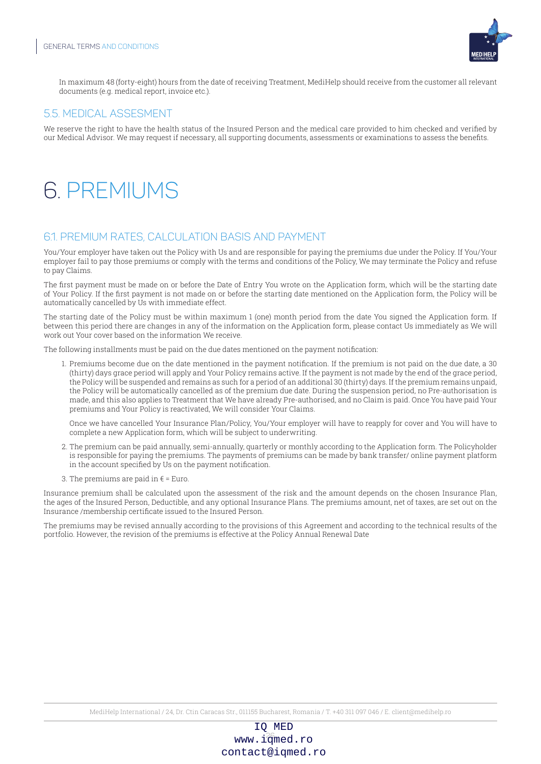In maximum 48 (forty-eight) hours from the date of receiving Treatment, MediHelp should receive from the customer all relevant documents (e.g. medical report, invoice etc.).

## 5.5. MEDICAL ASSESMENT

We reserve the right to have the health status of the Insured Person and the medical care provided to him checked and verified by our Medical Advisor. We may request if necessary, all supporting documents, assessments or examinations to assess the benefits.

# 6. PREMIUMS

## 6.1. PREMIUM RATES, CALCULATION BASIS AND PAYMENT

You/Your employer have taken out the Policy with Us and are responsible for paying the premiums due under the Policy. If You/Your employer fail to pay those premiums or comply with the terms and conditions of the Policy, We may terminate the Policy and refuse to pay Claims.

The first payment must be made on or before the Date of Entry You wrote on the Application form, which will be the starting date of Your Policy. If the first payment is not made on or before the starting date mentioned on the Application form, the Policy will be automatically cancelled by Us with immediate effect.

The starting date of the Policy must be within maximum 1 (one) month period from the date You signed the Application form. If between this period there are changes in any of the information on the Application form, please contact Us immediately as We will work out Your cover based on the information We receive.

The following installments must be paid on the due dates mentioned on the payment notification:

1. Premiums become due on the date mentioned in the payment notification. If the premium is not paid on the due date, a 30 (thirty) days grace period will apply and Your Policy remains active. If the payment is not made by the end of the grace period, the Policy will be suspended and remains as such for a period of an additional 30 (thirty) days. If the premium remains unpaid, the Policy will be automatically cancelled as of the premium due date. During the suspension period, no Pre-authorisation is made, and this also applies to Treatment that We have already Pre-authorised, and no Claim is paid. Once You have paid Your premiums and Your Policy is reactivated, We will consider Your Claims.

   Once we have cancelled Your Insurance Plan/Policy, You/Your employer will have to reapply for cover and You will have to complete a new Application form, which will be subject to underwriting.

2. The premium can be paid annually, semi-annually, quarterly or monthly according to the Application form. The Policyholder is responsible for paying the premiums. The payments of premiums can be made by bank transfer/ online payment platform in the account specified by Us on the payment notification.

3. The premiums are paid in € = Euro.

Insurance premium shall be calculated upon the assessment of the risk and the amount depends on the chosen Insurance Plan, the ages of the Insured Person, Deductible, and any optional Insurance Plans. The premiums amount, net of taxes, are set out on the Insurance /membership certificate issued to the Insured Person.

The premiums may be revised annually according to the provisions of this Agreement and according to the technical results of the portfolio. However, the revision of the premiums is effective at the Policy Annual Renewal Date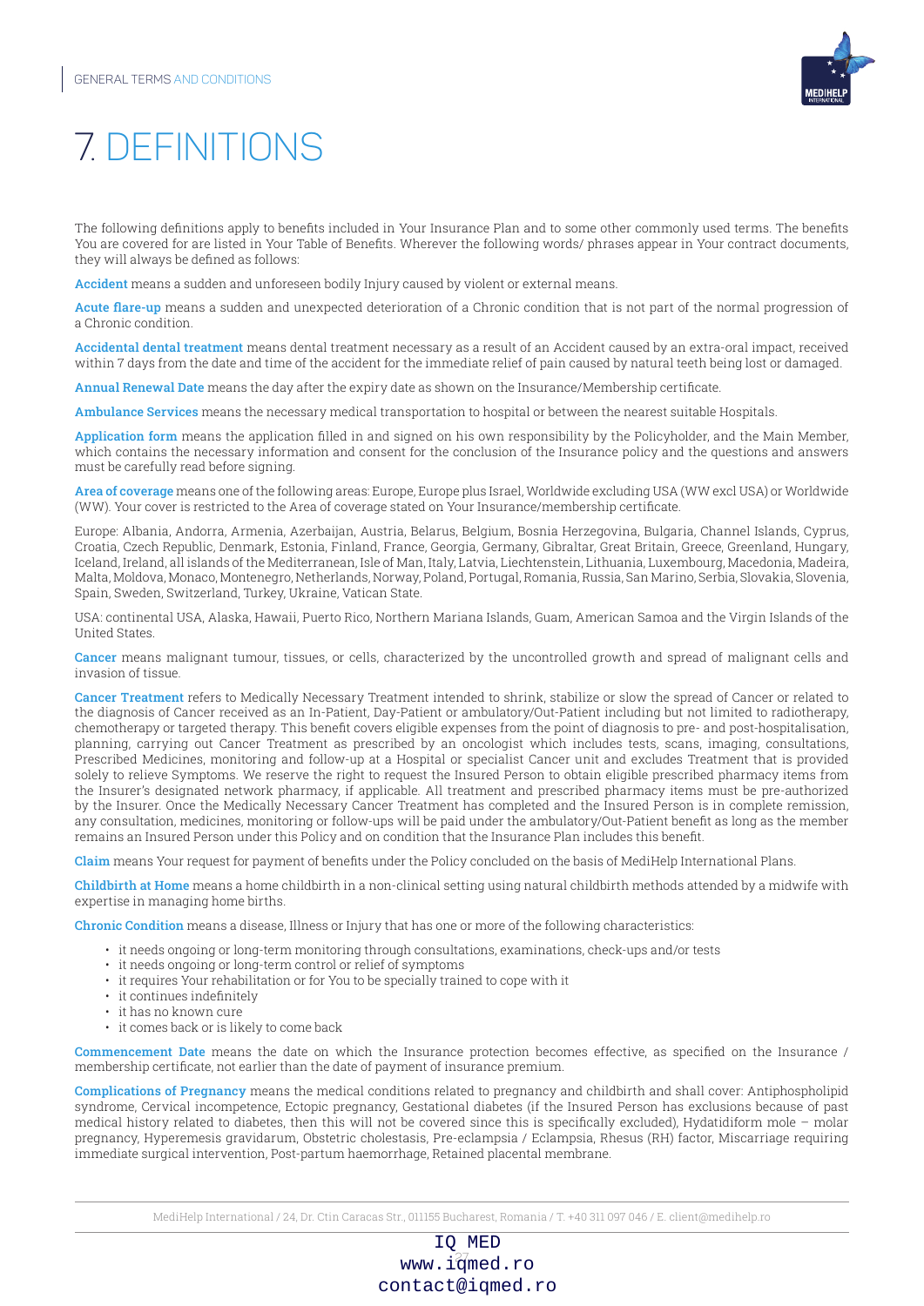# 7. DEFINITIONS

The following definitions apply to benefits included in Your Insurance Plan and to some other commonly used terms. The benefits You are covered for are listed in Your Table of Benefits. Wherever the following words/ phrases appear in Your contract documents, they will always be defined as follows:

**Accident** means a sudden and unforeseen bodily Injury caused by violent or external means.

**Acute flare-up** means a sudden and unexpected deterioration of a Chronic condition that is not part of the normal progression of a Chronic condition.

**Accidental dental treatment** means dental treatment necessary as a result of an Accident caused by an extra-oral impact, received within 7 days from the date and time of the accident for the immediate relief of pain caused by natural teeth being lost or damaged.

**Annual Renewal Date** means the day after the expiry date as shown on the Insurance/Membership certificate.

**Ambulance Services** means the necessary medical transportation to hospital or between the nearest suitable Hospitals.

**Application form** means the application filled in and signed on his own responsibility by the Policyholder, and the Main Member, which contains the necessary information and consent for the conclusion of the Insurance policy and the questions and answers must be carefully read before signing.

**Area of coverage** means one of the following areas: Europe, Europe plus Israel, Worldwide excluding USA (WW excl USA) or Worldwide (WW). Your cover is restricted to the Area of coverage stated on Your Insurance/membership certificate.

Europe: Albania, Andorra, Armenia, Azerbaijan, Austria, Belarus, Belgium, Bosnia Herzegovina, Bulgaria, Channel Islands, Cyprus, Croatia, Czech Republic, Denmark, Estonia, Finland, France, Georgia, Germany, Gibraltar, Great Britain, Greece, Greenland, Hungary, Iceland, Ireland, all islands of the Mediterranean, Isle of Man, Italy, Latvia, Liechtenstein, Lithuania, Luxembourg, Macedonia, Madeira, Malta, Moldova, Monaco, Montenegro, Netherlands, Norway, Poland, Portugal, Romania, Russia, San Marino, Serbia, Slovakia, Slovenia, Spain, Sweden, Switzerland, Turkey, Ukraine, Vatican State.

USA: continental USA, Alaska, Hawaii, Puerto Rico, Northern Mariana Islands, Guam, American Samoa and the Virgin Islands of the United States.

**Cancer** means malignant tumour, tissues, or cells, characterized by the uncontrolled growth and spread of malignant cells and invasion of tissue.

**Cancer Treatment** refers to Medically Necessary Treatment intended to shrink, stabilize or slow the spread of Cancer or related to the diagnosis of Cancer received as an In-Patient, Day-Patient or ambulatory/Out-Patient including but not limited to radiotherapy, chemotherapy or targeted therapy. This benefit covers eligible expenses from the point of diagnosis to pre- and post-hospitalisation, planning, carrying out Cancer Treatment as prescribed by an oncologist which includes tests, scans, imaging, consultations, Prescribed Medicines, monitoring and follow-up at a Hospital or specialist Cancer unit and excludes Treatment that is provided solely to relieve Symptoms. We reserve the right to request the Insured Person to obtain eligible prescribed pharmacy items from the Insurer's designated network pharmacy, if applicable. All treatment and prescribed pharmacy items must be pre-authorized by the Insurer. Once the Medically Necessary Cancer Treatment has completed and the Insured Person is in complete remission, any consultation, medicines, monitoring or follow-ups will be paid under the ambulatory/Out-Patient benefit as long as the member remains an Insured Person under this Policy and on condition that the Insurance Plan includes this benefit.

**Claim** means Your request for payment of benefits under the Policy concluded on the basis of MediHelp International Plans.

**Childbirth at Home** means a home childbirth in a non-clinical setting using natural childbirth methods attended by a midwife with expertise in managing home births.

**Chronic Condition** means a disease, Illness or Injury that has one or more of the following characteristics:

- it needs ongoing or long-term monitoring through consultations, examinations, check-ups and/or tests
- it needs ongoing or long-term control or relief of symptoms
- it requires Your rehabilitation or for You to be specially trained to cope with it
- it continues indefinitely
- it has no known cure
- it comes back or is likely to come back

**Commencement Date** means the date on which the Insurance protection becomes effective, as specified on the Insurance / membership certificate, not earlier than the date of payment of insurance premium.

**Complications of Pregnancy** means the medical conditions related to pregnancy and childbirth and shall cover: Antiphospholipid syndrome, Cervical incompetence, Ectopic pregnancy, Gestational diabetes (if the Insured Person has exclusions because of past medical history related to diabetes, then this will not be covered since this is specifically excluded), Hydatidiform mole – molar pregnancy, Hyperemesis gravidarum, Obstetric cholestasis, Pre-eclampsia / Eclampsia, Rhesus (RH) factor, Miscarriage requiring immediate surgical intervention, Post-partum haemorrhage, Retained placental membrane.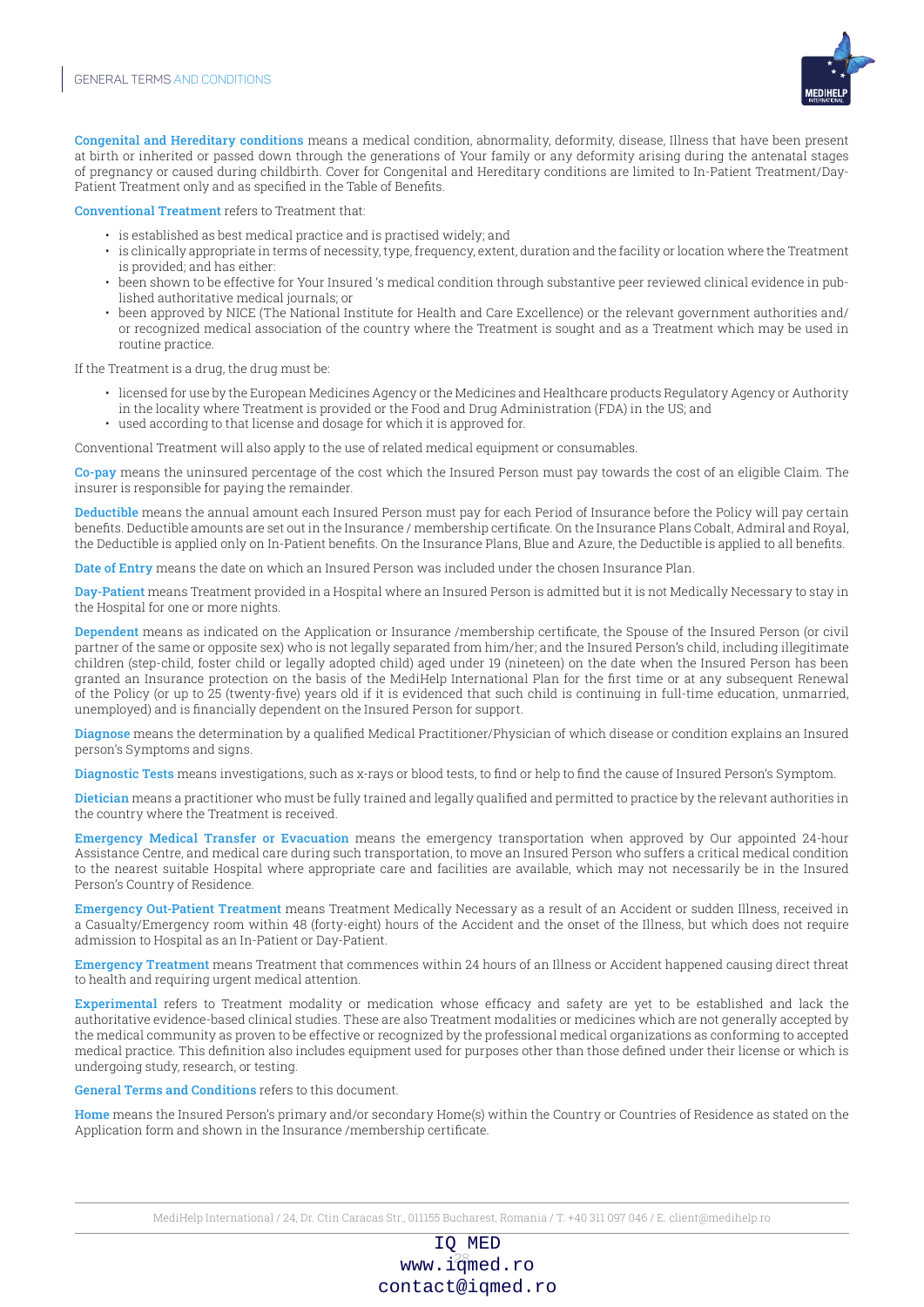**Congenital and Hereditary conditions** means a medical condition, abnormality, deformity, disease, Illness that have been present at birth or inherited or passed down through the generations of Your family or any deformity arising during the antenatal stages of pregnancy or caused during childbirth. Cover for Congenital and Hereditary conditions are limited to In-Patient Treatment/Day-Patient Treatment only and as specified in the Table of Benefits.

**Conventional Treatment** refers to Treatment that:

- is established as best medical practice and is practised widely; and
- is clinically appropriate in terms of necessity, type, frequency, extent, duration and the facility or location where the Treatment is provided; and has either:
- been shown to be effective for Your Insured 's medical condition through substantive peer reviewed clinical evidence in published authoritative medical journals; or
- been approved by NICE (The National Institute for Health and Care Excellence) or the relevant government authorities and/or recognized medical association of the country where the Treatment is sought and as a Treatment which may be used in routine practice.

If the Treatment is a drug, the drug must be:

- licensed for use by the European Medicines Agency or the Medicines and Healthcare products Regulatory Agency or Authority in the locality where Treatment is provided or the Food and Drug Administration (FDA) in the US; and
- used according to that license and dosage for which it is approved for.

Conventional Treatment will also apply to the use of related medical equipment or consumables.

**Co-pay** means the uninsured percentage of the cost which the Insured Person must pay towards the cost of an eligible Claim. The insurer is responsible for paying the remainder.

**Deductible** means the annual amount each Insured Person must pay for each Period of Insurance before the Policy will pay certain benefits. Deductible amounts are set out in the Insurance / membership certificate. On the Insurance Plans Cobalt, Admiral and Royal, the Deductible is applied only on In-Patient benefits. On the Insurance Plans, Blue and Azure, the Deductible is applied to all benefits.

**Date of Entry** means the date on which an Insured Person was included under the chosen Insurance Plan.

**Day-Patient** means Treatment provided in a Hospital where an Insured Person is admitted but it is not Medically Necessary to stay in the Hospital for one or more nights.

**Dependent** means as indicated on the Application or Insurance /membership certificate, the Spouse of the Insured Person (or civil partner of the same or opposite sex) who is not legally separated from him/her; and the Insured Person's child, including illegitimate children (step-child, foster child or legally adopted child) aged under 19 (nineteen) on the date when the Insured Person has been granted an Insurance protection on the basis of the MediHelp International Plan for the first time or at any subsequent Renewal of the Policy (or up to 25 (twenty-five) years old if it is evidenced that such child is continuing in full-time education, unmarried, unemployed) and is financially dependent on the Insured Person for support.

**Diagnose** means the determination by a qualified Medical Practitioner/Physician of which disease or condition explains an Insured person's Symptoms and signs.

**Diagnostic Tests** means investigations, such as x-rays or blood tests, to find or help to find the cause of Insured Person's Symptom.

**Dietician** means a practitioner who must be fully trained and legally qualified and permitted to practice by the relevant authorities in the country where the Treatment is received.

**Emergency Medical Transfer or Evacuation** means the emergency transportation when approved by Our appointed 24-hour Assistance Centre, and medical care during such transportation, to move an Insured Person who suffers a critical medical condition to the nearest suitable Hospital where appropriate care and facilities are available, which may not necessarily be in the Insured Person's Country of Residence.

**Emergency Out-Patient Treatment** means Treatment Medically Necessary as a result of an Accident or sudden Illness, received in a Casualty/Emergency room within 48 (forty-eight) hours of the Accident and the onset of the Illness, but which does not require admission to Hospital as an In-Patient or Day-Patient.

**Emergency Treatment** means Treatment that commences within 24 hours of an Illness or Accident happened causing direct threat to health and requiring urgent medical attention.

**Experimental** refers to Treatment modality or medication whose efficacy and safety are yet to be established and lack the authoritative evidence-based clinical studies. These are also Treatment modalities or medicines which are not generally accepted by the medical community as proven to be effective or recognized by the professional medical organizations as conforming to accepted medical practice. This definition also includes equipment used for purposes other than those defined under their license or which is undergoing study, research, or testing.

**General Terms and Conditions** refers to this document.

**Home** means the Insured Person's primary and/or secondary Home(s) within the Country or Countries of Residence as stated on the Application form and shown in the Insurance /membership certificate.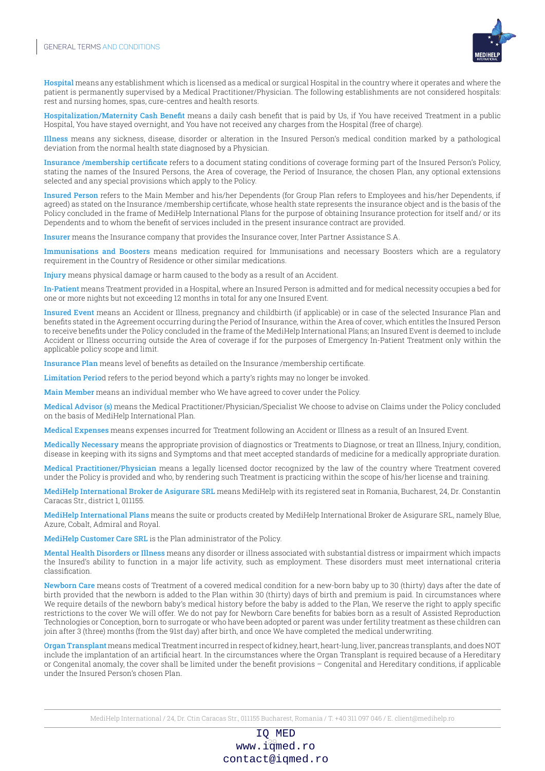**Hospital** means any establishment which is licensed as a medical or surgical Hospital in the country where it operates and where the patient is permanently supervised by a Medical Practitioner/Physician. The following establishments are not considered hospitals: rest and nursing homes, spas, cure-centres and health resorts.

**Hospitalization/Maternity Cash Benefit** means a daily cash benefit that is paid by Us, if You have received Treatment in a public Hospital, You have stayed overnight, and You have not received any charges from the Hospital (free of charge).

**Illness** means any sickness, disease, disorder or alteration in the Insured Person's medical condition marked by a pathological deviation from the normal health state diagnosed by a Physician.

**Insurance /membership certificate** refers to a document stating conditions of coverage forming part of the Insured Person's Policy, stating the names of the Insured Persons, the Area of coverage, the Period of Insurance, the chosen Plan, any optional extensions selected and any special provisions which apply to the Policy.

**Insured Person** refers to the Main Member and his/her Dependents (for Group Plan refers to Employees and his/her Dependents, if agreed) as stated on the Insurance /membership certificate, whose health state represents the insurance object and is the basis of the Policy concluded in the frame of MediHelp International Plans for the purpose of obtaining Insurance protection for itself and/ or its Dependents and to whom the benefit of services included in the present insurance contract are provided.

**Insurer** means the Insurance company that provides the Insurance cover, Inter Partner Assistance S.A.

**Immunisations and Boosters** means medication required for Immunisations and necessary Boosters which are a regulatory requirement in the Country of Residence or other similar medications.

**Injury** means physical damage or harm caused to the body as a result of an Accident.

**In-Patient** means Treatment provided in a Hospital, where an Insured Person is admitted and for medical necessity occupies a bed for one or more nights but not exceeding 12 months in total for any one Insured Event.

**Insured Event** means an Accident or Illness, pregnancy and childbirth (if applicable) or in case of the selected Insurance Plan and benefits stated in the Agreement occurring during the Period of Insurance, within the Area of cover, which entitles the Insured Person to receive benefits under the Policy concluded in the frame of the MediHelp International Plans; an Insured Event is deemed to include Accident or Illness occurring outside the Area of coverage if for the purposes of Emergency In-Patient Treatment only within the applicable policy scope and limit.

**Insurance Plan** means level of benefits as detailed on the Insurance /membership certificate.

**Limitation Period** refers to the period beyond which a party's rights may no longer be invoked.

**Main Member** means an individual member who We have agreed to cover under the Policy.

**Medical Advisor (s)** means the Medical Practitioner/Physician/Specialist We choose to advise on Claims under the Policy concluded on the basis of MediHelp International Plan.

**Medical Expenses** means expenses incurred for Treatment following an Accident or Illness as a result of an Insured Event.

**Medically Necessary** means the appropriate provision of diagnostics or Treatments to Diagnose, or treat an Illness, Injury, condition, disease in keeping with its signs and Symptoms and that meet accepted standards of medicine for a medically appropriate duration.

**Medical Practitioner/Physician** means a legally licensed doctor recognized by the law of the country where Treatment covered under the Policy is provided and who, by rendering such Treatment is practicing within the scope of his/her license and training.

**MediHelp International Broker de Asigurare SRL** means MediHelp with its registered seat in Romania, Bucharest, 24, Dr. Constantin Caracas Str., district 1, 011155.

**MediHelp International Plans** means the suite or products created by MediHelp International Broker de Asigurare SRL, namely Blue, Azure, Cobalt, Admiral and Royal.

**MediHelp Customer Care SRL** is the Plan administrator of the Policy.

**Mental Health Disorders or Illness** means any disorder or illness associated with substantial distress or impairment which impacts the Insured's ability to function in a major life activity, such as employment. These disorders must meet international criteria classification.

**Newborn Care** means costs of Treatment of a covered medical condition for a new-born baby up to 30 (thirty) days after the date of birth provided that the newborn is added to the Plan within 30 (thirty) days of birth and premium is paid. In circumstances where We require details of the newborn baby's medical history before the baby is added to the Plan, We reserve the right to apply specific restrictions to the cover We will offer. We do not pay for Newborn Care benefits for babies born as a result of Assisted Reproduction Technologies or Conception, born to surrogate or who have been adopted or parent was under fertility treatment as these children can join after 3 (three) months (from the 91st day) after birth, and once We have completed the medical underwriting.

**Organ Transplant** means medical Treatment incurred in respect of kidney, heart, heart-lung, liver, pancreas transplants, and does NOT include the implantation of an artificial heart. In the circumstances where the Organ Transplant is required because of a Hereditary or Congenital anomaly, the cover shall be limited under the benefit provisions – Congenital and Hereditary conditions, if applicable under the Insured Person's chosen Plan.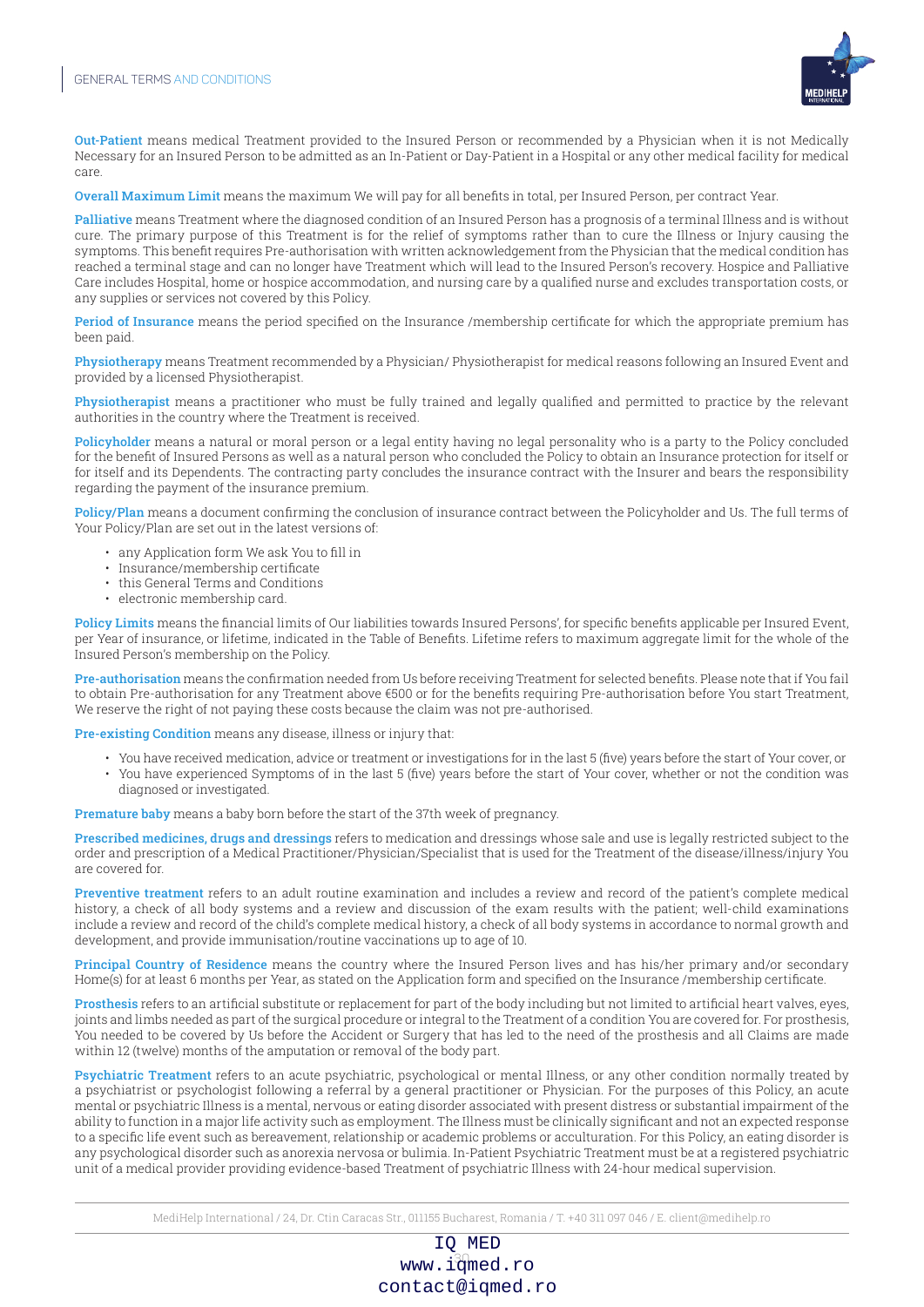**Out-Patient** means medical Treatment provided to the Insured Person or recommended by a Physician when it is not Medically Necessary for an Insured Person to be admitted as an In-Patient or Day-Patient in a Hospital or any other medical facility for medical care.

**Overall Maximum Limit** means the maximum We will pay for all benefits in total, per Insured Person, per contract Year.

**Palliative** means Treatment where the diagnosed condition of an Insured Person has a prognosis of a terminal Illness and is without cure. The primary purpose of this Treatment is for the relief of symptoms rather than to cure the Illness or Injury causing the symptoms. This benefit requires Pre-authorisation with written acknowledgement from the Physician that the medical condition has reached a terminal stage and can no longer have Treatment which will lead to the Insured Person's recovery. Hospice and Palliative Care includes Hospital, home or hospice accommodation, and nursing care by a qualified nurse and excludes transportation costs, or any supplies or services not covered by this Policy.

**Period of Insurance** means the period specified on the Insurance /membership certificate for which the appropriate premium has been paid.

**Physiotherapy** means Treatment recommended by a Physician/ Physiotherapist for medical reasons following an Insured Event and provided by a licensed Physiotherapist.

**Physiotherapist** means a practitioner who must be fully trained and legally qualified and permitted to practice by the relevant authorities in the country where the Treatment is received.

**Policyholder** means a natural or moral person or a legal entity having no legal personality who is a party to the Policy concluded for the benefit of Insured Persons as well as a natural person who concluded the Policy to obtain an Insurance protection for itself or for itself and its Dependents. The contracting party concludes the insurance contract with the Insurer and bears the responsibility regarding the payment of the insurance premium.

**Policy/Plan** means a document confirming the conclusion of insurance contract between the Policyholder and Us. The full terms of Your Policy/Plan are set out in the latest versions of:

- any Application form We ask You to fill in
- Insurance/membership certificate
- this General Terms and Conditions
- electronic membership card.

**Policy Limits** means the financial limits of Our liabilities towards Insured Persons', for specific benefits applicable per Insured Event, per Year of insurance, or lifetime, indicated in the Table of Benefits. Lifetime refers to maximum aggregate limit for the whole of the Insured Person's membership on the Policy.

**Pre-authorisation** means the confirmation needed from Us before receiving Treatment for selected benefits. Please note that if You fail to obtain Pre-authorisation for any Treatment above €500 or for the benefits requiring Pre-authorisation before You start Treatment, We reserve the right of not paying these costs because the claim was not pre-authorised.

**Pre-existing Condition** means any disease, illness or injury that:

- You have received medication, advice or treatment or investigations for in the last 5 (five) years before the start of Your cover, or
- You have experienced Symptoms of in the last 5 (five) years before the start of Your cover, whether or not the condition was diagnosed or investigated.

**Premature baby** means a baby born before the start of the 37th week of pregnancy.

**Prescribed medicines, drugs and dressings** refers to medication and dressings whose sale and use is legally restricted subject to the order and prescription of a Medical Practitioner/Physician/Specialist that is used for the Treatment of the disease/illness/injury You are covered for.

**Preventive treatment** refers to an adult routine examination and includes a review and record of the patient's complete medical history, a check of all body systems and a review and discussion of the exam results with the patient; well-child examinations include a review and record of the child's complete medical history, a check of all body systems in accordance to normal growth and development, and provide immunisation/routine vaccinations up to age of 10.

**Principal Country of Residence** means the country where the Insured Person lives and has his/her primary and/or secondary Home(s) for at least 6 months per Year, as stated on the Application form and specified on the Insurance /membership certificate.

**Prosthesis** refers to an artificial substitute or replacement for part of the body including but not limited to artificial heart valves, eyes, joints and limbs needed as part of the surgical procedure or integral to the Treatment of a condition You are covered for. For prosthesis, You needed to be covered by Us before the Accident or Surgery that has led to the need of the prosthesis and all Claims are made within 12 (twelve) months of the amputation or removal of the body part.

**Psychiatric Treatment** refers to an acute psychiatric, psychological or mental Illness, or any other condition normally treated by a psychiatrist or psychologist following a referral by a general practitioner or Physician. For the purposes of this Policy, an acute mental or psychiatric Illness is a mental, nervous or eating disorder associated with present distress or substantial impairment of the ability to function in a major life activity such as employment. The Illness must be clinically significant and not an expected response to a specific life event such as bereavement, relationship or academic problems or acculturation. For this Policy, an eating disorder is any psychological disorder such as anorexia nervosa or bulimia. In-Patient Psychiatric Treatment must be at a registered psychiatric unit of a medical provider providing evidence-based Treatment of psychiatric Illness with 24-hour medical supervision.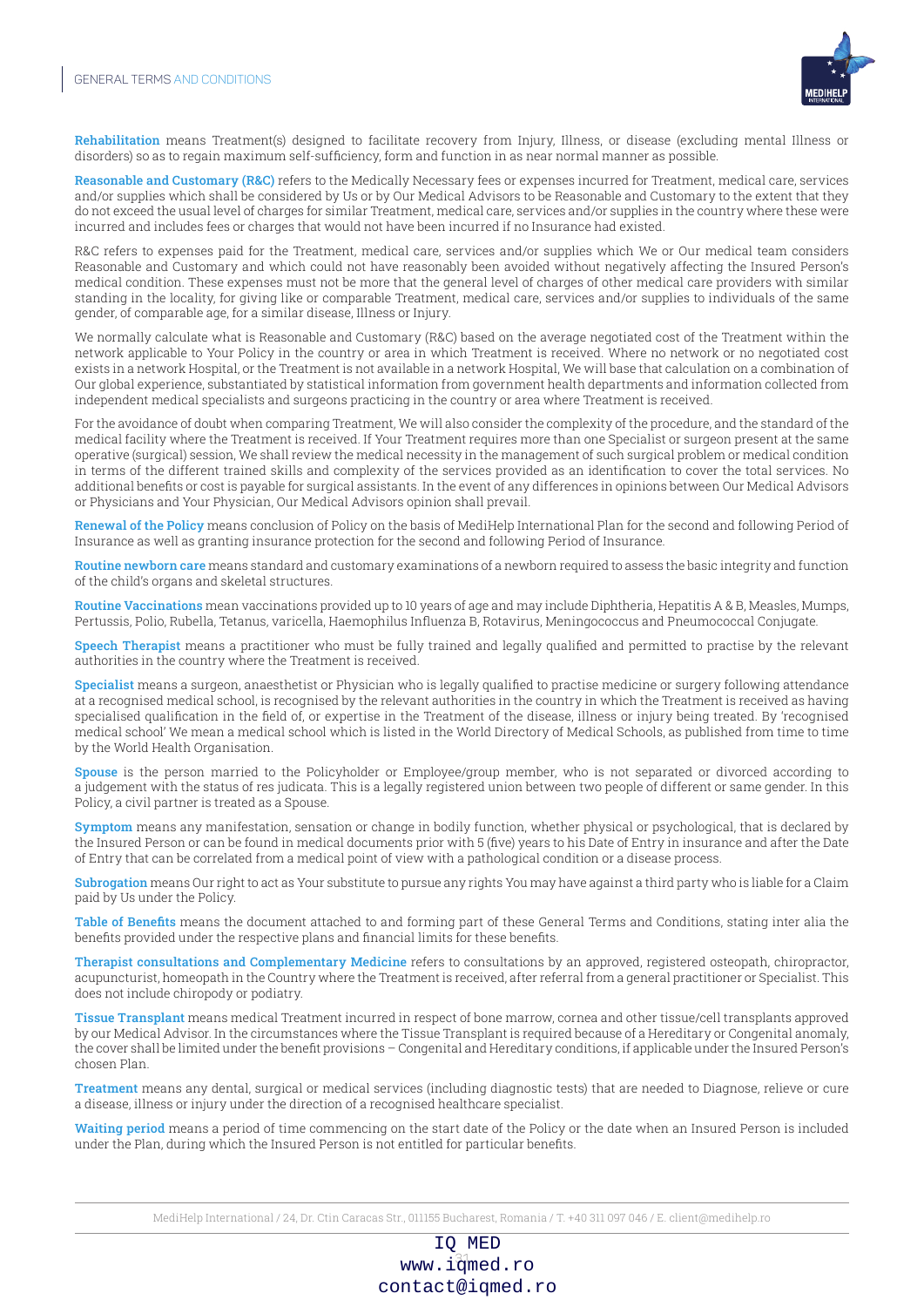**Rehabilitation** means Treatment(s) designed to facilitate recovery from Injury, Illness, or disease (excluding mental Illness or disorders) so as to regain maximum self-sufficiency, form and function in as near normal manner as possible.

**Reasonable and Customary (R&C)** refers to the Medically Necessary fees or expenses incurred for Treatment, medical care, services and/or supplies which shall be considered by Us or by Our Medical Advisors to be Reasonable and Customary to the extent that they do not exceed the usual level of charges for similar Treatment, medical care, services and/or supplies in the country where these were incurred and includes fees or charges that would not have been incurred if no Insurance had existed.

R&C refers to expenses paid for the Treatment, medical care, services and/or supplies which We or Our medical team considers Reasonable and Customary and which could not have reasonably been avoided without negatively affecting the Insured Person's medical condition. These expenses must not be more that the general level of charges of other medical care providers with similar standing in the locality, for giving like or comparable Treatment, medical care, services and/or supplies to individuals of the same gender, of comparable age, for a similar disease, Illness or Injury.

We normally calculate what is Reasonable and Customary (R&C) based on the average negotiated cost of the Treatment within the network applicable to Your Policy in the country or area in which Treatment is received. Where no network or no negotiated cost exists in a network Hospital, or the Treatment is not available in a network Hospital, We will base that calculation on a combination of Our global experience, substantiated by statistical information from government health departments and information collected from independent medical specialists and surgeons practicing in the country or area where Treatment is received.

For the avoidance of doubt when comparing Treatment, We will also consider the complexity of the procedure, and the standard of the medical facility where the Treatment is received. If Your Treatment requires more than one Specialist or surgeon present at the same operative (surgical) session, We shall review the medical necessity in the management of such surgical problem or medical condition in terms of the different trained skills and complexity of the services provided as an identification to cover the total services. No additional benefits or cost is payable for surgical assistants. In the event of any differences in opinions between Our Medical Advisors or Physicians and Your Physician, Our Medical Advisors opinion shall prevail.

**Renewal of the Policy** means conclusion of Policy on the basis of MediHelp International Plan for the second and following Period of Insurance as well as granting insurance protection for the second and following Period of Insurance.

**Routine newborn care** means standard and customary examinations of a newborn required to assess the basic integrity and function of the child's organs and skeletal structures.

**Routine Vaccinations** mean vaccinations provided up to 10 years of age and may include Diphtheria, Hepatitis A & B, Measles, Mumps, Pertussis, Polio, Rubella, Tetanus, varicella, Haemophilus Influenza B, Rotavirus, Meningococcus and Pneumococcal Conjugate.

**Speech Therapist** means a practitioner who must be fully trained and legally qualified and permitted to practise by the relevant authorities in the country where the Treatment is received.

**Specialist** means a surgeon, anaesthetist or Physician who is legally qualified to practise medicine or surgery following attendance at a recognised medical school, is recognised by the relevant authorities in the country in which the Treatment is received as having specialised qualification in the field of, or expertise in the Treatment of the disease, illness or injury being treated. By 'recognised medical school' We mean a medical school which is listed in the World Directory of Medical Schools, as published from time to time by the World Health Organisation.

**Spouse** is the person married to the Policyholder or Employee/group member, who is not separated or divorced according to a judgement with the status of res judicata. This is a legally registered union between two people of different or same gender. In this Policy, a civil partner is treated as a Spouse.

**Symptom** means any manifestation, sensation or change in bodily function, whether physical or psychological, that is declared by the Insured Person or can be found in medical documents prior with 5 (five) years to his Date of Entry in insurance and after the Date of Entry that can be correlated from a medical point of view with a pathological condition or a disease process.

**Subrogation** means Our right to act as Your substitute to pursue any rights You may have against a third party who is liable for a Claim paid by Us under the Policy.

**Table of Benefits** means the document attached to and forming part of these General Terms and Conditions, stating inter alia the benefits provided under the respective plans and financial limits for these benefits.

**Therapist consultations and Complementary Medicine** refers to consultations by an approved, registered osteopath, chiropractor, acupuncturist, homeopath in the Country where the Treatment is received, after referral from a general practitioner or Specialist. This does not include chiropody or podiatry.

**Tissue Transplant** means medical Treatment incurred in respect of bone marrow, cornea and other tissue/cell transplants approved by our Medical Advisor. In the circumstances where the Tissue Transplant is required because of a Hereditary or Congenital anomaly, the cover shall be limited under the benefit provisions – Congenital and Hereditary conditions, if applicable under the Insured Person's chosen Plan.

**Treatment** means any dental, surgical or medical services (including diagnostic tests) that are needed to Diagnose, relieve or cure a disease, illness or injury under the direction of a recognised healthcare specialist.

**Waiting period** means a period of time commencing on the start date of the Policy or the date when an Insured Person is included under the Plan, during which the Insured Person is not entitled for particular benefits.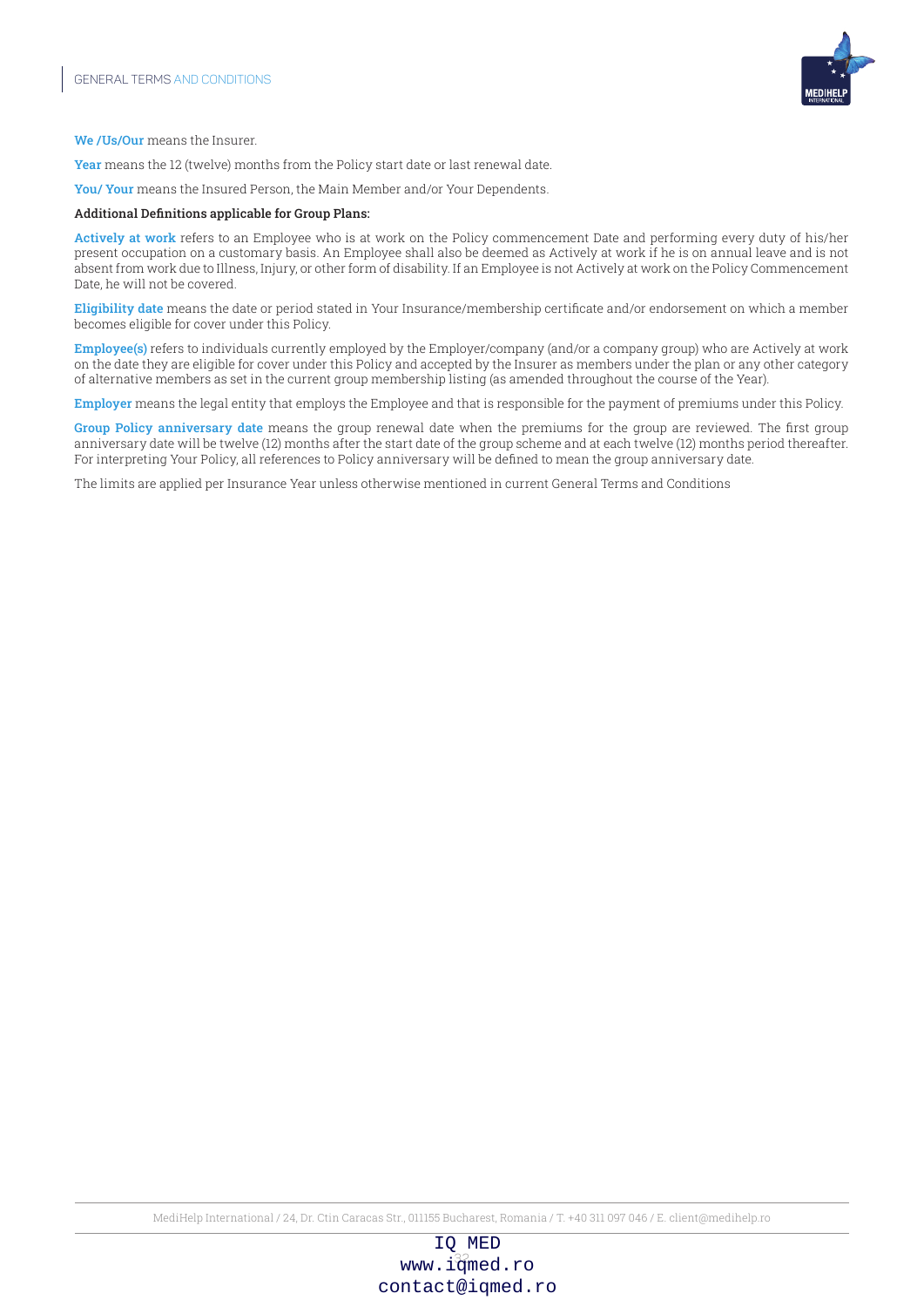**We /Us/Our** means the Insurer.

**Year** means the 12 (twelve) months from the Policy start date or last renewal date.

**You/ Your** means the Insured Person, the Main Member and/or Your Dependents.

**Additional Definitions applicable for Group Plans:**

**Actively at work** refers to an Employee who is at work on the Policy commencement Date and performing every duty of his/her present occupation on a customary basis. An Employee shall also be deemed as Actively at work if he is on annual leave and is not absent from work due to Illness, Injury, or other form of disability. If an Employee is not Actively at work on the Policy Commencement Date, he will not be covered.

**Eligibility date** means the date or period stated in Your Insurance/membership certificate and/or endorsement on which a member becomes eligible for cover under this Policy.

**Employee(s)** refers to individuals currently employed by the Employer/company (and/or a company group) who are Actively at work on the date they are eligible for cover under this Policy and accepted by the Insurer as members under the plan or any other category of alternative members as set in the current group membership listing (as amended throughout the course of the Year).

**Employer** means the legal entity that employs the Employee and that is responsible for the payment of premiums under this Policy.

**Group Policy anniversary date** means the group renewal date when the premiums for the group are reviewed. The first group anniversary date will be twelve (12) months after the start date of the group scheme and at each twelve (12) months period thereafter. For interpreting Your Policy, all references to Policy anniversary will be defined to mean the group anniversary date.

The limits are applied per Insurance Year unless otherwise mentioned in current General Terms and Conditions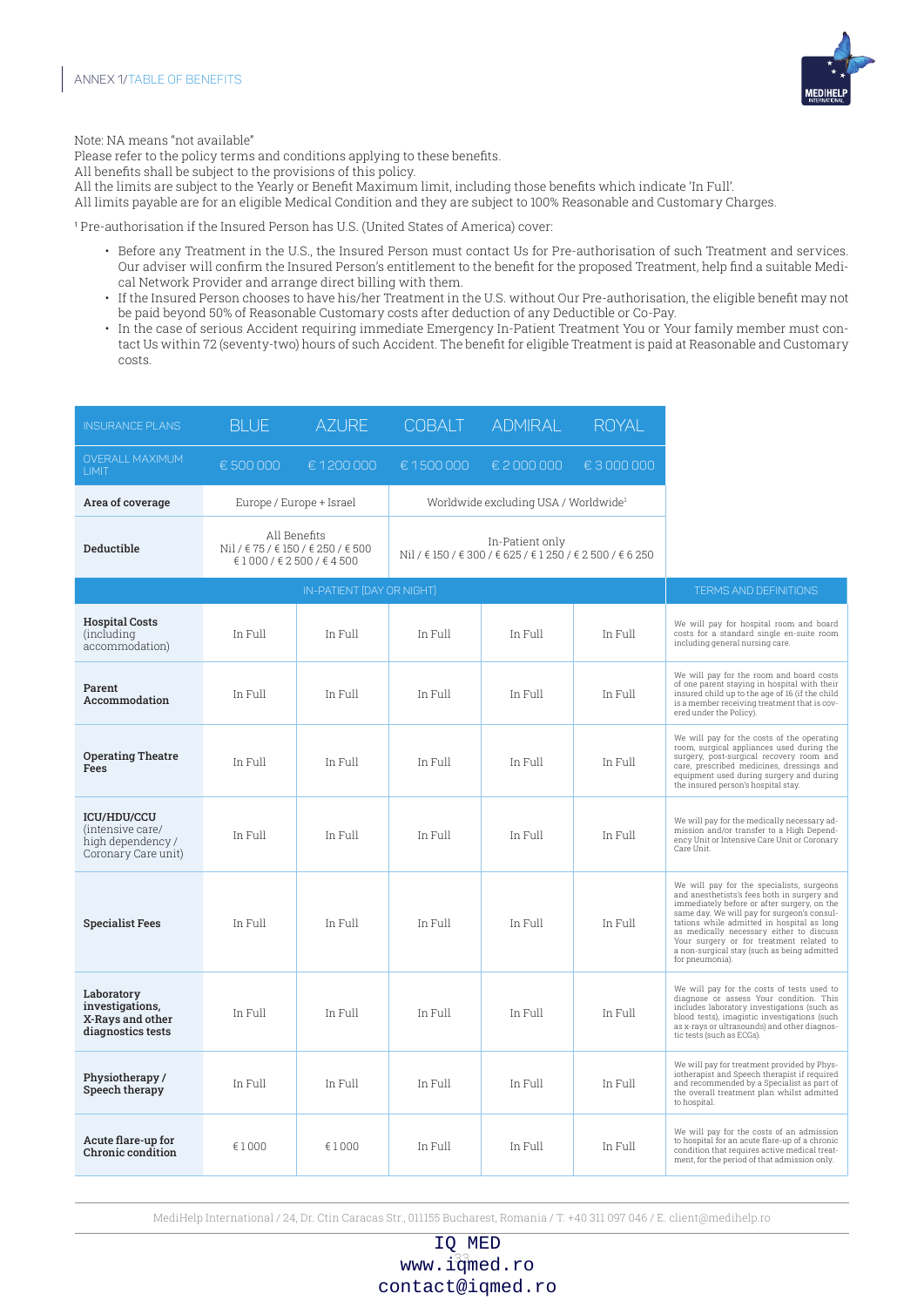ANNEX 1/TABLE OF BENEFITS

Note: NA means "not available"
Please refer to the policy terms and conditions applying to these benefits.
All benefits shall be subject to the provisions of this policy.
All the limits are subject to the Yearly or Benefit Maximum limit, including those benefits which indicate 'In Full'.
All limits payable are for an eligible Medical Condition and they are subject to 100% Reasonable and Customary Charges.

[1] Pre-authorisation if the Insured Person has U.S. (United States of America) cover:

- Before any Treatment in the U.S., the Insured Person must contact Us for Pre-authorisation of such Treatment and services. Our adviser will confirm the Insured Person's entitlement to the benefit for the proposed Treatment, help find a suitable Medical Network Provider and arrange direct billing with them.
- If the Insured Person chooses to have his/her Treatment in the U.S. without Our Pre-authorisation, the eligible benefit may not be paid beyond 50% of Reasonable Customary costs after deduction of any Deductible or Co-Pay.
- In the case of serious Accident requiring immediate Emergency In-Patient Treatment You or Your family member must contact Us within 72 (seventy-two) hours of such Accident. The benefit for eligible Treatment is paid at Reasonable and Customary costs.

| INSURANCE PLANS | BLUE | AZURE | COBALT | ADMIRAL | ROYAL | |
|---|---|---|---|---|---|---|
| OVERALL MAXIMUM LIMIT | € 500 000 | € 1 200 000 | € 1 500 000 | € 2 000 000 | € 3 000 000 | |
| **Area of coverage** | Europe / Europe + Israel | | Worldwide excluding USA / Worldwide[1] | | | |
| **Deductible** | All Benefits Nil / € 75 / € 150 / € 250 / € 500 € 1 000 / € 2 500 / € 4 500 | | In-Patient only Nil / € 150 / € 300 / € 625 / € 1 250 / € 2 500 / € 6 250 | | | |
| IN-PATIENT (DAY OR NIGHT) | | | | | | TERMS AND DEFINITIONS |
| **Hospital Costs** (including accommodation) | In Full | In Full | In Full | In Full | In Full | We will pay for hospital room and board costs for a standard single en-suite room including general nursing care. |
| **Parent Accommodation** | In Full | In Full | In Full | In Full | In Full | We will pay for the room and board costs of one parent staying in hospital with their insured child up to the age of 16 (if the child is a member receiving treatment that is covered under the Policy). |
| **Operating Theatre Fees** | In Full | In Full | In Full | In Full | In Full | We will pay for the costs of the operating room, surgical appliances used during the surgery, post-surgical recovery room and care, prescribed medicines, dressings and equipment used during surgery and during the insured person's hospital stay. |
| **ICU/HDU/CCU** (intensive care/ high dependency / Coronary Care unit) | In Full | In Full | In Full | In Full | In Full | We will pay for the medically necessary admission and/or transfer to a High Dependency Unit or Intensive Care Unit or Coronary Care Unit. |
| **Specialist Fees** | In Full | In Full | In Full | In Full | In Full | We will pay for the specialists, surgeons and anesthetists's fees both in surgery and immediately before or after surgery, on the same day. We will pay for surgeon's consultations while admitted in hospital as long as medically necessary either to discuss Your surgery or for treatment related to a non-surgical stay (such as being admitted for pneumonia). |
| **Laboratory investigations, X-Rays and other diagnostics tests** | In Full | In Full | In Full | In Full | In Full | We will pay for the costs of tests used to diagnose or assess Your condition. This includes laboratory investigations (such as blood tests), imagistic investigations (such as x-rays or ultrasounds) and other diagnostic tests (such as ECGs). |
| **Physiotherapy / Speech therapy** | In Full | In Full | In Full | In Full | In Full | We will pay for treatment provided by Physiotherapist and Speech therapist if required and recommended by a Specialist as part of the overall treatment plan whilst admitted to hospital. |
| **Acute flare-up for Chronic condition** | € 1 000 | € 1 000 | In Full | In Full | In Full | We will pay for the costs of an admission to hospital for an acute flare-up of a chronic condition that requires active medical treatment, for the period of that admission only. |

MediHelp International / 24, Dr. Ctin Caracas Str., 011155 Bucharest, Romania / T. +40 311 097 046 / E. client@medihelp.ro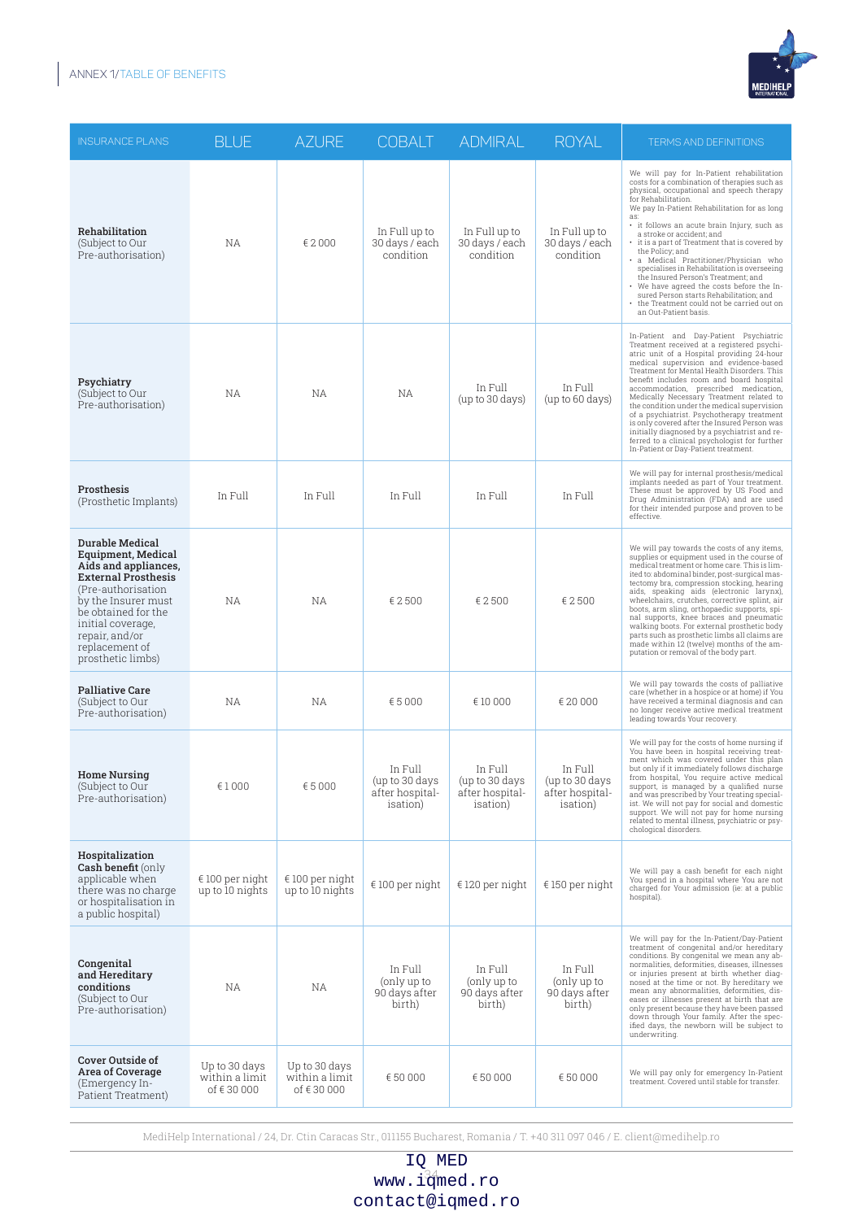ANNEX 1/TABLE OF BENEFITS

| INSURANCE PLANS | BLUE | AZURE | COBALT | ADMIRAL | ROYAL | TERMS AND DEFINITIONS |
|---|---|---|---|---|---|---|
| **Rehabilitation** (Subject to Our Pre-authorisation) | NA | € 2 000 | In Full up to 30 days / each condition | In Full up to 30 days / each condition | In Full up to 30 days / each condition | We will pay for In-Patient rehabilitation costs for a combination of therapies such as physical, occupational and speech therapy for Rehabilitation. We pay In-Patient Rehabilitation for as long as: • it follows an acute brain Injury, such as a stroke or accident; and • it is a part of Treatment that is covered by the Policy; and • a Medical Practitioner/Physician who specialises in Rehabilitation is overseeing the Insured Person's Treatment; and • We have agreed the costs before the Insured Person starts Rehabilitation; and • the Treatment could not be carried out on an Out-Patient basis. |
| **Psychiatry** (Subject to Our Pre-authorisation) | NA | NA | NA | In Full (up to 30 days) | In Full (up to 60 days) | In-Patient and Day-Patient Psychiatric Treatment received at a registered psychiatric unit of a Hospital providing 24-hour medical supervision and evidence-based Treatment for Mental Health Disorders. This benefit includes room and board hospital accommodation, prescribed medication, Medically Necessary Treatment related to the condition under the medical supervision of a psychiatrist. Psychotherapy treatment is only covered after the Insured Person was initially diagnosed by a psychiatrist and referred to a clinical psychologist for further In-Patient or Day-Patient treatment. |
| **Prosthesis** (Prosthetic Implants) | In Full | In Full | In Full | In Full | In Full | We will pay for internal prosthesis/medical implants needed as part of Your treatment. These must be approved by US Food and Drug Administration (FDA) and are used for their intended purpose and proven to be effective. |
| **Durable Medical Equipment, Medical Aids and appliances, External Prosthesis** (Pre-authorisation by the Insurer must be obtained for the initial coverage, repair, and/or replacement of prosthetic limbs) | NA | NA | € 2 500 | € 2 500 | € 2 500 | We will pay towards the costs of any items, supplies or equipment used in the course of medical treatment or home care. This is limited to: abdominal binder, post-surgical mastectomy bra, compression stocking, hearing aids, speaking aids (electronic larynx), wheelchairs, crutches, corrective splint, air boots, arm sling, orthopaedic supports, spinal supports, knee braces and pneumatic walking boots. For external prosthetic body parts such as prosthetic limbs all claims are made within 12 (twelve) months of the amputation or removal of the body part. |
| **Palliative Care** (Subject to Our Pre-authorisation) | NA | NA | € 5 000 | € 10 000 | € 20 000 | We will pay towards the costs of palliative care (whether in a hospice or at home) if You have received a terminal diagnosis and can no longer receive active medical treatment leading towards Your recovery. |
| **Home Nursing** (Subject to Our Pre-authorisation) | € 1 000 | € 5 000 | In Full (up to 30 days after hospitalisation) | In Full (up to 30 days after hospitalisation) | In Full (up to 30 days after hospitalisation) | We will pay for the costs of home nursing if You have been in hospital receiving treatment which was covered under this plan but only if it immediately follows discharge from hospital, You require active medical support, is managed by a qualified nurse and was prescribed by Your treating specialist. We will not pay for social and domestic support. We will not pay for home nursing related to mental illness, psychiatric or psychological disorders. |
| **Hospitalization Cash benefit** (only applicable when there was no charge or hospitalisation in a public hospital) | € 100 per night up to 10 nights | € 100 per night up to 10 nights | € 100 per night | € 120 per night | € 150 per night | We will pay a cash benefit for each night You spend in a hospital where You are not charged for Your admission (ie: at a public hospital). |
| **Congenital and Hereditary conditions** (Subject to Our Pre-authorisation) | NA | NA | In Full (only up to 90 days after birth) | In Full (only up to 90 days after birth) | In Full (only up to 90 days after birth) | We will pay for the In-Patient/Day-Patient treatment of congenital and/or hereditary conditions. By congenital we mean any abnormalities, deformities, diseases, illnesses or injuries present at birth whether diagnosed at the time or not. By hereditary we mean any abnormalities, deformities, diseases or illnesses present at birth that are only present because they have been passed down through Your family. After the specified days, the newborn will be subject to underwriting. |
| **Cover Outside of Area of Coverage** (Emergency In-Patient Treatment) | Up to 30 days within a limit of € 30 000 | Up to 30 days within a limit of € 30 000 | € 50 000 | € 50 000 | € 50 000 | We will pay only for emergency In-Patient treatment. Covered until stable for transfer. |

MediHelp International / 24, Dr. Ctin Caracas Str., 011155 Bucharest, Romania / T. +40 311 097 046 / E. client@medihelp.ro

IQ MED
www.iqmed.ro
contact@iqmed.ro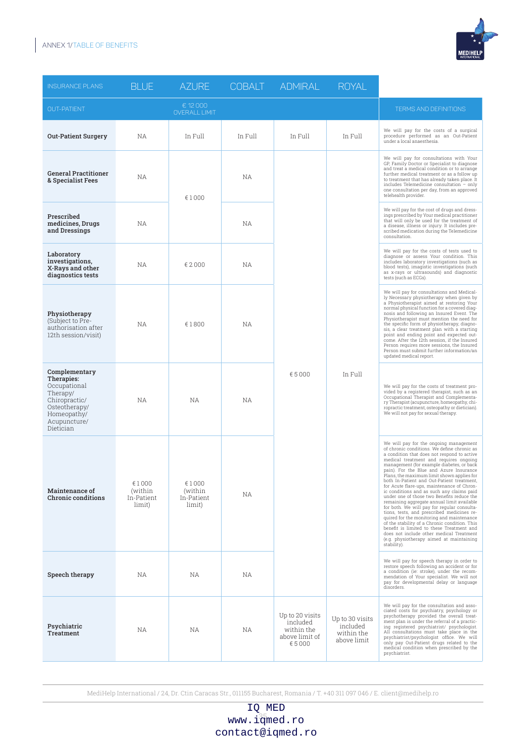ANNEX 1/TABLE OF BENEFITS

| INSURANCE PLANS | BLUE | AZURE | COBALT | ADMIRAL | ROYAL | |
|---|---|---|---|---|---|---|
| OUT-PATIENT | | € 12 000 OVERALL LIMIT | | | | TERMS AND DEFINITIONS |
| **Out-Patient Surgery** | NA | In Full | In Full | In Full | In Full | We will pay for the costs of a surgical procedure performed as an Out-Patient under a local anaesthesia. |
| **General Practitioner & Specialist Fees** | NA | €1 000 | NA | €5 000 | In Full | We will pay for consultations with Your GP, Family Doctor or Specialist to diagnose and treat a medical condition or to arrange further medical treatment or as a follow up to treatment that has already taken place. It includes Telemedicine consultation – only one consultation per day, from an approved telehealth provider. |
| **Prescribed medicines, Drugs and Dressings** | NA | | NA | | | We will pay for the cost of drugs and dressings prescribed by Your medical practitioner that will only be used for the treatment of a disease, illness or injury. It includes prescribed medication during the Telemedicine consultation. |
| **Laboratory investigations, X-Rays and other diagnostics tests** | NA | €2 000 | NA | | | We will pay for the costs of tests used to diagnose or assess Your condition. This includes laboratory investigations (such as blood tests), imagistic investigations (such as x-rays or ultrasounds) and diagnostic tests (such as ECGs). |
| **Physiotherapy** (Subject to Pre-authorisation after 12th session/visit) | NA | €1 800 | NA | | | We will pay for consultations and Medically Necessary physiotherapy when given by a Physiotherapist aimed at restoring Your normal physical function for a covered diagnosis and following an Insured Event. The Physiotherapist must mention the need for the specific form of physiotherapy, diagnosis, a clear treatment plan with a starting point and ending point and expected outcome. After the 12th session, if the Insured Person requires more sessions, the Insured Person must submit further information/an updated medical report. |
| **Complementary Therapies:** Occupational Therapy/ Chiropractic/ Osteotherapy/ Homeopathy/ Acupuncture/ Dietician | NA | NA | NA | | | We will pay for the costs of treatment provided by a registered therapist, such as an Occupational Therapist and Complementary Therapist (acupuncture, homeopathy, chiropractic treatment, osteopathy or dietician). We will not pay for sexual therapy. |
| **Maintenance of Chronic conditions** | €1 000 (within In-Patient limit) | €1 000 (within In-Patient limit) | NA | | | We will pay for the ongoing management of chronic conditions. We define chronic as a condition that does not respond to active medical treatment and requires ongoing management (for example diabetes, or back pain). For the Blue and Azure Insurance Plans, the maximum limit shown applies for both In-Patient and Out-Patient treatment, for Acute flare-ups, maintenance of Chronic conditions and as such any claims paid under one of those two Benefits reduce the remaining aggregate annual limit available for both. We will pay for regular consultations, tests, and prescribed medicines required for the monitoring and maintenance of the stability of a Chronic condition. This benefit is limited to these Treatment and does not include other medical Treatment (e.g. physiotherapy aimed at maintaining stability). |
| **Speech therapy** | NA | NA | NA | | | We will pay for speech therapy in order to restore speech following an accident or for a condition (ie: stroke), under the recommendation of Your specialist. We will not pay for developmental delay or language disorders. |
| **Psychiatric Treatment** | NA | NA | NA | Up to 20 visits included within the above limit of €5 000 | Up to 30 visits included within the above limit | We will pay for the consultation and associated costs for psychiatry, psychology or psychotherapy provided the overall treatment plan is under the referral of a practicing registered psychiatrist/ psychologist. All consultations must take place in the psychiatrist/psychologist office. We will only pay Out-Patient drugs related to the medical condition when prescribed by the psychiatrist. |

MediHelp International / 24, Dr. Ctin Caracas Str., 011155 Bucharest, Romania / T. +40 311 097 046 / E. client@medihelp.ro

IQ MED
www.iqmed.ro
contact@iqmed.ro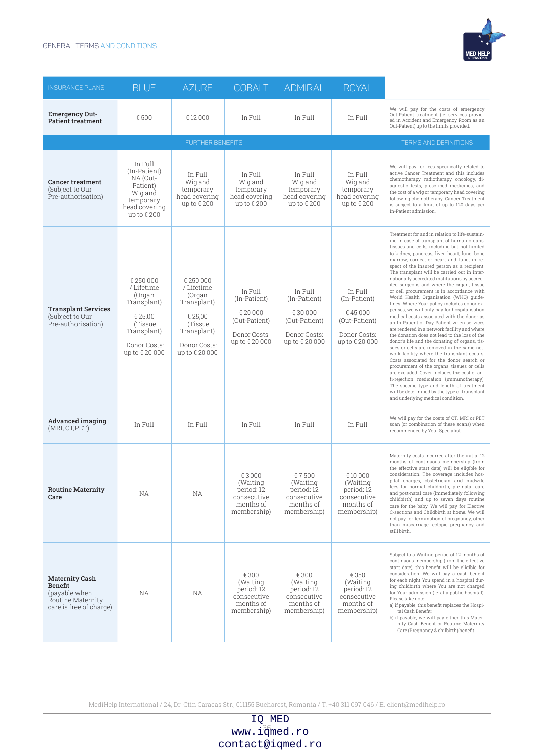| INSURANCE PLANS | BLUE | AZURE | COBALT | ADMIRAL | ROYAL | |
|---|---|---|---|---|---|---|
| **Emergency Out-Patient treatment** | € 500 | € 12 000 | In Full | In Full | In Full | We will pay for the costs of emergency Out-Patient treatment (ie: services provided in Accident and Emergency Room as an Out-Patient) up to the limits provided. |
| | FURTHER BENEFITS | | | | | TERMS AND DEFINITIONS |
| **Cancer treatment** (Subject to Our Pre-authorisation) | In Full (In-Patient) NA (Out-Patient) Wig and temporary head covering up to € 200 | In Full Wig and temporary head covering up to € 200 | In Full Wig and temporary head covering up to € 200 | In Full Wig and temporary head covering up to € 200 | In Full Wig and temporary head covering up to € 200 | We will pay for fees specifically related to active Cancer Treatment and this includes chemotherapy, radiotherapy, oncology, diagnostic tests, prescribed medicines, and the cost of a wig or temporary head covering following chemotherapy. Cancer Treatment is subject to a limit of up to 120 days per In-Patient admission. |
| **Transplant Services** (Subject to Our Pre-authorisation) | € 250 000 / Lifetime (Organ Transplant) € 25,00 (Tissue Transplant) Donor Costs: up to € 20 000 | € 250 000 / Lifetime (Organ Transplant) € 25,00 (Tissue Transplant) Donor Costs: up to € 20 000 | In Full (In-Patient) € 20 000 (Out-Patient) Donor Costs: up to € 20 000 | In Full (In-Patient) € 30 000 (Out-Patient) Donor Costs: up to € 20 000 | In Full (In-Patient) € 45 000 (Out-Patient) Donor Costs: up to € 20 000 | Treatment for and in relation to life-sustaining in case of transplant of human organs, tissues and cells, including but not limited to kidney, pancreas, liver, heart, lung, bone marrow, cornea, or heart and lung, in respect of the insured person as a recipient. The transplant will be carried out in internationally accredited institutions by accredited surgeons and where the organ, tissue or cell procurement is in accordance with World Health Organisation (WHO) guidelines. Where Your policy includes donor expenses, we will only pay for hospitalisation medical costs associated with the donor as an In-Patient or Day-Patient when services are rendered in a network facility and where the donation does not lead to the loss of the donor's life and the donating of organs, tissues or cells are removed in the same network facility where the transplant occurs. Costs associated for the donor search or procurement of the organs, tissues or cells are excluded. Cover includes the cost of anti-rejection medication (immunotherapy). The specific type and length of treatment will be determined by the type of transplant and underlying medical condition. |
| **Advanced imaging** (MRI, CT,PET) | In Full | In Full | In Full | In Full | In Full | We will pay for the costs of CT, MRI or PET scan (or combination of these scans) when recommended by Your Specialist. |
| **Routine Maternity Care** | NA | NA | € 3 000 (Waiting period: 12 consecutive months of membership) | € 7 500 (Waiting period: 12 consecutive months of membership) | € 10 000 (Waiting period: 12 consecutive months of membership) | Maternity costs incurred after the initial 12 months of continuous membership (from the effective start date) will be eligible for consideration. The coverage includes hospital charges, obstetrician and midwife fees for normal childbirth, pre-natal care and post-natal care (immediately following childbirth) and up to seven days routine care for the baby. We will pay for Elective C-sections and Childbirth at home. We will not pay for termination of pregnancy, other than miscarriage, ectopic pregnancy and still birth. |
| **Maternity Cash Benefit** (payable when Routine Maternity care is free of charge) | NA | NA | € 300 (Waiting period: 12 consecutive months of membership) | € 300 (Waiting period: 12 consecutive months of membership) | € 350 (Waiting period: 12 consecutive months of membership) | Subject to a Waiting period of 12 months of continuous membership (from the effective start date), this benefit will be eligible for consideration. We will pay a cash benefit for each night You spend in a hospital during childbirth where You are not charged for Your admission (ie: at a public hospital). Please take note: a) if payable, this benefit replaces the Hospital Cash Benefit; b) if payable, we will pay either this Maternity Cash Benefit or Routine Maternity Care (Pregnancy & chilbirth) benefit. |

MediHelp International / 24, Dr. Ctin Caracas Str., 011155 Bucharest, Romania / T. +40 311 097 046 / E. client@medihelp.ro

IQ MED
www.iqmed.ro
contact@iqmed.ro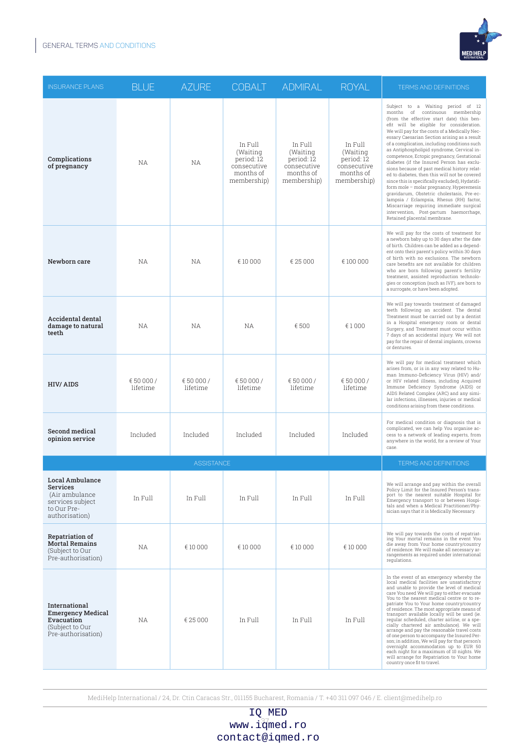| INSURANCE PLANS | BLUE | AZURE | COBALT | ADMIRAL | ROYAL | TERMS AND DEFINITIONS |
|---|---|---|---|---|---|---|
| **Complications of pregnancy** | NA | NA | In Full (Waiting period: 12 consecutive months of membership) | In Full (Waiting period: 12 consecutive months of membership) | In Full (Waiting period: 12 consecutive months of membership) | Subject to a Waiting period of 12 months of continuous membership (from the effective start date) this benefit will be eligible for consideration. We will pay for the costs of a Medically Necessary Caesarian Section arising as a result of a complication, including conditions such as Antiphospholipid syndrome, Cervical incompetence, Ectopic pregnancy, Gestational diabetes (if the Insured Person has exclusions because of past medical history related to diabetes, then this will not be covered since this is specifically excluded), Hydatidiform mole – molar pregnancy, Hyperemesis gravidarum, Obstetric cholestasis, Pre-eclampsia / Eclampsia, Rhesus (RH) factor, Miscarriage requiring immediate surgical intervention, Post-partum haemorrhage, Retained placental membrane. |
| **Newborn care** | NA | NA | € 10 000 | € 25 000 | € 100 000 | We will pay for the costs of treatment for a newborn baby up to 30 days after the date of birth. Children can be added as a dependent onto their parent's policy within 30 days of birth with no exclusions. The newborn care benefits are not available for children who are born following parent's fertility treatment, assisted reproduction technologies or conception (such as IVF), are born to a surrogate, or have been adopted. |
| **Accidental dental damage to natural teeth** | NA | NA | NA | € 500 | € 1 000 | We will pay towards treatment of damaged teeth following an accident. The dental Treatment must be carried out by a dentist in a Hospital emergency room or dental Surgery, and Treatment must occur within 7 days of an accidental injury. We will not pay for the repair of dental implants, crowns or dentures. |
| **HIV/ AIDS** | € 50 000 / lifetime | € 50 000 / lifetime | € 50 000 / lifetime | € 50 000 / lifetime | € 50 000 / lifetime | We will pay for medical treatment which arises from, or is in any way related to Human Immuno-Deficiency Virus (HIV) and/or HIV related illness, including Acquired Immune Deficiency Syndrome (AIDS) or AIDS Related Complex (ARC) and any similar infections, illnesses, injuries or medical conditions arising from these conditions. |
| **Second medical opinion service** | Included | Included | Included | Included | Included | For medical condition or diagnosis that is complicated, we can help You organise access to a network of leading experts, from anywhere in the world, for a review of Your case. |
| ASSISTANCE | | | | | | TERMS AND DEFINITIONS |
| **Local Ambulance Services** (Air ambulance services subject to Our Pre-authorisation) | In Full | In Full | In Full | In Full | In Full | We will arrange and pay within the overall Policy Limit for the Insured Person's transport to the nearest suitable Hospital for Emergency transport to or between Hospitals and when a Medical Practitioner/Physician says that it is Medically Necessary. |
| **Repatriation of Mortal Remains** (Subject to Our Pre-authorisation) | NA | € 10 000 | € 10 000 | € 10 000 | € 10 000 | We will pay towards the costs of repatriating Your mortal remains in the event You die away from Your home country/country of residence. We will make all necessary arrangements as required under international regulations. |
| **International Emergency Medical Evacuation** (Subject to Our Pre-authorisation) | NA | € 25 000 | In Full | In Full | In Full | In the event of an emergency whereby the local medical facilities are unsatisfactory and unable to provide the level of medical care You need We will pay to either evacuate You to the nearest medical centre or to repatriate You to Your home country/country of residence. The most appropriate means of transport available locally will be used (ie. regular scheduled, charter airline, or a specially chartered air ambulance). We will arrange and pay the reasonable travel costs of one person to accompany the Insured Person; in addition, We will pay for that person's overnight accommodation up to EUR 50 each night for a maximum of 10 nights. We will arrange for Repatriation to Your home country once fit to travel. |

MediHelp International / 24, Dr. Ctin Caracas Str., 011155 Bucharest, Romania / T. +40 311 097 046 / E. client@medihelp.ro

IQ MED
www.iqmed.ro
contact@iqmed.ro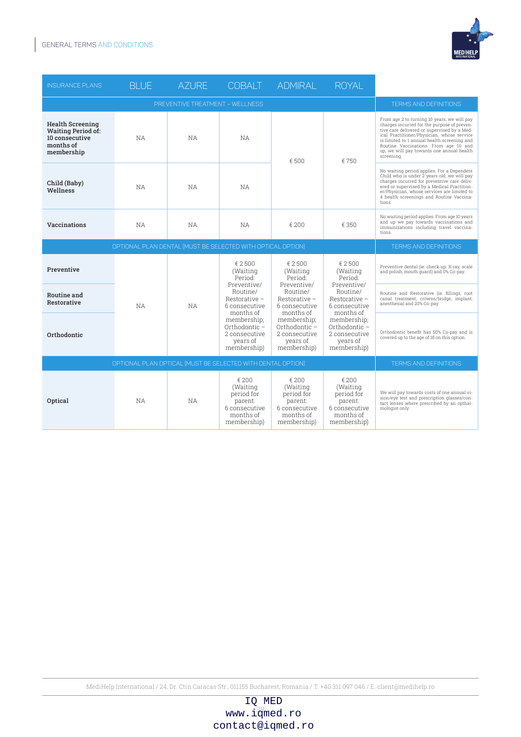| INSURANCE PLANS | BLUE | AZURE | COBALT | ADMIRAL | ROYAL | |
|---|---|---|---|---|---|---|
| PREVENTIVE TREATMENT – WELLNESS | | | | | | TERMS AND DEFINITIONS |
| **Health Screening Waiting Period of: 10 consecutive months of membership** | NA | NA | NA | € 500 | € 750 | From age 2 to turning 10 years, we will pay charges incurred for the purpose of preventive care delivered or supervised by a Medical Practitioner/Physician, whose service is limited to 1 annual health screening and Routine Vaccinations. From age 10 and up, we will pay towards one annual health screening. |
| **Child (Baby) Wellness** | NA | NA | NA | | | No waiting period applies. For a Dependent Child who is under 2 years old, we will pay charges incurred for preventive care delivered or supervised by a Medical Practitioner/Physician, whose services are limited to 4 health screenings and Routine Vaccinations. |
| **Vaccinations** | NA | NA | NA | € 200 | € 350 | No waiting period applies. From age 10 years and up we pay towards vaccinations and immunizations including travel vaccinations. |
| OPTIONAL PLAN DENTAL (MUST BE SELECTED WITH OPTICAL OPTION) | | | | | | TERMS AND DEFINITIONS |
| **Preventive** | NA | NA | € 2 500 (Waiting Period: Preventive/ Routine/ Restorative – 6 consecutive months of membership; Orthodontic – 2 consecutive years of membership) | € 2 500 (Waiting Period: Preventive/ Routine/ Restorative – 6 consecutive months of membership; Orthodontic – 2 consecutive years of membership) | € 2 500 (Waiting Period: Preventive/ Routine/ Restorative – 6 consecutive months of membership; Orthodontic – 2 consecutive years of membership) | Preventive dental (ie: check-up, X-ray, scale and polish, mouth guard) and 0% Co-pay. |
| **Routine and Restorative** | | | | | | Routine and Restorative (ie: fillings, root canal treatment, crowns/bridge, implant, anesthesia) and 20% Co-pay. |
| **Orthodontic** | | | | | | Orthodontic benefit has 50% Co-pay and is covered up to the age of 18 on this option. |
| OPTIONAL PLAN OPTICAL (MUST BE SELECTED WITH DENTAL OPTION) | | | | | | TERMS AND DEFINITIONS |
| **Optical** | NA | NA | € 200 (Waiting period for parent: 6 consecutive months of membership) | € 200 (Waiting period for parent: 6 consecutive months of membership) | € 200 (Waiting period for parent: 6 consecutive months of membership) | We will pay towards costs of one annual vision/eye test and prescription glasses/contact lenses where prescribed by an opthalmologist only. |

MediHelp International / 24, Dr. Ctin Caracas Str., 011155 Bucharest, Romania / T. +40 311 097 046 / E. client@medihelp.ro

IQ MED
www.iqmed.ro
contact@iqmed.ro